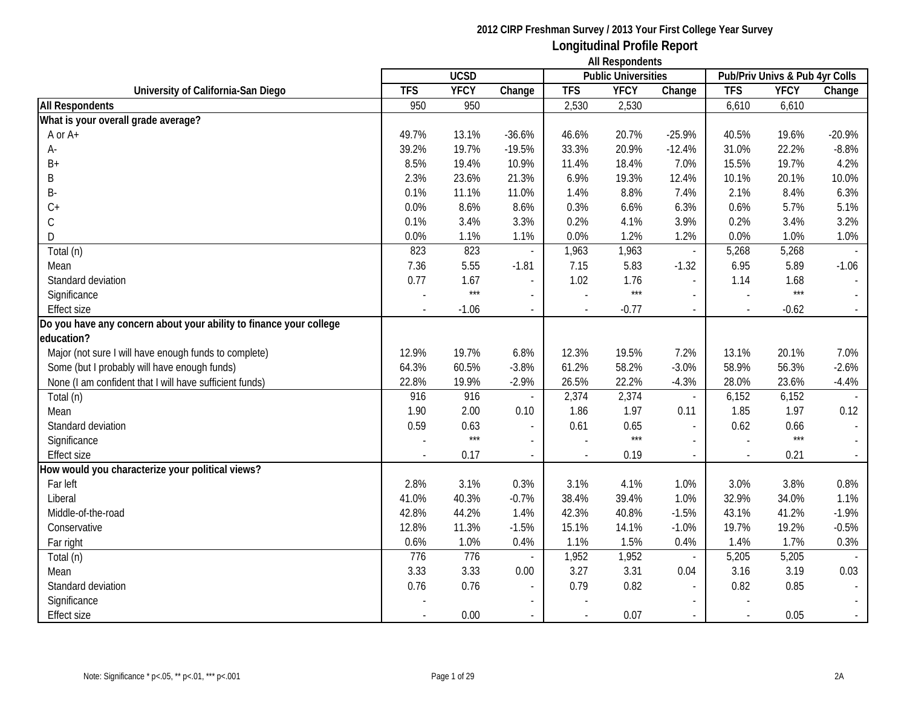**2012 CIRP Freshman Survey / 2013 Your First College Year Survey**

# Longitudinal Profile Report

**All Respondents**

| University of California-San Diego | UCSD | | | Public Universities | | | Pub/Priv Univs & Pub 4yr Colls | | |
|---|---|---|---|---|---|---|---|---|---|
| | TFS | YFCY | Change | TFS | YFCY | Change | TFS | YFCY | Change |
| **All Respondents** | 950 | 950 | | 2,530 | 2,530 | | 6,610 | 6,610 | |
| **What is your overall grade average?** | | | | | | | | | |
| A or A+ | 49.7% | 13.1% | -36.6% | 46.6% | 20.7% | -25.9% | 40.5% | 19.6% | -20.9% |
| A- | 39.2% | 19.7% | -19.5% | 33.3% | 20.9% | -12.4% | 31.0% | 22.2% | -8.8% |
| B+ | 8.5% | 19.4% | 10.9% | 11.4% | 18.4% | 7.0% | 15.5% | 19.7% | 4.2% |
| B | 2.3% | 23.6% | 21.3% | 6.9% | 19.3% | 12.4% | 10.1% | 20.1% | 10.0% |
| B- | 0.1% | 11.1% | 11.0% | 1.4% | 8.8% | 7.4% | 2.1% | 8.4% | 6.3% |
| C+ | 0.0% | 8.6% | 8.6% | 0.3% | 6.6% | 6.3% | 0.6% | 5.7% | 5.1% |
| C | 0.1% | 3.4% | 3.3% | 0.2% | 4.1% | 3.9% | 0.2% | 3.4% | 3.2% |
| D | 0.0% | 1.1% | 1.1% | 0.0% | 1.2% | 1.2% | 0.0% | 1.0% | 1.0% |
| Total (n) | 823 | 823 | - | 1,963 | 1,963 | - | 5,268 | 5,268 | - |
| Mean | 7.36 | 5.55 | -1.81 | 7.15 | 5.83 | -1.32 | 6.95 | 5.89 | -1.06 |
| Standard deviation | 0.77 | 1.67 | - | 1.02 | 1.76 | - | 1.14 | 1.68 | - |
| Significance | - | *** | - | - | *** | - | - | *** | - |
| Effect size | - | -1.06 | - | - | -0.77 | - | - | -0.62 | - |
| **Do you have any concern about your ability to finance your college education?** | | | | | | | | | |
| Major (not sure I will have enough funds to complete) | 12.9% | 19.7% | 6.8% | 12.3% | 19.5% | 7.2% | 13.1% | 20.1% | 7.0% |
| Some (but I probably will have enough funds) | 64.3% | 60.5% | -3.8% | 61.2% | 58.2% | -3.0% | 58.9% | 56.3% | -2.6% |
| None (I am confident that I will have sufficient funds) | 22.8% | 19.9% | -2.9% | 26.5% | 22.2% | -4.3% | 28.0% | 23.6% | -4.4% |
| Total (n) | 916 | 916 | - | 2,374 | 2,374 | - | 6,152 | 6,152 | - |
| Mean | 1.90 | 2.00 | 0.10 | 1.86 | 1.97 | 0.11 | 1.85 | 1.97 | 0.12 |
| Standard deviation | 0.59 | 0.63 | - | 0.61 | 0.65 | - | 0.62 | 0.66 | - |
| Significance | - | *** | - | - | *** | - | - | *** | - |
| Effect size | - | 0.17 | - | - | 0.19 | - | - | 0.21 | - |
| **How would you characterize your political views?** | | | | | | | | | |
| Far left | 2.8% | 3.1% | 0.3% | 3.1% | 4.1% | 1.0% | 3.0% | 3.8% | 0.8% |
| Liberal | 41.0% | 40.3% | -0.7% | 38.4% | 39.4% | 1.0% | 32.9% | 34.0% | 1.1% |
| Middle-of-the-road | 42.8% | 44.2% | 1.4% | 42.3% | 40.8% | -1.5% | 43.1% | 41.2% | -1.9% |
| Conservative | 12.8% | 11.3% | -1.5% | 15.1% | 14.1% | -1.0% | 19.7% | 19.2% | -0.5% |
| Far right | 0.6% | 1.0% | 0.4% | 1.1% | 1.5% | 0.4% | 1.4% | 1.7% | 0.3% |
| Total (n) | 776 | 776 | - | 1,952 | 1,952 | - | 5,205 | 5,205 | - |
| Mean | 3.33 | 3.33 | 0.00 | 3.27 | 3.31 | 0.04 | 3.16 | 3.19 | 0.03 |
| Standard deviation | 0.76 | 0.76 | - | 0.79 | 0.82 | - | 0.82 | 0.85 | - |
| Significance | - | | - | - | | - | - | | - |
| Effect size | - | 0.00 | - | - | 0.07 | - | - | 0.05 | - |

Note: Significance * p<.05, ** p<.01, *** p<.001

2A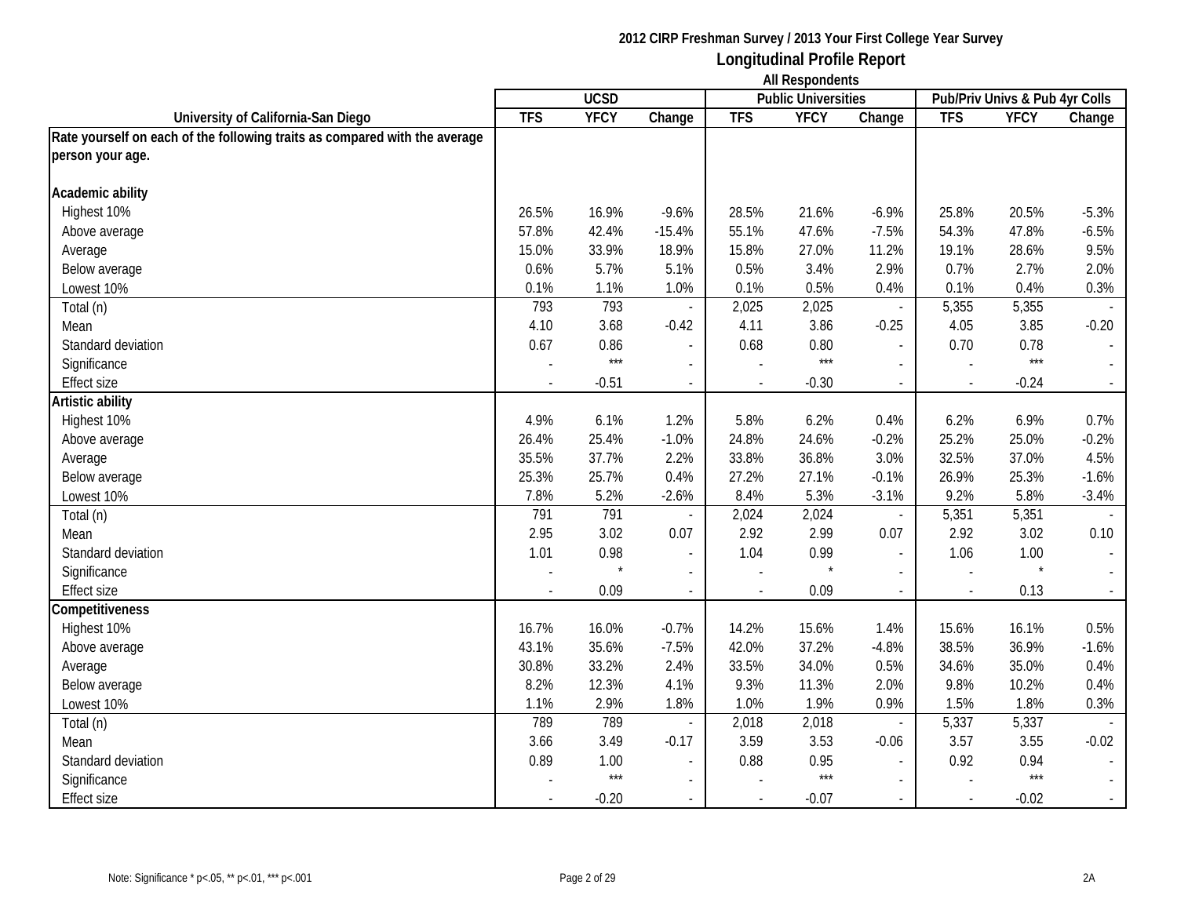**2012 CIRP Freshman Survey / 2013 Your First College Year Survey**

# Longitudinal Profile Report

**All Respondents**

| University of California-San Diego | UCSD | | | Public Universities | | | Pub/Priv Univs & Pub 4yr Colls | | |
|---|---|---|---|---|---|---|---|---|---|
| | TFS | YFCY | Change | TFS | YFCY | Change | TFS | YFCY | Change |
| **Rate yourself on each of the following traits as compared with the average person your age.** | | | | | | | | | |
| **Academic ability** | | | | | | | | | |
| Highest 10% | 26.5% | 16.9% | -9.6% | 28.5% | 21.6% | -6.9% | 25.8% | 20.5% | -5.3% |
| Above average | 57.8% | 42.4% | -15.4% | 55.1% | 47.6% | -7.5% | 54.3% | 47.8% | -6.5% |
| Average | 15.0% | 33.9% | 18.9% | 15.8% | 27.0% | 11.2% | 19.1% | 28.6% | 9.5% |
| Below average | 0.6% | 5.7% | 5.1% | 0.5% | 3.4% | 2.9% | 0.7% | 2.7% | 2.0% |
| Lowest 10% | 0.1% | 1.1% | 1.0% | 0.1% | 0.5% | 0.4% | 0.1% | 0.4% | 0.3% |
| Total (n) | 793 | 793 | - | 2,025 | 2,025 | - | 5,355 | 5,355 | - |
| Mean | 4.10 | 3.68 | -0.42 | 4.11 | 3.86 | -0.25 | 4.05 | 3.85 | -0.20 |
| Standard deviation | 0.67 | 0.86 | - | 0.68 | 0.80 | - | 0.70 | 0.78 | - |
| Significance | - | *** | - | - | *** | - | - | *** | - |
| Effect size | - | -0.51 | - | - | -0.30 | - | - | -0.24 | - |
| **Artistic ability** | | | | | | | | | |
| Highest 10% | 4.9% | 6.1% | 1.2% | 5.8% | 6.2% | 0.4% | 6.2% | 6.9% | 0.7% |
| Above average | 26.4% | 25.4% | -1.0% | 24.8% | 24.6% | -0.2% | 25.2% | 25.0% | -0.2% |
| Average | 35.5% | 37.7% | 2.2% | 33.8% | 36.8% | 3.0% | 32.5% | 37.0% | 4.5% |
| Below average | 25.3% | 25.7% | 0.4% | 27.2% | 27.1% | -0.1% | 26.9% | 25.3% | -1.6% |
| Lowest 10% | 7.8% | 5.2% | -2.6% | 8.4% | 5.3% | -3.1% | 9.2% | 5.8% | -3.4% |
| Total (n) | 791 | 791 | - | 2,024 | 2,024 | - | 5,351 | 5,351 | - |
| Mean | 2.95 | 3.02 | 0.07 | 2.92 | 2.99 | 0.07 | 2.92 | 3.02 | 0.10 |
| Standard deviation | 1.01 | 0.98 | - | 1.04 | 0.99 | - | 1.06 | 1.00 | - |
| Significance | - | * | - | - | * | - | - | * | - |
| Effect size | - | 0.09 | - | - | 0.09 | - | - | 0.13 | - |
| **Competitiveness** | | | | | | | | | |
| Highest 10% | 16.7% | 16.0% | -0.7% | 14.2% | 15.6% | 1.4% | 15.6% | 16.1% | 0.5% |
| Above average | 43.1% | 35.6% | -7.5% | 42.0% | 37.2% | -4.8% | 38.5% | 36.9% | -1.6% |
| Average | 30.8% | 33.2% | 2.4% | 33.5% | 34.0% | 0.5% | 34.6% | 35.0% | 0.4% |
| Below average | 8.2% | 12.3% | 4.1% | 9.3% | 11.3% | 2.0% | 9.8% | 10.2% | 0.4% |
| Lowest 10% | 1.1% | 2.9% | 1.8% | 1.0% | 1.9% | 0.9% | 1.5% | 1.8% | 0.3% |
| Total (n) | 789 | 789 | - | 2,018 | 2,018 | - | 5,337 | 5,337 | - |
| Mean | 3.66 | 3.49 | -0.17 | 3.59 | 3.53 | -0.06 | 3.57 | 3.55 | -0.02 |
| Standard deviation | 0.89 | 1.00 | - | 0.88 | 0.95 | - | 0.92 | 0.94 | - |
| Significance | - | *** | - | - | *** | - | - | *** | - |
| Effect size | - | -0.20 | - | - | -0.07 | - | - | -0.02 | - |

Note: Significance * p<.05, ** p<.01, *** p<.001

2A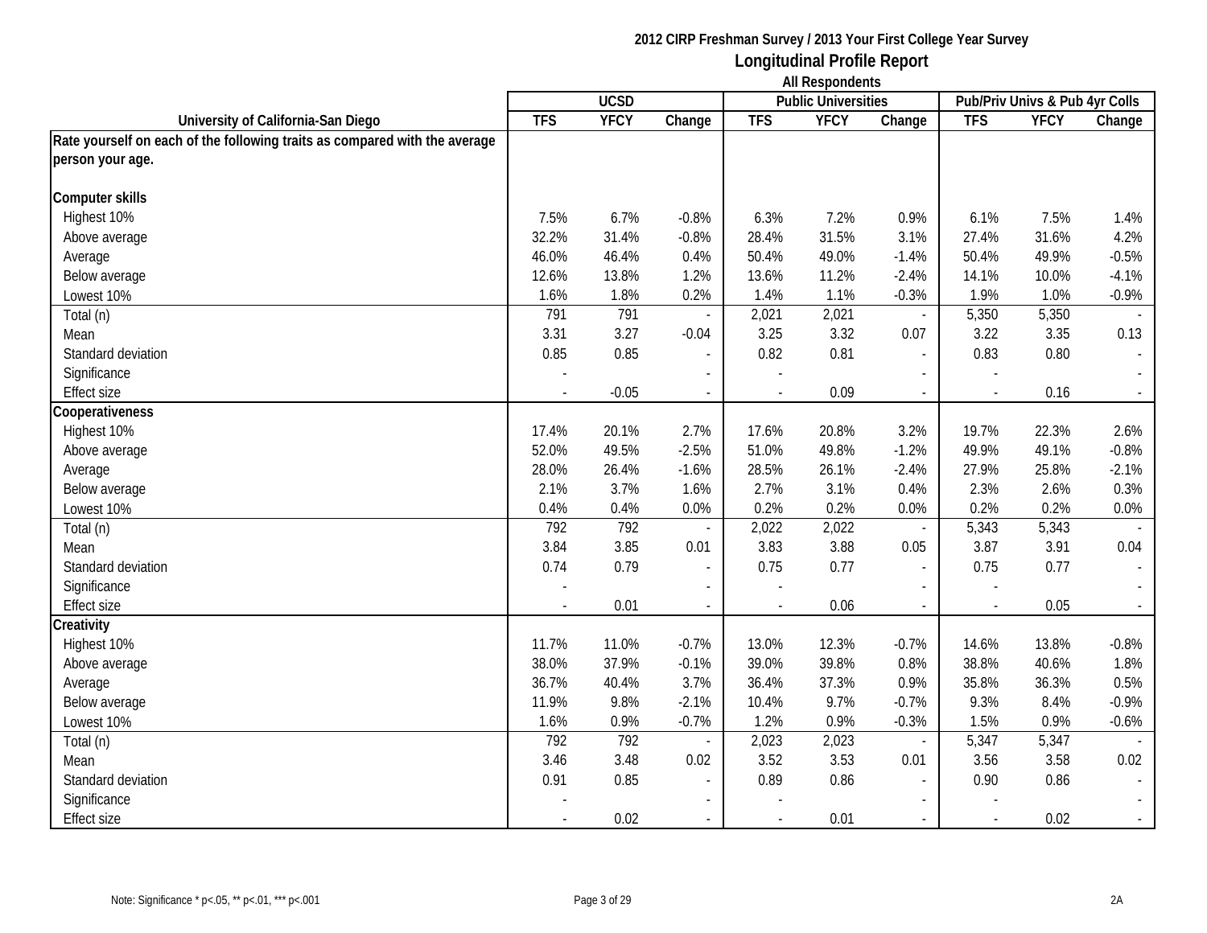# 2012 CIRP Freshman Survey / 2013 Your First College Year Survey
## Longitudinal Profile Report
### All Respondents

| University of California-San Diego | UCSD | | | Public Universities | | | Pub/Priv Univs & Pub 4yr Colls | | |
|---|---|---|---|---|---|---|---|---|---|
| | TFS | YFCY | Change | TFS | YFCY | Change | TFS | YFCY | Change |
| **Rate yourself on each of the following traits as compared with the average person your age.** | | | | | | | | | |
| **Computer skills** | | | | | | | | | |
| Highest 10% | 7.5% | 6.7% | -0.8% | 6.3% | 7.2% | 0.9% | 6.1% | 7.5% | 1.4% |
| Above average | 32.2% | 31.4% | -0.8% | 28.4% | 31.5% | 3.1% | 27.4% | 31.6% | 4.2% |
| Average | 46.0% | 46.4% | 0.4% | 50.4% | 49.0% | -1.4% | 50.4% | 49.9% | -0.5% |
| Below average | 12.6% | 13.8% | 1.2% | 13.6% | 11.2% | -2.4% | 14.1% | 10.0% | -4.1% |
| Lowest 10% | 1.6% | 1.8% | 0.2% | 1.4% | 1.1% | -0.3% | 1.9% | 1.0% | -0.9% |
| Total (n) | 791 | 791 | - | 2,021 | 2,021 | - | 5,350 | 5,350 | - |
| Mean | 3.31 | 3.27 | -0.04 | 3.25 | 3.32 | 0.07 | 3.22 | 3.35 | 0.13 |
| Standard deviation | 0.85 | 0.85 | - | 0.82 | 0.81 | - | 0.83 | 0.80 | - |
| Significance | - | | - | - | | - | - | | - |
| Effect size | - | -0.05 | - | - | 0.09 | - | - | 0.16 | - |
| **Cooperativeness** | | | | | | | | | |
| Highest 10% | 17.4% | 20.1% | 2.7% | 17.6% | 20.8% | 3.2% | 19.7% | 22.3% | 2.6% |
| Above average | 52.0% | 49.5% | -2.5% | 51.0% | 49.8% | -1.2% | 49.9% | 49.1% | -0.8% |
| Average | 28.0% | 26.4% | -1.6% | 28.5% | 26.1% | -2.4% | 27.9% | 25.8% | -2.1% |
| Below average | 2.1% | 3.7% | 1.6% | 2.7% | 3.1% | 0.4% | 2.3% | 2.6% | 0.3% |
| Lowest 10% | 0.4% | 0.4% | 0.0% | 0.2% | 0.2% | 0.0% | 0.2% | 0.2% | 0.0% |
| Total (n) | 792 | 792 | - | 2,022 | 2,022 | - | 5,343 | 5,343 | - |
| Mean | 3.84 | 3.85 | 0.01 | 3.83 | 3.88 | 0.05 | 3.87 | 3.91 | 0.04 |
| Standard deviation | 0.74 | 0.79 | - | 0.75 | 0.77 | - | 0.75 | 0.77 | - |
| Significance | - | | - | - | | - | - | | - |
| Effect size | - | 0.01 | - | - | 0.06 | - | - | 0.05 | - |
| **Creativity** | | | | | | | | | |
| Highest 10% | 11.7% | 11.0% | -0.7% | 13.0% | 12.3% | -0.7% | 14.6% | 13.8% | -0.8% |
| Above average | 38.0% | 37.9% | -0.1% | 39.0% | 39.8% | 0.8% | 38.8% | 40.6% | 1.8% |
| Average | 36.7% | 40.4% | 3.7% | 36.4% | 37.3% | 0.9% | 35.8% | 36.3% | 0.5% |
| Below average | 11.9% | 9.8% | -2.1% | 10.4% | 9.7% | -0.7% | 9.3% | 8.4% | -0.9% |
| Lowest 10% | 1.6% | 0.9% | -0.7% | 1.2% | 0.9% | -0.3% | 1.5% | 0.9% | -0.6% |
| Total (n) | 792 | 792 | - | 2,023 | 2,023 | - | 5,347 | 5,347 | - |
| Mean | 3.46 | 3.48 | 0.02 | 3.52 | 3.53 | 0.01 | 3.56 | 3.58 | 0.02 |
| Standard deviation | 0.91 | 0.85 | - | 0.89 | 0.86 | - | 0.90 | 0.86 | - |
| Significance | - | | - | - | | - | - | | - |
| Effect size | - | 0.02 | - | - | 0.01 | - | - | 0.02 | - |

Note: Significance * p<.05, ** p<.01, *** p<.001

2A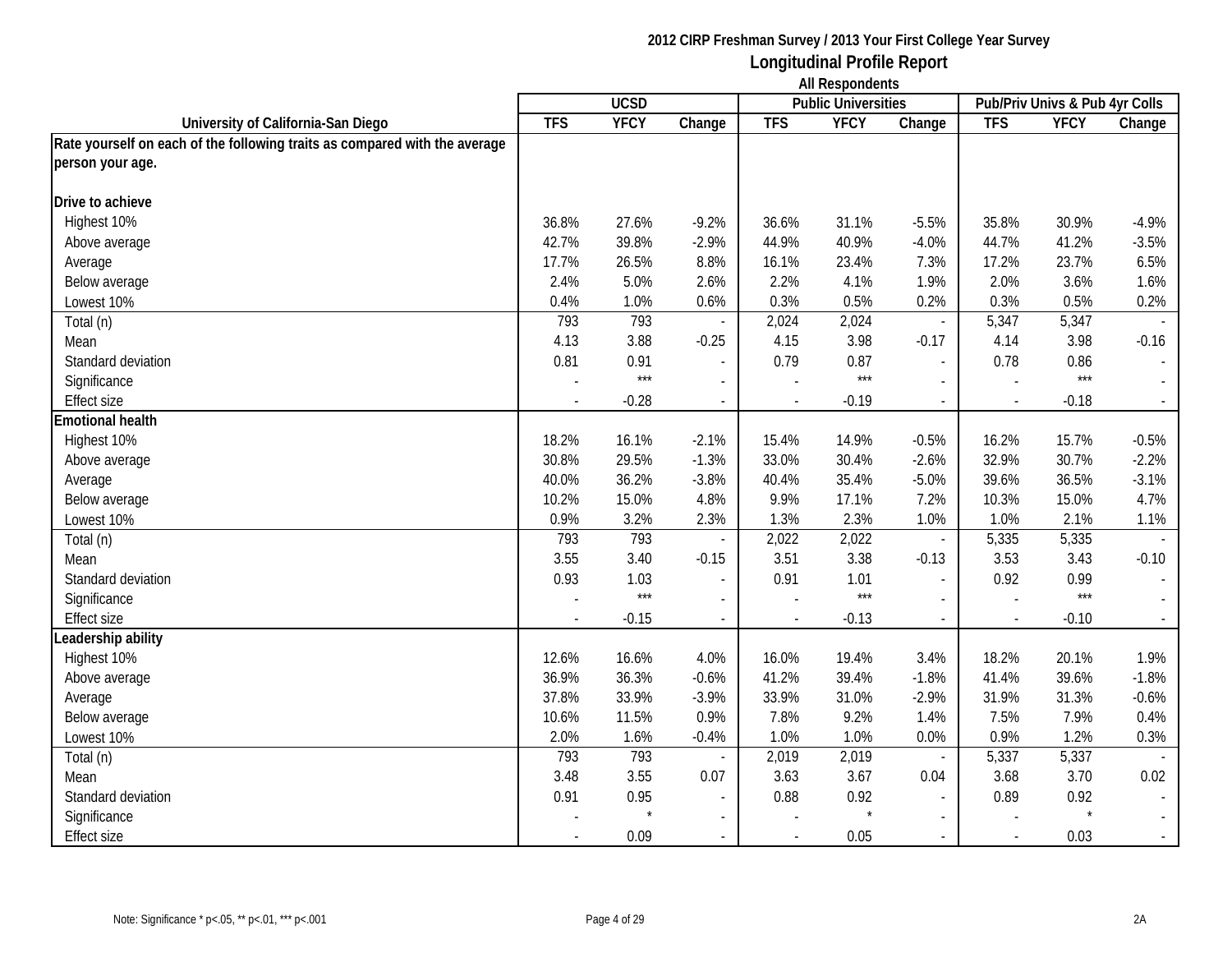**2012 CIRP Freshman Survey / 2013 Your First College Year Survey**

## Longitudinal Profile Report

**All Respondents**

| University of California-San Diego | UCSD | | | Public Universities | | | Pub/Priv Univs & Pub 4yr Colls | | |
|---|---|---|---|---|---|---|---|---|---|
| | TFS | YFCY | Change | TFS | YFCY | Change | TFS | YFCY | Change |
| **Rate yourself on each of the following traits as compared with the average person your age.** | | | | | | | | | |
| **Drive to achieve** | | | | | | | | | |
| Highest 10% | 36.8% | 27.6% | -9.2% | 36.6% | 31.1% | -5.5% | 35.8% | 30.9% | -4.9% |
| Above average | 42.7% | 39.8% | -2.9% | 44.9% | 40.9% | -4.0% | 44.7% | 41.2% | -3.5% |
| Average | 17.7% | 26.5% | 8.8% | 16.1% | 23.4% | 7.3% | 17.2% | 23.7% | 6.5% |
| Below average | 2.4% | 5.0% | 2.6% | 2.2% | 4.1% | 1.9% | 2.0% | 3.6% | 1.6% |
| Lowest 10% | 0.4% | 1.0% | 0.6% | 0.3% | 0.5% | 0.2% | 0.3% | 0.5% | 0.2% |
| Total (n) | 793 | 793 | - | 2,024 | 2,024 | - | 5,347 | 5,347 | - |
| Mean | 4.13 | 3.88 | -0.25 | 4.15 | 3.98 | -0.17 | 4.14 | 3.98 | -0.16 |
| Standard deviation | 0.81 | 0.91 | - | 0.79 | 0.87 | - | 0.78 | 0.86 | - |
| Significance | - | *** | - | - | *** | - | - | *** | - |
| Effect size | - | -0.28 | - | - | -0.19 | - | - | -0.18 | - |
| **Emotional health** | | | | | | | | | |
| Highest 10% | 18.2% | 16.1% | -2.1% | 15.4% | 14.9% | -0.5% | 16.2% | 15.7% | -0.5% |
| Above average | 30.8% | 29.5% | -1.3% | 33.0% | 30.4% | -2.6% | 32.9% | 30.7% | -2.2% |
| Average | 40.0% | 36.2% | -3.8% | 40.4% | 35.4% | -5.0% | 39.6% | 36.5% | -3.1% |
| Below average | 10.2% | 15.0% | 4.8% | 9.9% | 17.1% | 7.2% | 10.3% | 15.0% | 4.7% |
| Lowest 10% | 0.9% | 3.2% | 2.3% | 1.3% | 2.3% | 1.0% | 1.0% | 2.1% | 1.1% |
| Total (n) | 793 | 793 | - | 2,022 | 2,022 | - | 5,335 | 5,335 | - |
| Mean | 3.55 | 3.40 | -0.15 | 3.51 | 3.38 | -0.13 | 3.53 | 3.43 | -0.10 |
| Standard deviation | 0.93 | 1.03 | - | 0.91 | 1.01 | - | 0.92 | 0.99 | - |
| Significance | - | *** | - | - | *** | - | - | *** | - |
| Effect size | - | -0.15 | - | - | -0.13 | - | - | -0.10 | - |
| **Leadership ability** | | | | | | | | | |
| Highest 10% | 12.6% | 16.6% | 4.0% | 16.0% | 19.4% | 3.4% | 18.2% | 20.1% | 1.9% |
| Above average | 36.9% | 36.3% | -0.6% | 41.2% | 39.4% | -1.8% | 41.4% | 39.6% | -1.8% |
| Average | 37.8% | 33.9% | -3.9% | 33.9% | 31.0% | -2.9% | 31.9% | 31.3% | -0.6% |
| Below average | 10.6% | 11.5% | 0.9% | 7.8% | 9.2% | 1.4% | 7.5% | 7.9% | 0.4% |
| Lowest 10% | 2.0% | 1.6% | -0.4% | 1.0% | 1.0% | 0.0% | 0.9% | 1.2% | 0.3% |
| Total (n) | 793 | 793 | - | 2,019 | 2,019 | - | 5,337 | 5,337 | - |
| Mean | 3.48 | 3.55 | 0.07 | 3.63 | 3.67 | 0.04 | 3.68 | 3.70 | 0.02 |
| Standard deviation | 0.91 | 0.95 | - | 0.88 | 0.92 | - | 0.89 | 0.92 | - |
| Significance | - | * | - | - | * | - | - | * | - |
| Effect size | - | 0.09 | - | - | 0.05 | - | - | 0.03 | - |

Note: Significance * p<.05, ** p<.01, *** p<.001

2A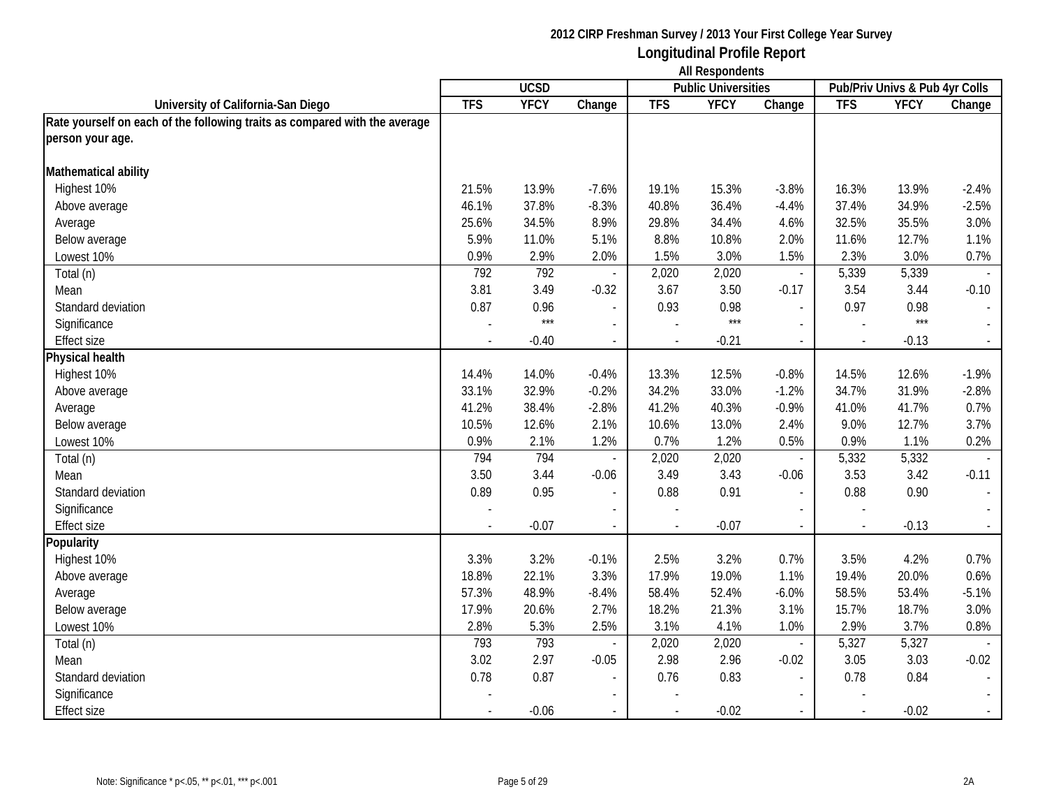**2012 CIRP Freshman Survey / 2013 Your First College Year Survey**

## Longitudinal Profile Report

**All Respondents**

| University of California-San Diego | UCSD | | | Public Universities | | | Pub/Priv Univs & Pub 4yr Colls | | |
|---|---|---|---|---|---|---|---|---|---|
| | TFS | YFCY | Change | TFS | YFCY | Change | TFS | YFCY | Change |
| **Rate yourself on each of the following traits as compared with the average person your age.** | | | | | | | | | |
| **Mathematical ability** | | | | | | | | | |
| Highest 10% | 21.5% | 13.9% | -7.6% | 19.1% | 15.3% | -3.8% | 16.3% | 13.9% | -2.4% |
| Above average | 46.1% | 37.8% | -8.3% | 40.8% | 36.4% | -4.4% | 37.4% | 34.9% | -2.5% |
| Average | 25.6% | 34.5% | 8.9% | 29.8% | 34.4% | 4.6% | 32.5% | 35.5% | 3.0% |
| Below average | 5.9% | 11.0% | 5.1% | 8.8% | 10.8% | 2.0% | 11.6% | 12.7% | 1.1% |
| Lowest 10% | 0.9% | 2.9% | 2.0% | 1.5% | 3.0% | 1.5% | 2.3% | 3.0% | 0.7% |
| Total (n) | 792 | 792 | - | 2,020 | 2,020 | - | 5,339 | 5,339 | - |
| Mean | 3.81 | 3.49 | -0.32 | 3.67 | 3.50 | -0.17 | 3.54 | 3.44 | -0.10 |
| Standard deviation | 0.87 | 0.96 | - | 0.93 | 0.98 | - | 0.97 | 0.98 | - |
| Significance | - | *** | - | - | *** | - | - | *** | - |
| Effect size | - | -0.40 | - | - | -0.21 | - | - | -0.13 | - |
| **Physical health** | | | | | | | | | |
| Highest 10% | 14.4% | 14.0% | -0.4% | 13.3% | 12.5% | -0.8% | 14.5% | 12.6% | -1.9% |
| Above average | 33.1% | 32.9% | -0.2% | 34.2% | 33.0% | -1.2% | 34.7% | 31.9% | -2.8% |
| Average | 41.2% | 38.4% | -2.8% | 41.2% | 40.3% | -0.9% | 41.0% | 41.7% | 0.7% |
| Below average | 10.5% | 12.6% | 2.1% | 10.6% | 13.0% | 2.4% | 9.0% | 12.7% | 3.7% |
| Lowest 10% | 0.9% | 2.1% | 1.2% | 0.7% | 1.2% | 0.5% | 0.9% | 1.1% | 0.2% |
| Total (n) | 794 | 794 | - | 2,020 | 2,020 | - | 5,332 | 5,332 | - |
| Mean | 3.50 | 3.44 | -0.06 | 3.49 | 3.43 | -0.06 | 3.53 | 3.42 | -0.11 |
| Standard deviation | 0.89 | 0.95 | - | 0.88 | 0.91 | - | 0.88 | 0.90 | - |
| Significance | - | | - | - | | - | - | | - |
| Effect size | - | -0.07 | - | - | -0.07 | - | - | -0.13 | - |
| **Popularity** | | | | | | | | | |
| Highest 10% | 3.3% | 3.2% | -0.1% | 2.5% | 3.2% | 0.7% | 3.5% | 4.2% | 0.7% |
| Above average | 18.8% | 22.1% | 3.3% | 17.9% | 19.0% | 1.1% | 19.4% | 20.0% | 0.6% |
| Average | 57.3% | 48.9% | -8.4% | 58.4% | 52.4% | -6.0% | 58.5% | 53.4% | -5.1% |
| Below average | 17.9% | 20.6% | 2.7% | 18.2% | 21.3% | 3.1% | 15.7% | 18.7% | 3.0% |
| Lowest 10% | 2.8% | 5.3% | 2.5% | 3.1% | 4.1% | 1.0% | 2.9% | 3.7% | 0.8% |
| Total (n) | 793 | 793 | - | 2,020 | 2,020 | - | 5,327 | 5,327 | - |
| Mean | 3.02 | 2.97 | -0.05 | 2.98 | 2.96 | -0.02 | 3.05 | 3.03 | -0.02 |
| Standard deviation | 0.78 | 0.87 | - | 0.76 | 0.83 | - | 0.78 | 0.84 | - |
| Significance | - | | - | - | | - | - | | - |
| Effect size | - | -0.06 | - | - | -0.02 | - | - | -0.02 | - |

Note: Significance * p<.05, ** p<.01, *** p<.001

2A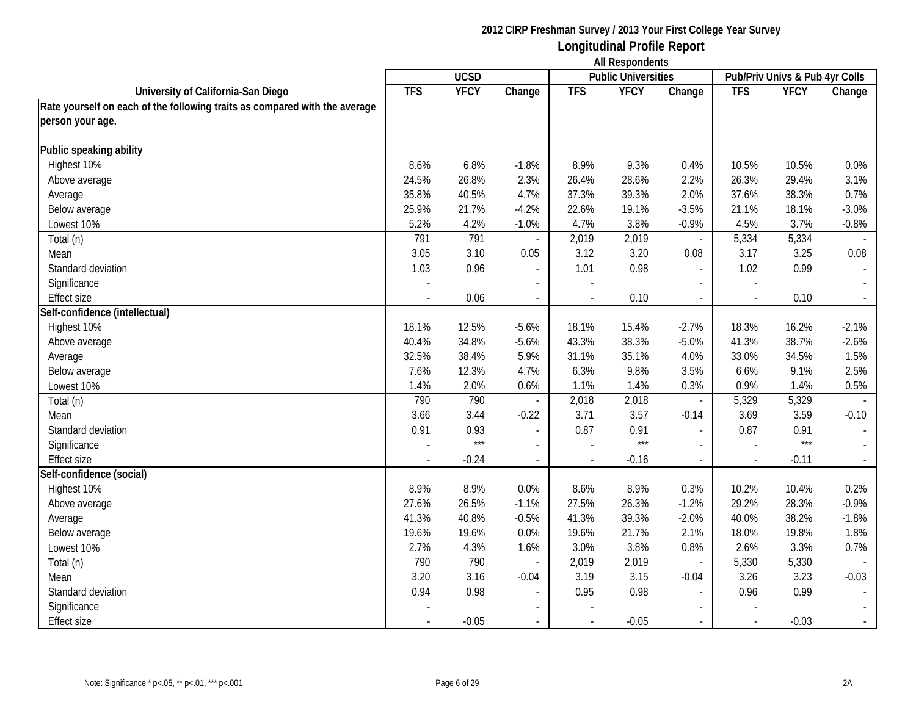**2012 CIRP Freshman Survey / 2013 Your First College Year Survey**

# Longitudinal Profile Report

**All Respondents**

| University of California-San Diego | UCSD | | | Public Universities | | | Pub/Priv Univs & Pub 4yr Colls | | |
|---|---|---|---|---|---|---|---|---|---|
| | TFS | YFCY | Change | TFS | YFCY | Change | TFS | YFCY | Change |
| **Rate yourself on each of the following traits as compared with the average person your age.** | | | | | | | | | |
| **Public speaking ability** | | | | | | | | | |
| Highest 10% | 8.6% | 6.8% | -1.8% | 8.9% | 9.3% | 0.4% | 10.5% | 10.5% | 0.0% |
| Above average | 24.5% | 26.8% | 2.3% | 26.4% | 28.6% | 2.2% | 26.3% | 29.4% | 3.1% |
| Average | 35.8% | 40.5% | 4.7% | 37.3% | 39.3% | 2.0% | 37.6% | 38.3% | 0.7% |
| Below average | 25.9% | 21.7% | -4.2% | 22.6% | 19.1% | -3.5% | 21.1% | 18.1% | -3.0% |
| Lowest 10% | 5.2% | 4.2% | -1.0% | 4.7% | 3.8% | -0.9% | 4.5% | 3.7% | -0.8% |
| Total (n) | 791 | 791 | - | 2,019 | 2,019 | - | 5,334 | 5,334 | - |
| Mean | 3.05 | 3.10 | 0.05 | 3.12 | 3.20 | 0.08 | 3.17 | 3.25 | 0.08 |
| Standard deviation | 1.03 | 0.96 | - | 1.01 | 0.98 | - | 1.02 | 0.99 | - |
| Significance | - | | - | - | | - | - | | - |
| Effect size | - | 0.06 | - | - | 0.10 | - | - | 0.10 | - |
| **Self-confidence (intellectual)** | | | | | | | | | |
| Highest 10% | 18.1% | 12.5% | -5.6% | 18.1% | 15.4% | -2.7% | 18.3% | 16.2% | -2.1% |
| Above average | 40.4% | 34.8% | -5.6% | 43.3% | 38.3% | -5.0% | 41.3% | 38.7% | -2.6% |
| Average | 32.5% | 38.4% | 5.9% | 31.1% | 35.1% | 4.0% | 33.0% | 34.5% | 1.5% |
| Below average | 7.6% | 12.3% | 4.7% | 6.3% | 9.8% | 3.5% | 6.6% | 9.1% | 2.5% |
| Lowest 10% | 1.4% | 2.0% | 0.6% | 1.1% | 1.4% | 0.3% | 0.9% | 1.4% | 0.5% |
| Total (n) | 790 | 790 | - | 2,018 | 2,018 | - | 5,329 | 5,329 | - |
| Mean | 3.66 | 3.44 | -0.22 | 3.71 | 3.57 | -0.14 | 3.69 | 3.59 | -0.10 |
| Standard deviation | 0.91 | 0.93 | - | 0.87 | 0.91 | - | 0.87 | 0.91 | - |
| Significance | - | *** | - | - | *** | - | - | *** | - |
| Effect size | - | -0.24 | - | - | -0.16 | - | - | -0.11 | - |
| **Self-confidence (social)** | | | | | | | | | |
| Highest 10% | 8.9% | 8.9% | 0.0% | 8.6% | 8.9% | 0.3% | 10.2% | 10.4% | 0.2% |
| Above average | 27.6% | 26.5% | -1.1% | 27.5% | 26.3% | -1.2% | 29.2% | 28.3% | -0.9% |
| Average | 41.3% | 40.8% | -0.5% | 41.3% | 39.3% | -2.0% | 40.0% | 38.2% | -1.8% |
| Below average | 19.6% | 19.6% | 0.0% | 19.6% | 21.7% | 2.1% | 18.0% | 19.8% | 1.8% |
| Lowest 10% | 2.7% | 4.3% | 1.6% | 3.0% | 3.8% | 0.8% | 2.6% | 3.3% | 0.7% |
| Total (n) | 790 | 790 | - | 2,019 | 2,019 | - | 5,330 | 5,330 | - |
| Mean | 3.20 | 3.16 | -0.04 | 3.19 | 3.15 | -0.04 | 3.26 | 3.23 | -0.03 |
| Standard deviation | 0.94 | 0.98 | - | 0.95 | 0.98 | - | 0.96 | 0.99 | - |
| Significance | - | | - | - | | - | - | | - |
| Effect size | - | -0.05 | - | - | -0.05 | - | - | -0.03 | - |

Note: Significance * p<.05, ** p<.01, *** p<.001

2A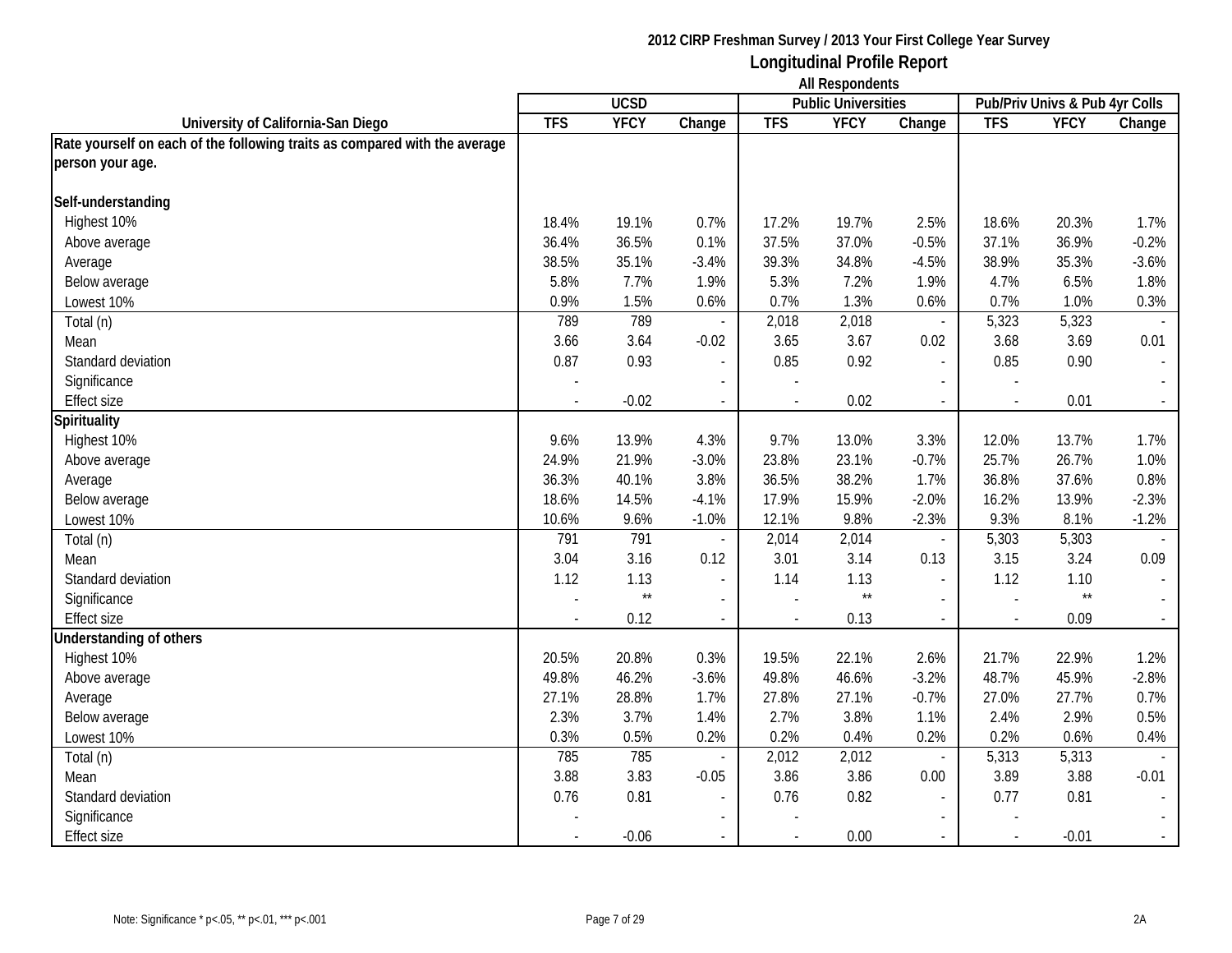**2012 CIRP Freshman Survey / 2013 Your First College Year Survey**

## Longitudinal Profile Report

**All Respondents**

| University of California-San Diego | UCSD | | | Public Universities | | | Pub/Priv Univs & Pub 4yr Colls | | |
|---|---|---|---|---|---|---|---|---|---|
| | TFS | YFCY | Change | TFS | YFCY | Change | TFS | YFCY | Change |
| **Rate yourself on each of the following traits as compared with the average person your age.** | | | | | | | | | |
| **Self-understanding** | | | | | | | | | |
| Highest 10% | 18.4% | 19.1% | 0.7% | 17.2% | 19.7% | 2.5% | 18.6% | 20.3% | 1.7% |
| Above average | 36.4% | 36.5% | 0.1% | 37.5% | 37.0% | -0.5% | 37.1% | 36.9% | -0.2% |
| Average | 38.5% | 35.1% | -3.4% | 39.3% | 34.8% | -4.5% | 38.9% | 35.3% | -3.6% |
| Below average | 5.8% | 7.7% | 1.9% | 5.3% | 7.2% | 1.9% | 4.7% | 6.5% | 1.8% |
| Lowest 10% | 0.9% | 1.5% | 0.6% | 0.7% | 1.3% | 0.6% | 0.7% | 1.0% | 0.3% |
| Total (n) | 789 | 789 | - | 2,018 | 2,018 | - | 5,323 | 5,323 | - |
| Mean | 3.66 | 3.64 | -0.02 | 3.65 | 3.67 | 0.02 | 3.68 | 3.69 | 0.01 |
| Standard deviation | 0.87 | 0.93 | - | 0.85 | 0.92 | - | 0.85 | 0.90 | - |
| Significance | - | | - | - | | - | - | | - |
| Effect size | - | -0.02 | - | - | 0.02 | - | - | 0.01 | - |
| **Spirituality** | | | | | | | | | |
| Highest 10% | 9.6% | 13.9% | 4.3% | 9.7% | 13.0% | 3.3% | 12.0% | 13.7% | 1.7% |
| Above average | 24.9% | 21.9% | -3.0% | 23.8% | 23.1% | -0.7% | 25.7% | 26.7% | 1.0% |
| Average | 36.3% | 40.1% | 3.8% | 36.5% | 38.2% | 1.7% | 36.8% | 37.6% | 0.8% |
| Below average | 18.6% | 14.5% | -4.1% | 17.9% | 15.9% | -2.0% | 16.2% | 13.9% | -2.3% |
| Lowest 10% | 10.6% | 9.6% | -1.0% | 12.1% | 9.8% | -2.3% | 9.3% | 8.1% | -1.2% |
| Total (n) | 791 | 791 | - | 2,014 | 2,014 | - | 5,303 | 5,303 | - |
| Mean | 3.04 | 3.16 | 0.12 | 3.01 | 3.14 | 0.13 | 3.15 | 3.24 | 0.09 |
| Standard deviation | 1.12 | 1.13 | - | 1.14 | 1.13 | - | 1.12 | 1.10 | - |
| Significance | - | ** | - | - | ** | - | - | ** | - |
| Effect size | - | 0.12 | - | - | 0.13 | - | - | 0.09 | - |
| **Understanding of others** | | | | | | | | | |
| Highest 10% | 20.5% | 20.8% | 0.3% | 19.5% | 22.1% | 2.6% | 21.7% | 22.9% | 1.2% |
| Above average | 49.8% | 46.2% | -3.6% | 49.8% | 46.6% | -3.2% | 48.7% | 45.9% | -2.8% |
| Average | 27.1% | 28.8% | 1.7% | 27.8% | 27.1% | -0.7% | 27.0% | 27.7% | 0.7% |
| Below average | 2.3% | 3.7% | 1.4% | 2.7% | 3.8% | 1.1% | 2.4% | 2.9% | 0.5% |
| Lowest 10% | 0.3% | 0.5% | 0.2% | 0.2% | 0.4% | 0.2% | 0.2% | 0.6% | 0.4% |
| Total (n) | 785 | 785 | - | 2,012 | 2,012 | - | 5,313 | 5,313 | - |
| Mean | 3.88 | 3.83 | -0.05 | 3.86 | 3.86 | 0.00 | 3.89 | 3.88 | -0.01 |
| Standard deviation | 0.76 | 0.81 | - | 0.76 | 0.82 | - | 0.77 | 0.81 | - |
| Significance | - | | - | - | | - | - | | - |
| Effect size | - | -0.06 | - | - | 0.00 | - | - | -0.01 | - |

Note: Significance * p<.05, ** p<.01, *** p<.001

2A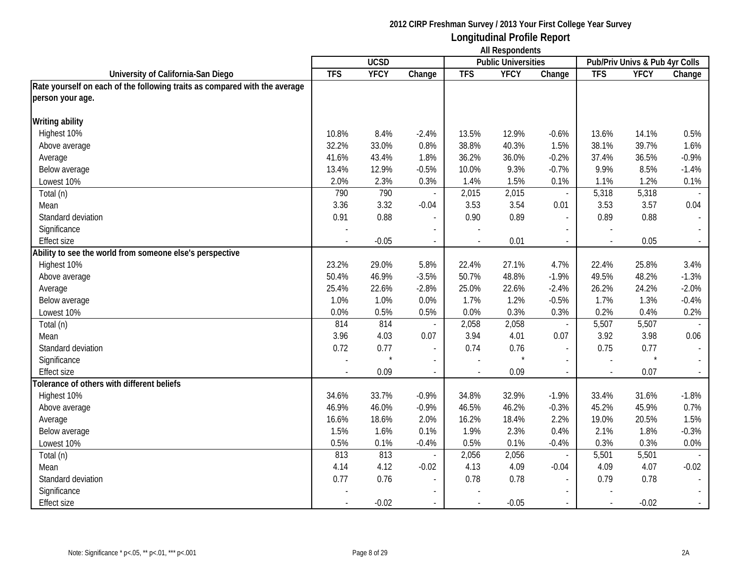2012 CIRP Freshman Survey / 2013 Your First College Year Survey

**Longitudinal Profile Report**

All Respondents

| University of California-San Diego | UCSD | | | Public Universities | | | Pub/Priv Univs & Pub 4yr Colls | | |
|---|---|---|---|---|---|---|---|---|---|
| | TFS | YFCY | Change | TFS | YFCY | Change | TFS | YFCY | Change |
| **Rate yourself on each of the following traits as compared with the average person your age.** | | | | | | | | | |
| **Writing ability** | | | | | | | | | |
| Highest 10% | 10.8% | 8.4% | -2.4% | 13.5% | 12.9% | -0.6% | 13.6% | 14.1% | 0.5% |
| Above average | 32.2% | 33.0% | 0.8% | 38.8% | 40.3% | 1.5% | 38.1% | 39.7% | 1.6% |
| Average | 41.6% | 43.4% | 1.8% | 36.2% | 36.0% | -0.2% | 37.4% | 36.5% | -0.9% |
| Below average | 13.4% | 12.9% | -0.5% | 10.0% | 9.3% | -0.7% | 9.9% | 8.5% | -1.4% |
| Lowest 10% | 2.0% | 2.3% | 0.3% | 1.4% | 1.5% | 0.1% | 1.1% | 1.2% | 0.1% |
| Total (n) | 790 | 790 | - | 2,015 | 2,015 | - | 5,318 | 5,318 | - |
| Mean | 3.36 | 3.32 | -0.04 | 3.53 | 3.54 | 0.01 | 3.53 | 3.57 | 0.04 |
| Standard deviation | 0.91 | 0.88 | - | 0.90 | 0.89 | - | 0.89 | 0.88 | - |
| Significance | - | | - | - | | - | - | | - |
| Effect size | - | -0.05 | - | - | 0.01 | - | - | 0.05 | - |
| **Ability to see the world from someone else's perspective** | | | | | | | | | |
| Highest 10% | 23.2% | 29.0% | 5.8% | 22.4% | 27.1% | 4.7% | 22.4% | 25.8% | 3.4% |
| Above average | 50.4% | 46.9% | -3.5% | 50.7% | 48.8% | -1.9% | 49.5% | 48.2% | -1.3% |
| Average | 25.4% | 22.6% | -2.8% | 25.0% | 22.6% | -2.4% | 26.2% | 24.2% | -2.0% |
| Below average | 1.0% | 1.0% | 0.0% | 1.7% | 1.2% | -0.5% | 1.7% | 1.3% | -0.4% |
| Lowest 10% | 0.0% | 0.5% | 0.5% | 0.0% | 0.3% | 0.3% | 0.2% | 0.4% | 0.2% |
| Total (n) | 814 | 814 | - | 2,058 | 2,058 | - | 5,507 | 5,507 | - |
| Mean | 3.96 | 4.03 | 0.07 | 3.94 | 4.01 | 0.07 | 3.92 | 3.98 | 0.06 |
| Standard deviation | 0.72 | 0.77 | - | 0.74 | 0.76 | - | 0.75 | 0.77 | - |
| Significance | - | * | - | - | * | - | - | * | - |
| Effect size | - | 0.09 | - | - | 0.09 | - | - | 0.07 | - |
| **Tolerance of others with different beliefs** | | | | | | | | | |
| Highest 10% | 34.6% | 33.7% | -0.9% | 34.8% | 32.9% | -1.9% | 33.4% | 31.6% | -1.8% |
| Above average | 46.9% | 46.0% | -0.9% | 46.5% | 46.2% | -0.3% | 45.2% | 45.9% | 0.7% |
| Average | 16.6% | 18.6% | 2.0% | 16.2% | 18.4% | 2.2% | 19.0% | 20.5% | 1.5% |
| Below average | 1.5% | 1.6% | 0.1% | 1.9% | 2.3% | 0.4% | 2.1% | 1.8% | -0.3% |
| Lowest 10% | 0.5% | 0.1% | -0.4% | 0.5% | 0.1% | -0.4% | 0.3% | 0.3% | 0.0% |
| Total (n) | 813 | 813 | - | 2,056 | 2,056 | - | 5,501 | 5,501 | - |
| Mean | 4.14 | 4.12 | -0.02 | 4.13 | 4.09 | -0.04 | 4.09 | 4.07 | -0.02 |
| Standard deviation | 0.77 | 0.76 | - | 0.78 | 0.78 | - | 0.79 | 0.78 | - |
| Significance | - | | - | - | | - | - | | - |
| Effect size | - | -0.02 | - | - | -0.05 | - | - | -0.02 | - |

Note: Significance * p<.05, ** p<.01, *** p<.001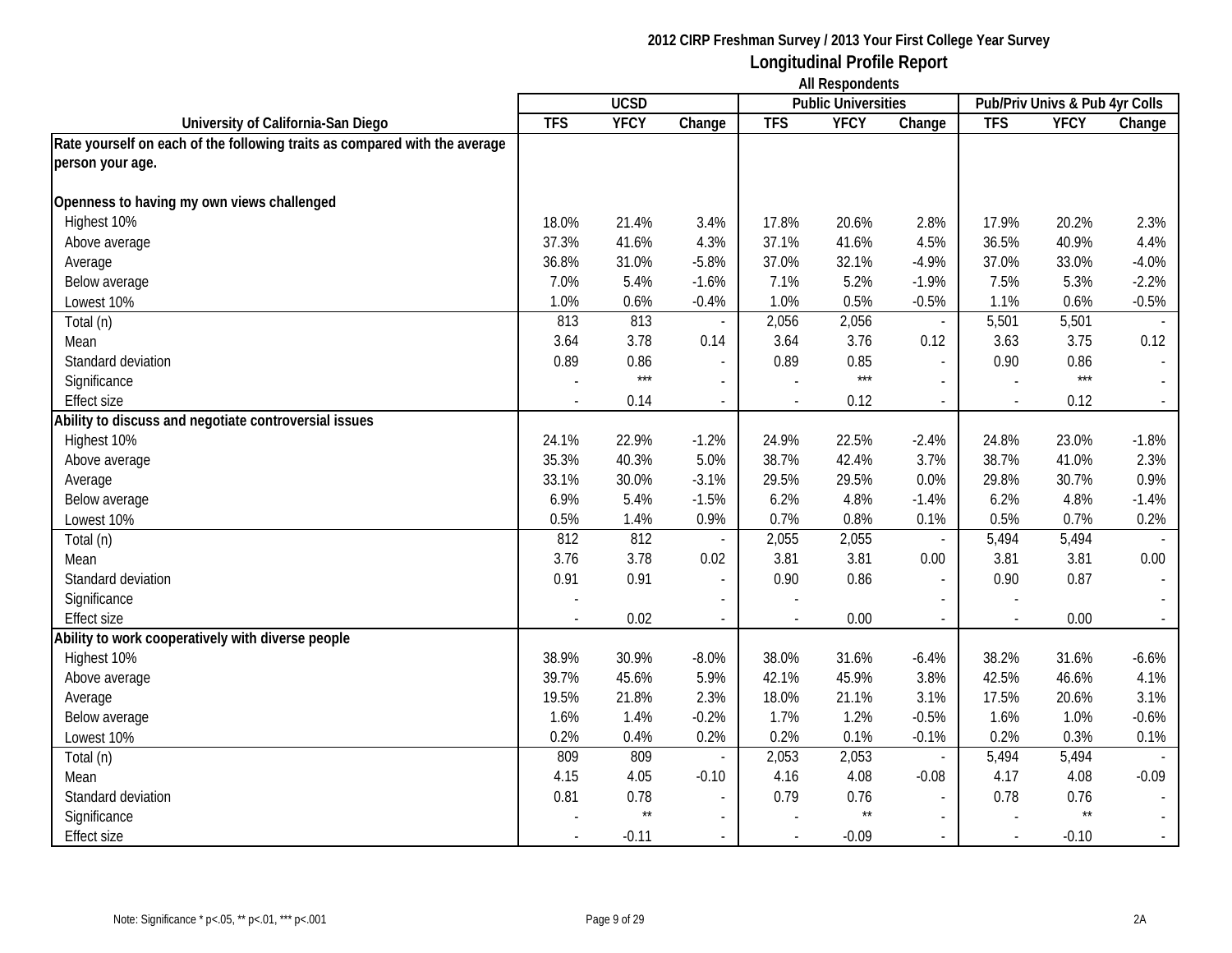**2012 CIRP Freshman Survey / 2013 Your First College Year Survey**

## Longitudinal Profile Report

**All Respondents**

| University of California-San Diego | UCSD | | | Public Universities | | | Pub/Priv Univs & Pub 4yr Colls | | |
|---|---|---|---|---|---|---|---|---|---|
| | TFS | YFCY | Change | TFS | YFCY | Change | TFS | YFCY | Change |
| **Rate yourself on each of the following traits as compared with the average person your age.** | | | | | | | | | |
| **Openness to having my own views challenged** | | | | | | | | | |
| Highest 10% | 18.0% | 21.4% | 3.4% | 17.8% | 20.6% | 2.8% | 17.9% | 20.2% | 2.3% |
| Above average | 37.3% | 41.6% | 4.3% | 37.1% | 41.6% | 4.5% | 36.5% | 40.9% | 4.4% |
| Average | 36.8% | 31.0% | -5.8% | 37.0% | 32.1% | -4.9% | 37.0% | 33.0% | -4.0% |
| Below average | 7.0% | 5.4% | -1.6% | 7.1% | 5.2% | -1.9% | 7.5% | 5.3% | -2.2% |
| Lowest 10% | 1.0% | 0.6% | -0.4% | 1.0% | 0.5% | -0.5% | 1.1% | 0.6% | -0.5% |
| Total (n) | 813 | 813 | - | 2,056 | 2,056 | - | 5,501 | 5,501 | - |
| Mean | 3.64 | 3.78 | 0.14 | 3.64 | 3.76 | 0.12 | 3.63 | 3.75 | 0.12 |
| Standard deviation | 0.89 | 0.86 | - | 0.89 | 0.85 | - | 0.90 | 0.86 | - |
| Significance | - | *** | - | - | *** | - | - | *** | - |
| Effect size | - | 0.14 | - | - | 0.12 | - | - | 0.12 | - |
| **Ability to discuss and negotiate controversial issues** | | | | | | | | | |
| Highest 10% | 24.1% | 22.9% | -1.2% | 24.9% | 22.5% | -2.4% | 24.8% | 23.0% | -1.8% |
| Above average | 35.3% | 40.3% | 5.0% | 38.7% | 42.4% | 3.7% | 38.7% | 41.0% | 2.3% |
| Average | 33.1% | 30.0% | -3.1% | 29.5% | 29.5% | 0.0% | 29.8% | 30.7% | 0.9% |
| Below average | 6.9% | 5.4% | -1.5% | 6.2% | 4.8% | -1.4% | 6.2% | 4.8% | -1.4% |
| Lowest 10% | 0.5% | 1.4% | 0.9% | 0.7% | 0.8% | 0.1% | 0.5% | 0.7% | 0.2% |
| Total (n) | 812 | 812 | - | 2,055 | 2,055 | - | 5,494 | 5,494 | - |
| Mean | 3.76 | 3.78 | 0.02 | 3.81 | 3.81 | 0.00 | 3.81 | 3.81 | 0.00 |
| Standard deviation | 0.91 | 0.91 | - | 0.90 | 0.86 | - | 0.90 | 0.87 | - |
| Significance | - | | - | - | | - | - | | - |
| Effect size | - | 0.02 | - | - | 0.00 | - | - | 0.00 | - |
| **Ability to work cooperatively with diverse people** | | | | | | | | | |
| Highest 10% | 38.9% | 30.9% | -8.0% | 38.0% | 31.6% | -6.4% | 38.2% | 31.6% | -6.6% |
| Above average | 39.7% | 45.6% | 5.9% | 42.1% | 45.9% | 3.8% | 42.5% | 46.6% | 4.1% |
| Average | 19.5% | 21.8% | 2.3% | 18.0% | 21.1% | 3.1% | 17.5% | 20.6% | 3.1% |
| Below average | 1.6% | 1.4% | -0.2% | 1.7% | 1.2% | -0.5% | 1.6% | 1.0% | -0.6% |
| Lowest 10% | 0.2% | 0.4% | 0.2% | 0.2% | 0.1% | -0.1% | 0.2% | 0.3% | 0.1% |
| Total (n) | 809 | 809 | - | 2,053 | 2,053 | - | 5,494 | 5,494 | - |
| Mean | 4.15 | 4.05 | -0.10 | 4.16 | 4.08 | -0.08 | 4.17 | 4.08 | -0.09 |
| Standard deviation | 0.81 | 0.78 | - | 0.79 | 0.76 | - | 0.78 | 0.76 | - |
| Significance | - | ** | - | - | ** | - | - | ** | - |
| Effect size | - | -0.11 | - | - | -0.09 | - | - | -0.10 | - |

Note: Significance * p<.05, ** p<.01, *** p<.001

2A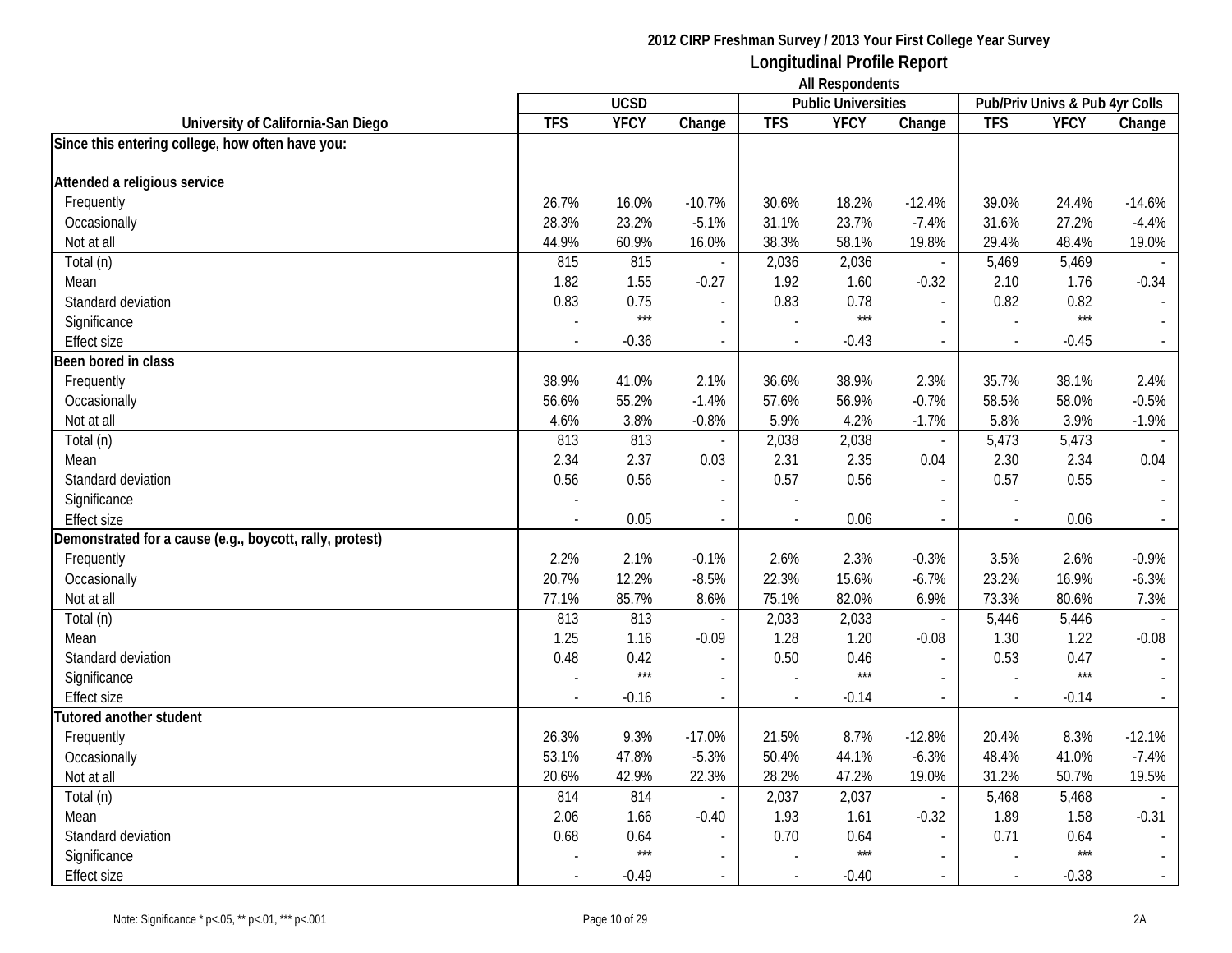**2012 CIRP Freshman Survey / 2013 Your First College Year Survey**

## Longitudinal Profile Report

**All Respondents**

| University of California-San Diego | UCSD | | | Public Universities | | | Pub/Priv Univs & Pub 4yr Colls | | |
|---|---|---|---|---|---|---|---|---|---|
| | TFS | YFCY | Change | TFS | YFCY | Change | TFS | YFCY | Change |
| **Since this entering college, how often have you:** | | | | | | | | | |
| **Attended a religious service** | | | | | | | | | |
| Frequently | 26.7% | 16.0% | -10.7% | 30.6% | 18.2% | -12.4% | 39.0% | 24.4% | -14.6% |
| Occasionally | 28.3% | 23.2% | -5.1% | 31.1% | 23.7% | -7.4% | 31.6% | 27.2% | -4.4% |
| Not at all | 44.9% | 60.9% | 16.0% | 38.3% | 58.1% | 19.8% | 29.4% | 48.4% | 19.0% |
| Total (n) | 815 | 815 | - | 2,036 | 2,036 | - | 5,469 | 5,469 | - |
| Mean | 1.82 | 1.55 | -0.27 | 1.92 | 1.60 | -0.32 | 2.10 | 1.76 | -0.34 |
| Standard deviation | 0.83 | 0.75 | - | 0.83 | 0.78 | - | 0.82 | 0.82 | - |
| Significance | - | *** | - | - | *** | - | - | *** | - |
| Effect size | - | -0.36 | - | - | -0.43 | - | - | -0.45 | - |
| **Been bored in class** | | | | | | | | | |
| Frequently | 38.9% | 41.0% | 2.1% | 36.6% | 38.9% | 2.3% | 35.7% | 38.1% | 2.4% |
| Occasionally | 56.6% | 55.2% | -1.4% | 57.6% | 56.9% | -0.7% | 58.5% | 58.0% | -0.5% |
| Not at all | 4.6% | 3.8% | -0.8% | 5.9% | 4.2% | -1.7% | 5.8% | 3.9% | -1.9% |
| Total (n) | 813 | 813 | - | 2,038 | 2,038 | - | 5,473 | 5,473 | - |
| Mean | 2.34 | 2.37 | 0.03 | 2.31 | 2.35 | 0.04 | 2.30 | 2.34 | 0.04 |
| Standard deviation | 0.56 | 0.56 | - | 0.57 | 0.56 | - | 0.57 | 0.55 | - |
| Significance | - | | - | - | | - | - | | - |
| Effect size | - | 0.05 | - | - | 0.06 | - | - | 0.06 | - |
| **Demonstrated for a cause (e.g., boycott, rally, protest)** | | | | | | | | | |
| Frequently | 2.2% | 2.1% | -0.1% | 2.6% | 2.3% | -0.3% | 3.5% | 2.6% | -0.9% |
| Occasionally | 20.7% | 12.2% | -8.5% | 22.3% | 15.6% | -6.7% | 23.2% | 16.9% | -6.3% |
| Not at all | 77.1% | 85.7% | 8.6% | 75.1% | 82.0% | 6.9% | 73.3% | 80.6% | 7.3% |
| Total (n) | 813 | 813 | - | 2,033 | 2,033 | - | 5,446 | 5,446 | - |
| Mean | 1.25 | 1.16 | -0.09 | 1.28 | 1.20 | -0.08 | 1.30 | 1.22 | -0.08 |
| Standard deviation | 0.48 | 0.42 | - | 0.50 | 0.46 | - | 0.53 | 0.47 | - |
| Significance | - | *** | - | - | *** | - | - | *** | - |
| Effect size | - | -0.16 | - | - | -0.14 | - | - | -0.14 | - |
| **Tutored another student** | | | | | | | | | |
| Frequently | 26.3% | 9.3% | -17.0% | 21.5% | 8.7% | -12.8% | 20.4% | 8.3% | -12.1% |
| Occasionally | 53.1% | 47.8% | -5.3% | 50.4% | 44.1% | -6.3% | 48.4% | 41.0% | -7.4% |
| Not at all | 20.6% | 42.9% | 22.3% | 28.2% | 47.2% | 19.0% | 31.2% | 50.7% | 19.5% |
| Total (n) | 814 | 814 | - | 2,037 | 2,037 | - | 5,468 | 5,468 | - |
| Mean | 2.06 | 1.66 | -0.40 | 1.93 | 1.61 | -0.32 | 1.89 | 1.58 | -0.31 |
| Standard deviation | 0.68 | 0.64 | - | 0.70 | 0.64 | - | 0.71 | 0.64 | - |
| Significance | - | *** | - | - | *** | - | - | *** | - |
| Effect size | - | -0.49 | - | - | -0.40 | - | - | -0.38 | - |

Note: Significance * p<.05, ** p<.01, *** p<.001

2A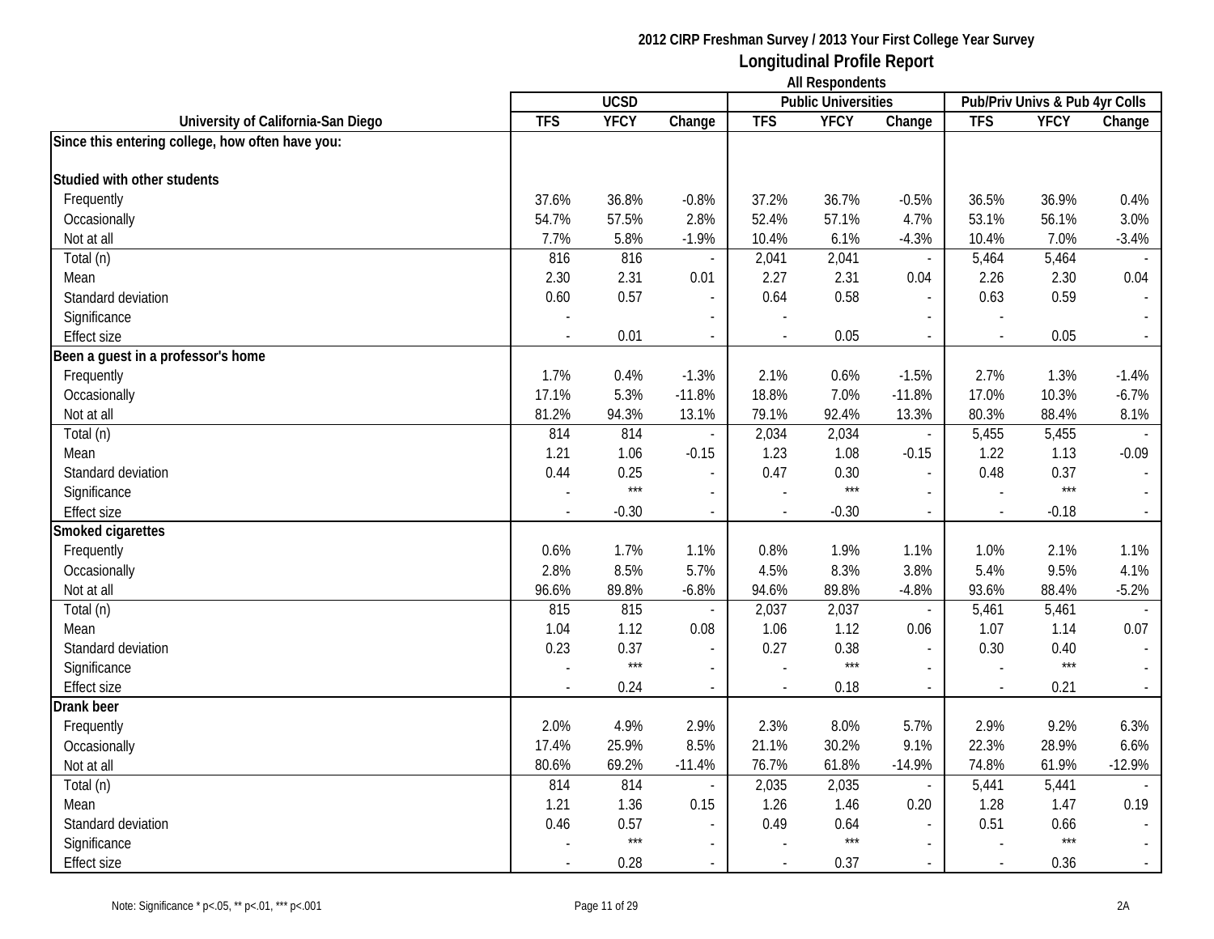**2012 CIRP Freshman Survey / 2013 Your First College Year Survey**

# Longitudinal Profile Report

**All Respondents**

| University of California-San Diego | UCSD | | | Public Universities | | | Pub/Priv Univs & Pub 4yr Colls | | |
|---|---|---|---|---|---|---|---|---|---|
| | TFS | YFCY | Change | TFS | YFCY | Change | TFS | YFCY | Change |
| **Since this entering college, how often have you:** | | | | | | | | | |
| **Studied with other students** | | | | | | | | | |
| Frequently | 37.6% | 36.8% | -0.8% | 37.2% | 36.7% | -0.5% | 36.5% | 36.9% | 0.4% |
| Occasionally | 54.7% | 57.5% | 2.8% | 52.4% | 57.1% | 4.7% | 53.1% | 56.1% | 3.0% |
| Not at all | 7.7% | 5.8% | -1.9% | 10.4% | 6.1% | -4.3% | 10.4% | 7.0% | -3.4% |
| Total (n) | 816 | 816 | - | 2,041 | 2,041 | - | 5,464 | 5,464 | - |
| Mean | 2.30 | 2.31 | 0.01 | 2.27 | 2.31 | 0.04 | 2.26 | 2.30 | 0.04 |
| Standard deviation | 0.60 | 0.57 | - | 0.64 | 0.58 | - | 0.63 | 0.59 | - |
| Significance | - | | - | - | | - | - | | - |
| Effect size | - | 0.01 | - | - | 0.05 | - | - | 0.05 | - |
| **Been a guest in a professor's home** | | | | | | | | | |
| Frequently | 1.7% | 0.4% | -1.3% | 2.1% | 0.6% | -1.5% | 2.7% | 1.3% | -1.4% |
| Occasionally | 17.1% | 5.3% | -11.8% | 18.8% | 7.0% | -11.8% | 17.0% | 10.3% | -6.7% |
| Not at all | 81.2% | 94.3% | 13.1% | 79.1% | 92.4% | 13.3% | 80.3% | 88.4% | 8.1% |
| Total (n) | 814 | 814 | - | 2,034 | 2,034 | - | 5,455 | 5,455 | - |
| Mean | 1.21 | 1.06 | -0.15 | 1.23 | 1.08 | -0.15 | 1.22 | 1.13 | -0.09 |
| Standard deviation | 0.44 | 0.25 | - | 0.47 | 0.30 | - | 0.48 | 0.37 | - |
| Significance | - | *** | - | - | *** | - | - | *** | - |
| Effect size | - | -0.30 | - | - | -0.30 | - | - | -0.18 | - |
| **Smoked cigarettes** | | | | | | | | | |
| Frequently | 0.6% | 1.7% | 1.1% | 0.8% | 1.9% | 1.1% | 1.0% | 2.1% | 1.1% |
| Occasionally | 2.8% | 8.5% | 5.7% | 4.5% | 8.3% | 3.8% | 5.4% | 9.5% | 4.1% |
| Not at all | 96.6% | 89.8% | -6.8% | 94.6% | 89.8% | -4.8% | 93.6% | 88.4% | -5.2% |
| Total (n) | 815 | 815 | - | 2,037 | 2,037 | - | 5,461 | 5,461 | - |
| Mean | 1.04 | 1.12 | 0.08 | 1.06 | 1.12 | 0.06 | 1.07 | 1.14 | 0.07 |
| Standard deviation | 0.23 | 0.37 | - | 0.27 | 0.38 | - | 0.30 | 0.40 | - |
| Significance | - | *** | - | - | *** | - | - | *** | - |
| Effect size | - | 0.24 | - | - | 0.18 | - | - | 0.21 | - |
| **Drank beer** | | | | | | | | | |
| Frequently | 2.0% | 4.9% | 2.9% | 2.3% | 8.0% | 5.7% | 2.9% | 9.2% | 6.3% |
| Occasionally | 17.4% | 25.9% | 8.5% | 21.1% | 30.2% | 9.1% | 22.3% | 28.9% | 6.6% |
| Not at all | 80.6% | 69.2% | -11.4% | 76.7% | 61.8% | -14.9% | 74.8% | 61.9% | -12.9% |
| Total (n) | 814 | 814 | - | 2,035 | 2,035 | - | 5,441 | 5,441 | - |
| Mean | 1.21 | 1.36 | 0.15 | 1.26 | 1.46 | 0.20 | 1.28 | 1.47 | 0.19 |
| Standard deviation | 0.46 | 0.57 | - | 0.49 | 0.64 | - | 0.51 | 0.66 | - |
| Significance | - | *** | - | - | *** | - | - | *** | - |
| Effect size | - | 0.28 | - | - | 0.37 | - | - | 0.36 | - |

Note: Significance * p<.05, ** p<.01, *** p<.001

2A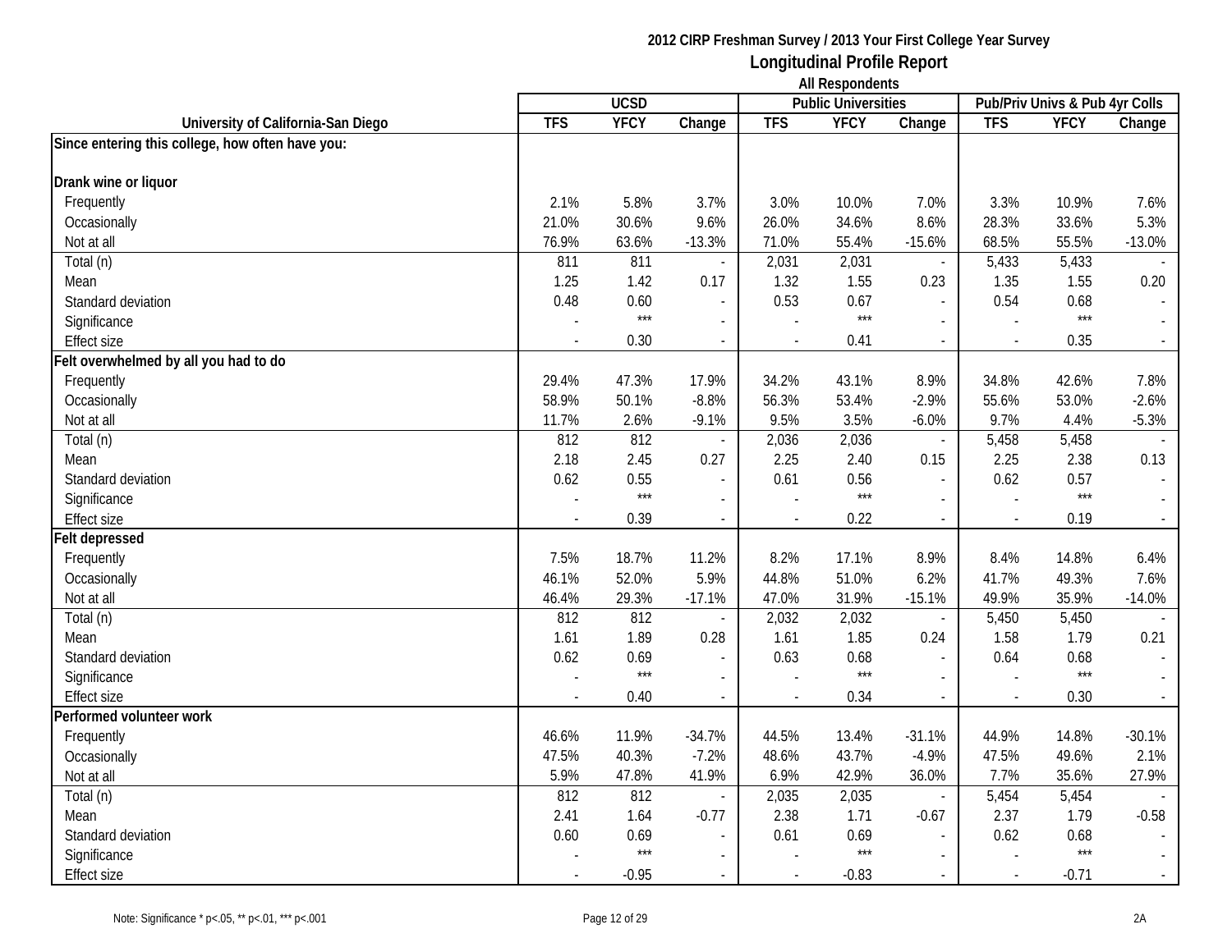# 2012 CIRP Freshman Survey / 2013 Your First College Year Survey
## Longitudinal Profile Report
### All Respondents

| University of California-San Diego | UCSD | | | Public Universities | | | Pub/Priv Univs & Pub 4yr Colls | | |
|---|---|---|---|---|---|---|---|---|---|
| | TFS | YFCY | Change | TFS | YFCY | Change | TFS | YFCY | Change |
| **Since entering this college, how often have you:** | | | | | | | | | |
| **Drank wine or liquor** | | | | | | | | | |
| Frequently | 2.1% | 5.8% | 3.7% | 3.0% | 10.0% | 7.0% | 3.3% | 10.9% | 7.6% |
| Occasionally | 21.0% | 30.6% | 9.6% | 26.0% | 34.6% | 8.6% | 28.3% | 33.6% | 5.3% |
| Not at all | 76.9% | 63.6% | -13.3% | 71.0% | 55.4% | -15.6% | 68.5% | 55.5% | -13.0% |
| Total (n) | 811 | 811 | - | 2,031 | 2,031 | - | 5,433 | 5,433 | - |
| Mean | 1.25 | 1.42 | 0.17 | 1.32 | 1.55 | 0.23 | 1.35 | 1.55 | 0.20 |
| Standard deviation | 0.48 | 0.60 | - | 0.53 | 0.67 | - | 0.54 | 0.68 | - |
| Significance | - | *** | - | - | *** | - | - | *** | - |
| Effect size | - | 0.30 | - | - | 0.41 | - | - | 0.35 | - |
| **Felt overwhelmed by all you had to do** | | | | | | | | | |
| Frequently | 29.4% | 47.3% | 17.9% | 34.2% | 43.1% | 8.9% | 34.8% | 42.6% | 7.8% |
| Occasionally | 58.9% | 50.1% | -8.8% | 56.3% | 53.4% | -2.9% | 55.6% | 53.0% | -2.6% |
| Not at all | 11.7% | 2.6% | -9.1% | 9.5% | 3.5% | -6.0% | 9.7% | 4.4% | -5.3% |
| Total (n) | 812 | 812 | - | 2,036 | 2,036 | - | 5,458 | 5,458 | - |
| Mean | 2.18 | 2.45 | 0.27 | 2.25 | 2.40 | 0.15 | 2.25 | 2.38 | 0.13 |
| Standard deviation | 0.62 | 0.55 | - | 0.61 | 0.56 | - | 0.62 | 0.57 | - |
| Significance | - | *** | - | - | *** | - | - | *** | - |
| Effect size | - | 0.39 | - | - | 0.22 | - | - | 0.19 | - |
| **Felt depressed** | | | | | | | | | |
| Frequently | 7.5% | 18.7% | 11.2% | 8.2% | 17.1% | 8.9% | 8.4% | 14.8% | 6.4% |
| Occasionally | 46.1% | 52.0% | 5.9% | 44.8% | 51.0% | 6.2% | 41.7% | 49.3% | 7.6% |
| Not at all | 46.4% | 29.3% | -17.1% | 47.0% | 31.9% | -15.1% | 49.9% | 35.9% | -14.0% |
| Total (n) | 812 | 812 | - | 2,032 | 2,032 | - | 5,450 | 5,450 | - |
| Mean | 1.61 | 1.89 | 0.28 | 1.61 | 1.85 | 0.24 | 1.58 | 1.79 | 0.21 |
| Standard deviation | 0.62 | 0.69 | - | 0.63 | 0.68 | - | 0.64 | 0.68 | - |
| Significance | - | *** | - | - | *** | - | - | *** | - |
| Effect size | - | 0.40 | - | - | 0.34 | - | - | 0.30 | - |
| **Performed volunteer work** | | | | | | | | | |
| Frequently | 46.6% | 11.9% | -34.7% | 44.5% | 13.4% | -31.1% | 44.9% | 14.8% | -30.1% |
| Occasionally | 47.5% | 40.3% | -7.2% | 48.6% | 43.7% | -4.9% | 47.5% | 49.6% | 2.1% |
| Not at all | 5.9% | 47.8% | 41.9% | 6.9% | 42.9% | 36.0% | 7.7% | 35.6% | 27.9% |
| Total (n) | 812 | 812 | - | 2,035 | 2,035 | - | 5,454 | 5,454 | - |
| Mean | 2.41 | 1.64 | -0.77 | 2.38 | 1.71 | -0.67 | 2.37 | 1.79 | -0.58 |
| Standard deviation | 0.60 | 0.69 | - | 0.61 | 0.69 | - | 0.62 | 0.68 | - |
| Significance | - | *** | - | - | *** | - | - | *** | - |
| Effect size | - | -0.95 | - | - | -0.83 | - | - | -0.71 | - |

Note: Significance * p<.05, ** p<.01, *** p<.001

2A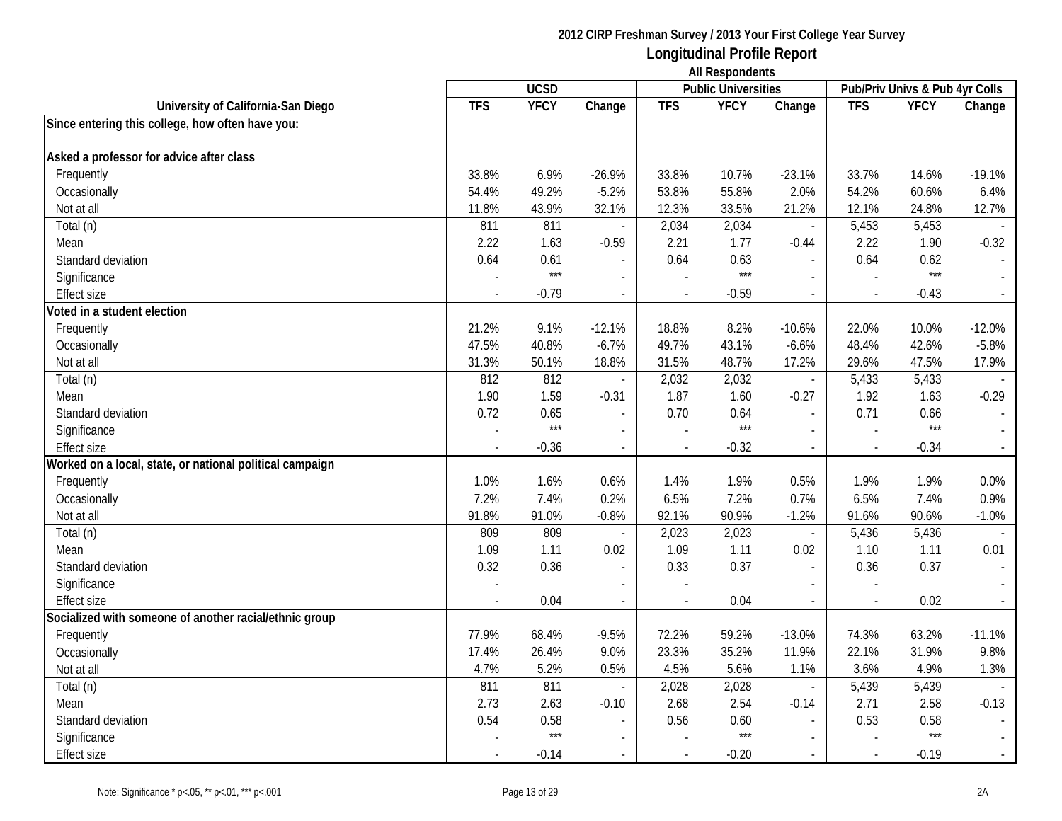**2012 CIRP Freshman Survey / 2013 Your First College Year Survey**

# Longitudinal Profile Report

**All Respondents**

| University of California-San Diego | UCSD | | | Public Universities | | | Pub/Priv Univs & Pub 4yr Colls | | |
|---|---|---|---|---|---|---|---|---|---|
| | TFS | YFCY | Change | TFS | YFCY | Change | TFS | YFCY | Change |
| **Since entering this college, how often have you:** | | | | | | | | | |
| **Asked a professor for advice after class** | | | | | | | | | |
| Frequently | 33.8% | 6.9% | -26.9% | 33.8% | 10.7% | -23.1% | 33.7% | 14.6% | -19.1% |
| Occasionally | 54.4% | 49.2% | -5.2% | 53.8% | 55.8% | 2.0% | 54.2% | 60.6% | 6.4% |
| Not at all | 11.8% | 43.9% | 32.1% | 12.3% | 33.5% | 21.2% | 12.1% | 24.8% | 12.7% |
| Total (n) | 811 | 811 | - | 2,034 | 2,034 | - | 5,453 | 5,453 | - |
| Mean | 2.22 | 1.63 | -0.59 | 2.21 | 1.77 | -0.44 | 2.22 | 1.90 | -0.32 |
| Standard deviation | 0.64 | 0.61 | - | 0.64 | 0.63 | - | 0.64 | 0.62 | - |
| Significance | - | *** | - | - | *** | - | - | *** | - |
| Effect size | - | -0.79 | - | - | -0.59 | - | - | -0.43 | - |
| **Voted in a student election** | | | | | | | | | |
| Frequently | 21.2% | 9.1% | -12.1% | 18.8% | 8.2% | -10.6% | 22.0% | 10.0% | -12.0% |
| Occasionally | 47.5% | 40.8% | -6.7% | 49.7% | 43.1% | -6.6% | 48.4% | 42.6% | -5.8% |
| Not at all | 31.3% | 50.1% | 18.8% | 31.5% | 48.7% | 17.2% | 29.6% | 47.5% | 17.9% |
| Total (n) | 812 | 812 | - | 2,032 | 2,032 | - | 5,433 | 5,433 | - |
| Mean | 1.90 | 1.59 | -0.31 | 1.87 | 1.60 | -0.27 | 1.92 | 1.63 | -0.29 |
| Standard deviation | 0.72 | 0.65 | - | 0.70 | 0.64 | - | 0.71 | 0.66 | - |
| Significance | - | *** | - | - | *** | - | - | *** | - |
| Effect size | - | -0.36 | - | - | -0.32 | - | - | -0.34 | - |
| **Worked on a local, state, or national political campaign** | | | | | | | | | |
| Frequently | 1.0% | 1.6% | 0.6% | 1.4% | 1.9% | 0.5% | 1.9% | 1.9% | 0.0% |
| Occasionally | 7.2% | 7.4% | 0.2% | 6.5% | 7.2% | 0.7% | 6.5% | 7.4% | 0.9% |
| Not at all | 91.8% | 91.0% | -0.8% | 92.1% | 90.9% | -1.2% | 91.6% | 90.6% | -1.0% |
| Total (n) | 809 | 809 | - | 2,023 | 2,023 | - | 5,436 | 5,436 | - |
| Mean | 1.09 | 1.11 | 0.02 | 1.09 | 1.11 | 0.02 | 1.10 | 1.11 | 0.01 |
| Standard deviation | 0.32 | 0.36 | - | 0.33 | 0.37 | - | 0.36 | 0.37 | - |
| Significance | - | | - | - | | - | - | | - |
| Effect size | - | 0.04 | - | - | 0.04 | - | - | 0.02 | - |
| **Socialized with someone of another racial/ethnic group** | | | | | | | | | |
| Frequently | 77.9% | 68.4% | -9.5% | 72.2% | 59.2% | -13.0% | 74.3% | 63.2% | -11.1% |
| Occasionally | 17.4% | 26.4% | 9.0% | 23.3% | 35.2% | 11.9% | 22.1% | 31.9% | 9.8% |
| Not at all | 4.7% | 5.2% | 0.5% | 4.5% | 5.6% | 1.1% | 3.6% | 4.9% | 1.3% |
| Total (n) | 811 | 811 | - | 2,028 | 2,028 | - | 5,439 | 5,439 | - |
| Mean | 2.73 | 2.63 | -0.10 | 2.68 | 2.54 | -0.14 | 2.71 | 2.58 | -0.13 |
| Standard deviation | 0.54 | 0.58 | - | 0.56 | 0.60 | - | 0.53 | 0.58 | - |
| Significance | - | *** | - | - | *** | - | - | *** | - |
| Effect size | - | -0.14 | - | - | -0.20 | - | - | -0.19 | - |

Note: Significance * p<.05, ** p<.01, *** p<.001

2A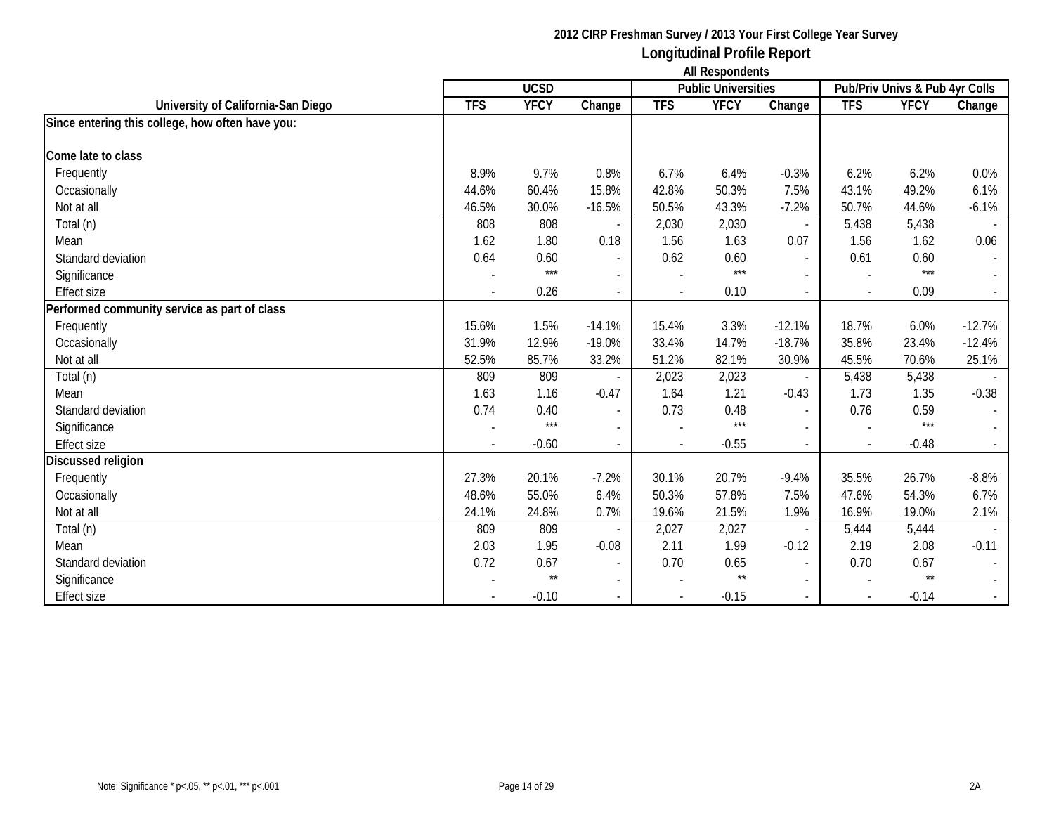**2012 CIRP Freshman Survey / 2013 Your First College Year Survey**

# Longitudinal Profile Report

**All Respondents**

| University of California-San Diego | UCSD | | | Public Universities | | | Pub/Priv Univs & Pub 4yr Colls | | |
|---|---|---|---|---|---|---|---|---|---|
| | TFS | YFCY | Change | TFS | YFCY | Change | TFS | YFCY | Change |
| **Since entering this college, how often have you:** | | | | | | | | | |
| **Come late to class** | | | | | | | | | |
| Frequently | 8.9% | 9.7% | 0.8% | 6.7% | 6.4% | -0.3% | 6.2% | 6.2% | 0.0% |
| Occasionally | 44.6% | 60.4% | 15.8% | 42.8% | 50.3% | 7.5% | 43.1% | 49.2% | 6.1% |
| Not at all | 46.5% | 30.0% | -16.5% | 50.5% | 43.3% | -7.2% | 50.7% | 44.6% | -6.1% |
| Total (n) | 808 | 808 | - | 2,030 | 2,030 | - | 5,438 | 5,438 | - |
| Mean | 1.62 | 1.80 | 0.18 | 1.56 | 1.63 | 0.07 | 1.56 | 1.62 | 0.06 |
| Standard deviation | 0.64 | 0.60 | - | 0.62 | 0.60 | - | 0.61 | 0.60 | - |
| Significance | - | *** | - | - | *** | - | - | *** | - |
| Effect size | - | 0.26 | - | - | 0.10 | - | - | 0.09 | - |
| **Performed community service as part of class** | | | | | | | | | |
| Frequently | 15.6% | 1.5% | -14.1% | 15.4% | 3.3% | -12.1% | 18.7% | 6.0% | -12.7% |
| Occasionally | 31.9% | 12.9% | -19.0% | 33.4% | 14.7% | -18.7% | 35.8% | 23.4% | -12.4% |
| Not at all | 52.5% | 85.7% | 33.2% | 51.2% | 82.1% | 30.9% | 45.5% | 70.6% | 25.1% |
| Total (n) | 809 | 809 | - | 2,023 | 2,023 | - | 5,438 | 5,438 | - |
| Mean | 1.63 | 1.16 | -0.47 | 1.64 | 1.21 | -0.43 | 1.73 | 1.35 | -0.38 |
| Standard deviation | 0.74 | 0.40 | - | 0.73 | 0.48 | - | 0.76 | 0.59 | - |
| Significance | - | *** | - | - | *** | - | - | *** | - |
| Effect size | - | -0.60 | - | - | -0.55 | - | - | -0.48 | - |
| **Discussed religion** | | | | | | | | | |
| Frequently | 27.3% | 20.1% | -7.2% | 30.1% | 20.7% | -9.4% | 35.5% | 26.7% | -8.8% |
| Occasionally | 48.6% | 55.0% | 6.4% | 50.3% | 57.8% | 7.5% | 47.6% | 54.3% | 6.7% |
| Not at all | 24.1% | 24.8% | 0.7% | 19.6% | 21.5% | 1.9% | 16.9% | 19.0% | 2.1% |
| Total (n) | 809 | 809 | - | 2,027 | 2,027 | - | 5,444 | 5,444 | - |
| Mean | 2.03 | 1.95 | -0.08 | 2.11 | 1.99 | -0.12 | 2.19 | 2.08 | -0.11 |
| Standard deviation | 0.72 | 0.67 | - | 0.70 | 0.65 | - | 0.70 | 0.67 | - |
| Significance | - | ** | - | - | ** | - | - | ** | - |
| Effect size | - | -0.10 | - | - | -0.15 | - | - | -0.14 | - |

Note: Significance * p<.05, ** p<.01, *** p<.001

2A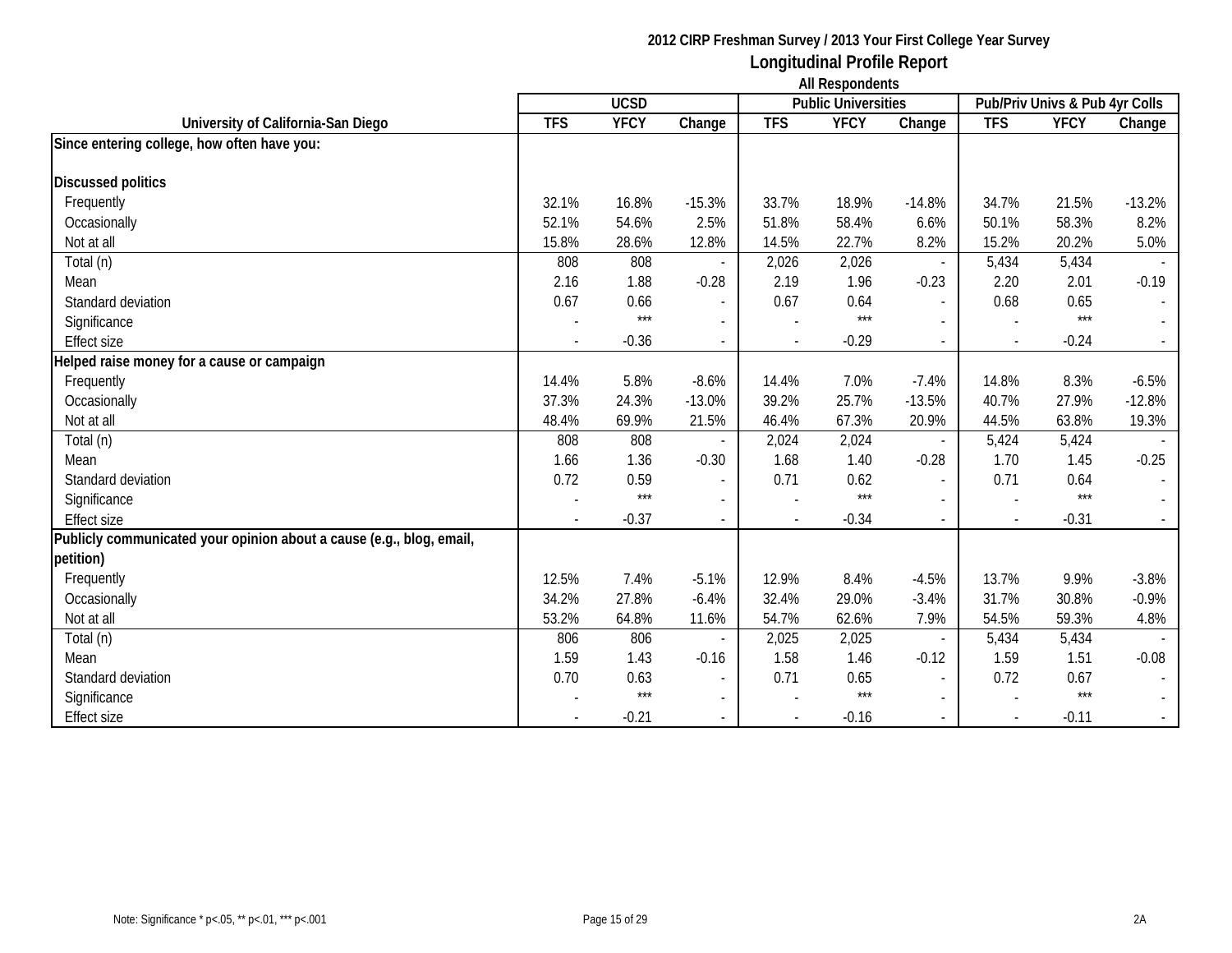# 2012 CIRP Freshman Survey / 2013 Your First College Year Survey

## Longitudinal Profile Report

### All Respondents

| University of California-San Diego | UCSD | | | Public Universities | | | Pub/Priv Univs & Pub 4yr Colls | | |
|---|---|---|---|---|---|---|---|---|---|
| | TFS | YFCY | Change | TFS | YFCY | Change | TFS | YFCY | Change |
| **Since entering college, how often have you:** | | | | | | | | | |
| **Discussed politics** | | | | | | | | | |
| Frequently | 32.1% | 16.8% | -15.3% | 33.7% | 18.9% | -14.8% | 34.7% | 21.5% | -13.2% |
| Occasionally | 52.1% | 54.6% | 2.5% | 51.8% | 58.4% | 6.6% | 50.1% | 58.3% | 8.2% |
| Not at all | 15.8% | 28.6% | 12.8% | 14.5% | 22.7% | 8.2% | 15.2% | 20.2% | 5.0% |
| Total (n) | 808 | 808 | - | 2,026 | 2,026 | - | 5,434 | 5,434 | - |
| Mean | 2.16 | 1.88 | -0.28 | 2.19 | 1.96 | -0.23 | 2.20 | 2.01 | -0.19 |
| Standard deviation | 0.67 | 0.66 | - | 0.67 | 0.64 | - | 0.68 | 0.65 | - |
| Significance | - | *** | - | - | *** | - | - | *** | - |
| Effect size | - | -0.36 | - | - | -0.29 | - | - | -0.24 | - |
| **Helped raise money for a cause or campaign** | | | | | | | | | |
| Frequently | 14.4% | 5.8% | -8.6% | 14.4% | 7.0% | -7.4% | 14.8% | 8.3% | -6.5% |
| Occasionally | 37.3% | 24.3% | -13.0% | 39.2% | 25.7% | -13.5% | 40.7% | 27.9% | -12.8% |
| Not at all | 48.4% | 69.9% | 21.5% | 46.4% | 67.3% | 20.9% | 44.5% | 63.8% | 19.3% |
| Total (n) | 808 | 808 | - | 2,024 | 2,024 | - | 5,424 | 5,424 | - |
| Mean | 1.66 | 1.36 | -0.30 | 1.68 | 1.40 | -0.28 | 1.70 | 1.45 | -0.25 |
| Standard deviation | 0.72 | 0.59 | - | 0.71 | 0.62 | - | 0.71 | 0.64 | - |
| Significance | - | *** | - | - | *** | - | - | *** | - |
| Effect size | - | -0.37 | - | - | -0.34 | - | - | -0.31 | - |
| **Publicly communicated your opinion about a cause (e.g., blog, email, petition)** | | | | | | | | | |
| Frequently | 12.5% | 7.4% | -5.1% | 12.9% | 8.4% | -4.5% | 13.7% | 9.9% | -3.8% |
| Occasionally | 34.2% | 27.8% | -6.4% | 32.4% | 29.0% | -3.4% | 31.7% | 30.8% | -0.9% |
| Not at all | 53.2% | 64.8% | 11.6% | 54.7% | 62.6% | 7.9% | 54.5% | 59.3% | 4.8% |
| Total (n) | 806 | 806 | - | 2,025 | 2,025 | - | 5,434 | 5,434 | - |
| Mean | 1.59 | 1.43 | -0.16 | 1.58 | 1.46 | -0.12 | 1.59 | 1.51 | -0.08 |
| Standard deviation | 0.70 | 0.63 | - | 0.71 | 0.65 | - | 0.72 | 0.67 | - |
| Significance | - | *** | - | - | *** | - | - | *** | - |
| Effect size | - | -0.21 | - | - | -0.16 | - | - | -0.11 | - |

Note: Significance * p<.05, ** p<.01, *** p<.001

2A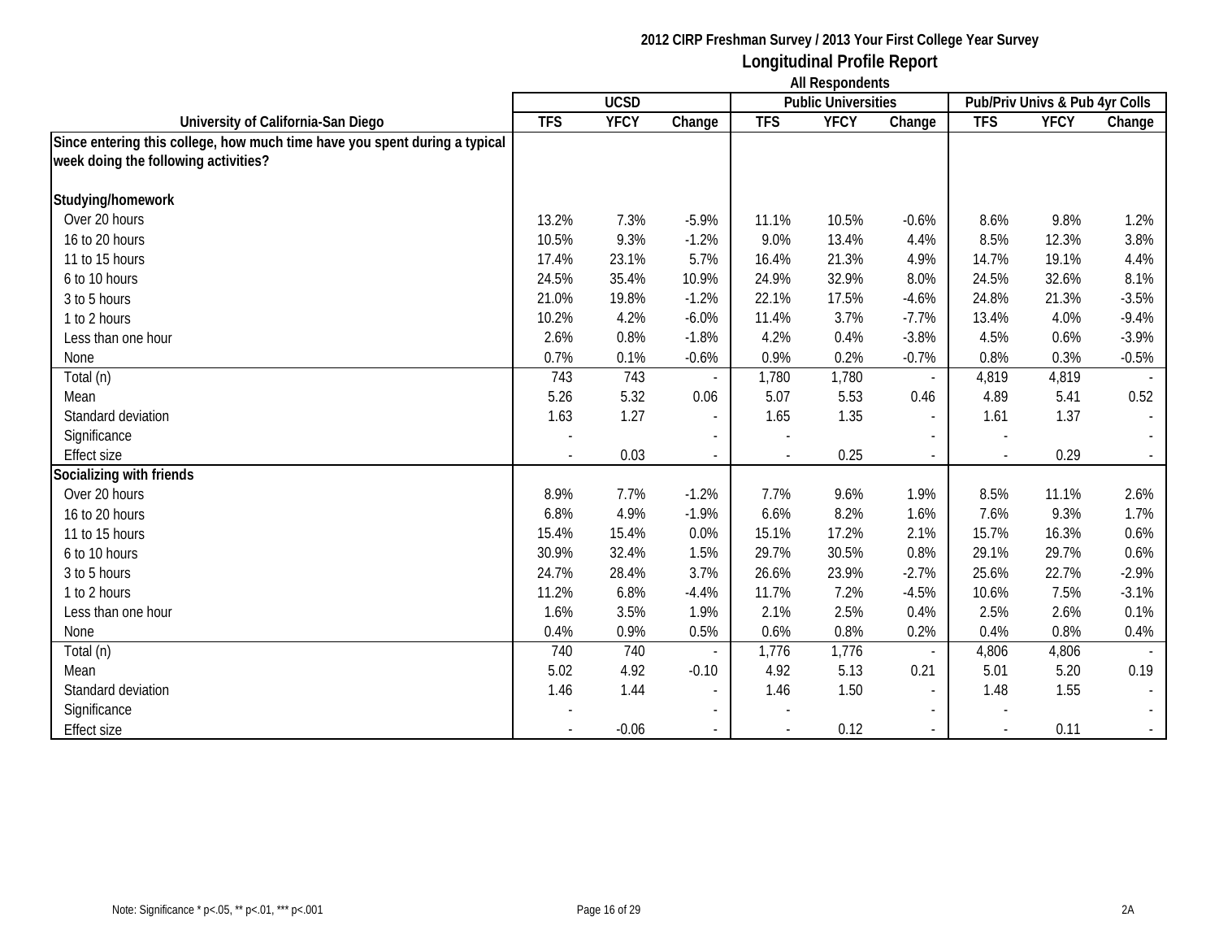**2012 CIRP Freshman Survey / 2013 Your First College Year Survey**

# Longitudinal Profile Report

**All Respondents**

| University of California-San Diego | UCSD | | | Public Universities | | | Pub/Priv Univs & Pub 4yr Colls | | |
|---|---|---|---|---|---|---|---|---|---|
| | TFS | YFCY | Change | TFS | YFCY | Change | TFS | YFCY | Change |
| **Since entering this college, how much time have you spent during a typical week doing the following activities?** | | | | | | | | | |
| **Studying/homework** | | | | | | | | | |
| Over 20 hours | 13.2% | 7.3% | -5.9% | 11.1% | 10.5% | -0.6% | 8.6% | 9.8% | 1.2% |
| 16 to 20 hours | 10.5% | 9.3% | -1.2% | 9.0% | 13.4% | 4.4% | 8.5% | 12.3% | 3.8% |
| 11 to 15 hours | 17.4% | 23.1% | 5.7% | 16.4% | 21.3% | 4.9% | 14.7% | 19.1% | 4.4% |
| 6 to 10 hours | 24.5% | 35.4% | 10.9% | 24.9% | 32.9% | 8.0% | 24.5% | 32.6% | 8.1% |
| 3 to 5 hours | 21.0% | 19.8% | -1.2% | 22.1% | 17.5% | -4.6% | 24.8% | 21.3% | -3.5% |
| 1 to 2 hours | 10.2% | 4.2% | -6.0% | 11.4% | 3.7% | -7.7% | 13.4% | 4.0% | -9.4% |
| Less than one hour | 2.6% | 0.8% | -1.8% | 4.2% | 0.4% | -3.8% | 4.5% | 0.6% | -3.9% |
| None | 0.7% | 0.1% | -0.6% | 0.9% | 0.2% | -0.7% | 0.8% | 0.3% | -0.5% |
| Total (n) | 743 | 743 | - | 1,780 | 1,780 | - | 4,819 | 4,819 | - |
| Mean | 5.26 | 5.32 | 0.06 | 5.07 | 5.53 | 0.46 | 4.89 | 5.41 | 0.52 |
| Standard deviation | 1.63 | 1.27 | - | 1.65 | 1.35 | - | 1.61 | 1.37 | - |
| Significance | - | | - | - | | - | - | | - |
| Effect size | - | 0.03 | - | - | 0.25 | - | - | 0.29 | - |
| **Socializing with friends** | | | | | | | | | |
| Over 20 hours | 8.9% | 7.7% | -1.2% | 7.7% | 9.6% | 1.9% | 8.5% | 11.1% | 2.6% |
| 16 to 20 hours | 6.8% | 4.9% | -1.9% | 6.6% | 8.2% | 1.6% | 7.6% | 9.3% | 1.7% |
| 11 to 15 hours | 15.4% | 15.4% | 0.0% | 15.1% | 17.2% | 2.1% | 15.7% | 16.3% | 0.6% |
| 6 to 10 hours | 30.9% | 32.4% | 1.5% | 29.7% | 30.5% | 0.8% | 29.1% | 29.7% | 0.6% |
| 3 to 5 hours | 24.7% | 28.4% | 3.7% | 26.6% | 23.9% | -2.7% | 25.6% | 22.7% | -2.9% |
| 1 to 2 hours | 11.2% | 6.8% | -4.4% | 11.7% | 7.2% | -4.5% | 10.6% | 7.5% | -3.1% |
| Less than one hour | 1.6% | 3.5% | 1.9% | 2.1% | 2.5% | 0.4% | 2.5% | 2.6% | 0.1% |
| None | 0.4% | 0.9% | 0.5% | 0.6% | 0.8% | 0.2% | 0.4% | 0.8% | 0.4% |
| Total (n) | 740 | 740 | - | 1,776 | 1,776 | - | 4,806 | 4,806 | - |
| Mean | 5.02 | 4.92 | -0.10 | 4.92 | 5.13 | 0.21 | 5.01 | 5.20 | 0.19 |
| Standard deviation | 1.46 | 1.44 | - | 1.46 | 1.50 | - | 1.48 | 1.55 | - |
| Significance | - | | - | - | | - | - | | - |
| Effect size | - | -0.06 | - | - | 0.12 | - | - | 0.11 | - |

Note: Significance * p<.05, ** p<.01, *** p<.001

2A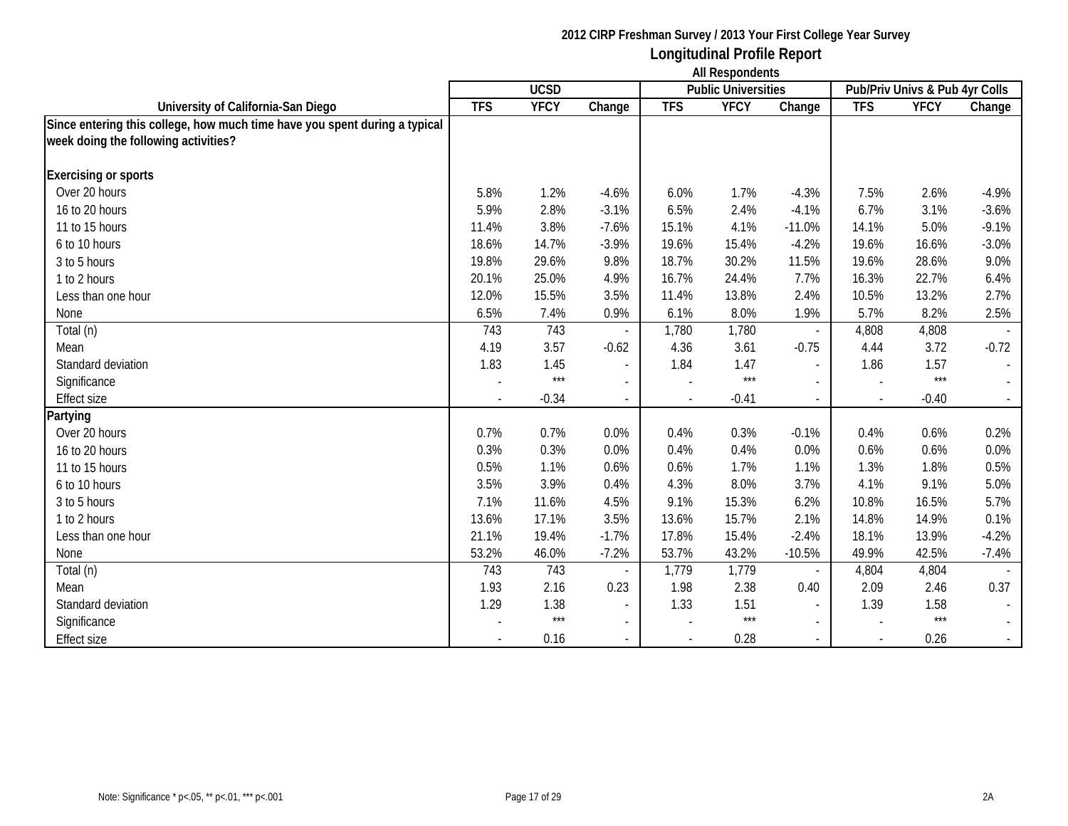**2012 CIRP Freshman Survey / 2013 Your First College Year Survey**

**Longitudinal Profile Report**

**All Respondents**

| University of California-San Diego | UCSD | | | Public Universities | | | Pub/Priv Univs & Pub 4yr Colls | | |
|---|---|---|---|---|---|---|---|---|---|
| | TFS | YFCY | Change | TFS | YFCY | Change | TFS | YFCY | Change |
| **Since entering this college, how much time have you spent during a typical week doing the following activities?** | | | | | | | | | |
| **Exercising or sports** | | | | | | | | | |
| Over 20 hours | 5.8% | 1.2% | -4.6% | 6.0% | 1.7% | -4.3% | 7.5% | 2.6% | -4.9% |
| 16 to 20 hours | 5.9% | 2.8% | -3.1% | 6.5% | 2.4% | -4.1% | 6.7% | 3.1% | -3.6% |
| 11 to 15 hours | 11.4% | 3.8% | -7.6% | 15.1% | 4.1% | -11.0% | 14.1% | 5.0% | -9.1% |
| 6 to 10 hours | 18.6% | 14.7% | -3.9% | 19.6% | 15.4% | -4.2% | 19.6% | 16.6% | -3.0% |
| 3 to 5 hours | 19.8% | 29.6% | 9.8% | 18.7% | 30.2% | 11.5% | 19.6% | 28.6% | 9.0% |
| 1 to 2 hours | 20.1% | 25.0% | 4.9% | 16.7% | 24.4% | 7.7% | 16.3% | 22.7% | 6.4% |
| Less than one hour | 12.0% | 15.5% | 3.5% | 11.4% | 13.8% | 2.4% | 10.5% | 13.2% | 2.7% |
| None | 6.5% | 7.4% | 0.9% | 6.1% | 8.0% | 1.9% | 5.7% | 8.2% | 2.5% |
| Total (n) | 743 | 743 | - | 1,780 | 1,780 | - | 4,808 | 4,808 | - |
| Mean | 4.19 | 3.57 | -0.62 | 4.36 | 3.61 | -0.75 | 4.44 | 3.72 | -0.72 |
| Standard deviation | 1.83 | 1.45 | - | 1.84 | 1.47 | - | 1.86 | 1.57 | - |
| Significance | - | *** | - | - | *** | - | - | *** | - |
| Effect size | - | -0.34 | - | - | -0.41 | - | - | -0.40 | - |
| **Partying** | | | | | | | | | |
| Over 20 hours | 0.7% | 0.7% | 0.0% | 0.4% | 0.3% | -0.1% | 0.4% | 0.6% | 0.2% |
| 16 to 20 hours | 0.3% | 0.3% | 0.0% | 0.4% | 0.4% | 0.0% | 0.6% | 0.6% | 0.0% |
| 11 to 15 hours | 0.5% | 1.1% | 0.6% | 0.6% | 1.7% | 1.1% | 1.3% | 1.8% | 0.5% |
| 6 to 10 hours | 3.5% | 3.9% | 0.4% | 4.3% | 8.0% | 3.7% | 4.1% | 9.1% | 5.0% |
| 3 to 5 hours | 7.1% | 11.6% | 4.5% | 9.1% | 15.3% | 6.2% | 10.8% | 16.5% | 5.7% |
| 1 to 2 hours | 13.6% | 17.1% | 3.5% | 13.6% | 15.7% | 2.1% | 14.8% | 14.9% | 0.1% |
| Less than one hour | 21.1% | 19.4% | -1.7% | 17.8% | 15.4% | -2.4% | 18.1% | 13.9% | -4.2% |
| None | 53.2% | 46.0% | -7.2% | 53.7% | 43.2% | -10.5% | 49.9% | 42.5% | -7.4% |
| Total (n) | 743 | 743 | - | 1,779 | 1,779 | - | 4,804 | 4,804 | - |
| Mean | 1.93 | 2.16 | 0.23 | 1.98 | 2.38 | 0.40 | 2.09 | 2.46 | 0.37 |
| Standard deviation | 1.29 | 1.38 | - | 1.33 | 1.51 | - | 1.39 | 1.58 | - |
| Significance | - | *** | - | - | *** | - | - | *** | - |
| Effect size | - | 0.16 | - | - | 0.28 | - | - | 0.26 | - |

Note: Significance * p<.05, ** p<.01, *** p<.001

2A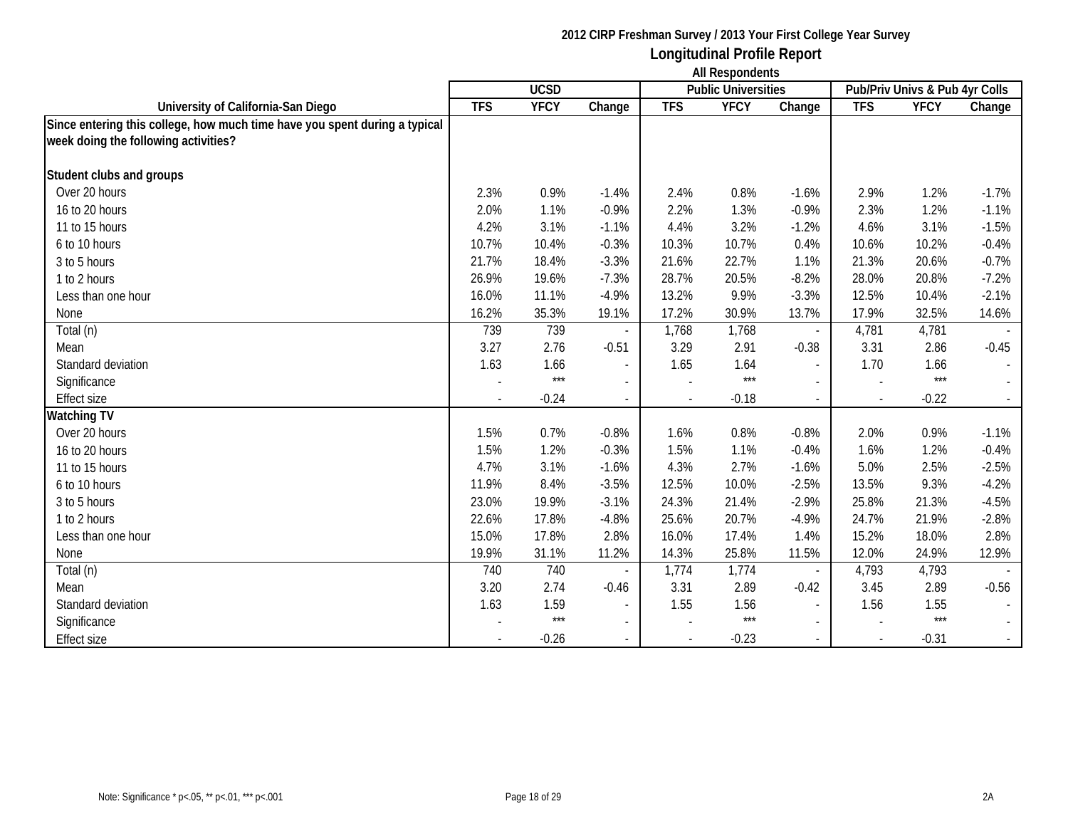**2012 CIRP Freshman Survey / 2013 Your First College Year Survey**

## Longitudinal Profile Report

**All Respondents**

| University of California-San Diego | UCSD | | | Public Universities | | | Pub/Priv Univs & Pub 4yr Colls | | |
|---|---|---|---|---|---|---|---|---|---|
| | TFS | YFCY | Change | TFS | YFCY | Change | TFS | YFCY | Change |
| **Since entering this college, how much time have you spent during a typical week doing the following activities?** | | | | | | | | | |
| **Student clubs and groups** | | | | | | | | | |
| Over 20 hours | 2.3% | 0.9% | -1.4% | 2.4% | 0.8% | -1.6% | 2.9% | 1.2% | -1.7% |
| 16 to 20 hours | 2.0% | 1.1% | -0.9% | 2.2% | 1.3% | -0.9% | 2.3% | 1.2% | -1.1% |
| 11 to 15 hours | 4.2% | 3.1% | -1.1% | 4.4% | 3.2% | -1.2% | 4.6% | 3.1% | -1.5% |
| 6 to 10 hours | 10.7% | 10.4% | -0.3% | 10.3% | 10.7% | 0.4% | 10.6% | 10.2% | -0.4% |
| 3 to 5 hours | 21.7% | 18.4% | -3.3% | 21.6% | 22.7% | 1.1% | 21.3% | 20.6% | -0.7% |
| 1 to 2 hours | 26.9% | 19.6% | -7.3% | 28.7% | 20.5% | -8.2% | 28.0% | 20.8% | -7.2% |
| Less than one hour | 16.0% | 11.1% | -4.9% | 13.2% | 9.9% | -3.3% | 12.5% | 10.4% | -2.1% |
| None | 16.2% | 35.3% | 19.1% | 17.2% | 30.9% | 13.7% | 17.9% | 32.5% | 14.6% |
| Total (n) | 739 | 739 | - | 1,768 | 1,768 | - | 4,781 | 4,781 | - |
| Mean | 3.27 | 2.76 | -0.51 | 3.29 | 2.91 | -0.38 | 3.31 | 2.86 | -0.45 |
| Standard deviation | 1.63 | 1.66 | - | 1.65 | 1.64 | - | 1.70 | 1.66 | - |
| Significance | - | *** | - | - | *** | - | - | *** | - |
| Effect size | - | -0.24 | - | - | -0.18 | - | - | -0.22 | - |
| **Watching TV** | | | | | | | | | |
| Over 20 hours | 1.5% | 0.7% | -0.8% | 1.6% | 0.8% | -0.8% | 2.0% | 0.9% | -1.1% |
| 16 to 20 hours | 1.5% | 1.2% | -0.3% | 1.5% | 1.1% | -0.4% | 1.6% | 1.2% | -0.4% |
| 11 to 15 hours | 4.7% | 3.1% | -1.6% | 4.3% | 2.7% | -1.6% | 5.0% | 2.5% | -2.5% |
| 6 to 10 hours | 11.9% | 8.4% | -3.5% | 12.5% | 10.0% | -2.5% | 13.5% | 9.3% | -4.2% |
| 3 to 5 hours | 23.0% | 19.9% | -3.1% | 24.3% | 21.4% | -2.9% | 25.8% | 21.3% | -4.5% |
| 1 to 2 hours | 22.6% | 17.8% | -4.8% | 25.6% | 20.7% | -4.9% | 24.7% | 21.9% | -2.8% |
| Less than one hour | 15.0% | 17.8% | 2.8% | 16.0% | 17.4% | 1.4% | 15.2% | 18.0% | 2.8% |
| None | 19.9% | 31.1% | 11.2% | 14.3% | 25.8% | 11.5% | 12.0% | 24.9% | 12.9% |
| Total (n) | 740 | 740 | - | 1,774 | 1,774 | - | 4,793 | 4,793 | - |
| Mean | 3.20 | 2.74 | -0.46 | 3.31 | 2.89 | -0.42 | 3.45 | 2.89 | -0.56 |
| Standard deviation | 1.63 | 1.59 | - | 1.55 | 1.56 | - | 1.56 | 1.55 | - |
| Significance | - | *** | - | - | *** | - | - | *** | - |
| Effect size | - | -0.26 | - | - | -0.23 | - | - | -0.31 | - |

Note: Significance * p<.05, ** p<.01, *** p<.001

2A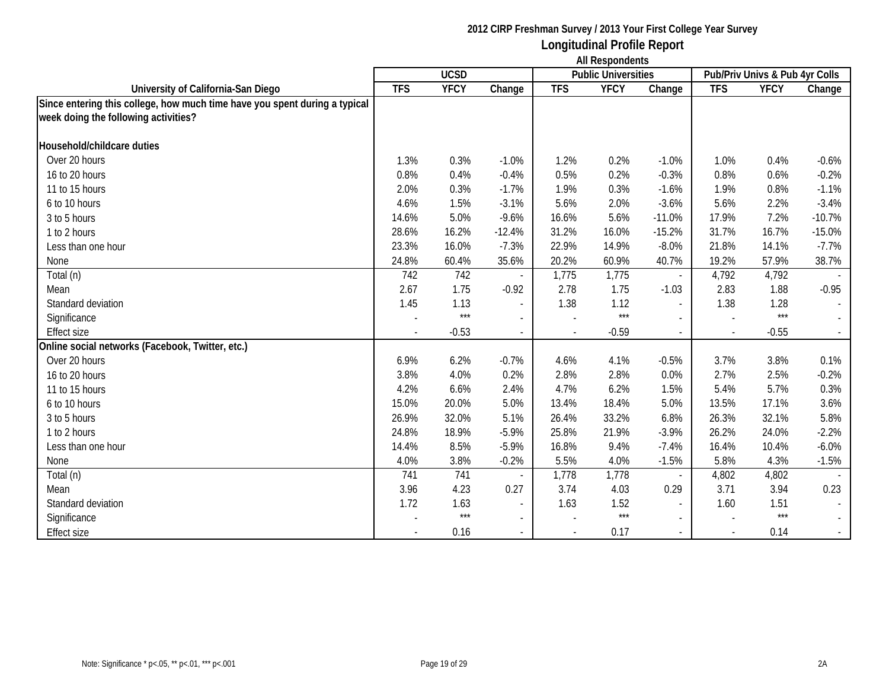## 2012 CIRP Freshman Survey / 2013 Your First College Year Survey
## Longitudinal Profile Report
### All Respondents

| University of California-San Diego | UCSD | | | Public Universities | | | Pub/Priv Univs & Pub 4yr Colls | | |
|---|---|---|---|---|---|---|---|---|---|
| | TFS | YFCY | Change | TFS | YFCY | Change | TFS | YFCY | Change |
| **Since entering this college, how much time have you spent during a typical week doing the following activities?** | | | | | | | | | |
| **Household/childcare duties** | | | | | | | | | |
| Over 20 hours | 1.3% | 0.3% | -1.0% | 1.2% | 0.2% | -1.0% | 1.0% | 0.4% | -0.6% |
| 16 to 20 hours | 0.8% | 0.4% | -0.4% | 0.5% | 0.2% | -0.3% | 0.8% | 0.6% | -0.2% |
| 11 to 15 hours | 2.0% | 0.3% | -1.7% | 1.9% | 0.3% | -1.6% | 1.9% | 0.8% | -1.1% |
| 6 to 10 hours | 4.6% | 1.5% | -3.1% | 5.6% | 2.0% | -3.6% | 5.6% | 2.2% | -3.4% |
| 3 to 5 hours | 14.6% | 5.0% | -9.6% | 16.6% | 5.6% | -11.0% | 17.9% | 7.2% | -10.7% |
| 1 to 2 hours | 28.6% | 16.2% | -12.4% | 31.2% | 16.0% | -15.2% | 31.7% | 16.7% | -15.0% |
| Less than one hour | 23.3% | 16.0% | -7.3% | 22.9% | 14.9% | -8.0% | 21.8% | 14.1% | -7.7% |
| None | 24.8% | 60.4% | 35.6% | 20.2% | 60.9% | 40.7% | 19.2% | 57.9% | 38.7% |
| Total (n) | 742 | 742 | - | 1,775 | 1,775 | - | 4,792 | 4,792 | - |
| Mean | 2.67 | 1.75 | -0.92 | 2.78 | 1.75 | -1.03 | 2.83 | 1.88 | -0.95 |
| Standard deviation | 1.45 | 1.13 | - | 1.38 | 1.12 | - | 1.38 | 1.28 | - |
| Significance | - | *** | - | - | *** | - | - | *** | - |
| Effect size | - | -0.53 | - | - | -0.59 | - | - | -0.55 | - |
| **Online social networks (Facebook, Twitter, etc.)** | | | | | | | | | |
| Over 20 hours | 6.9% | 6.2% | -0.7% | 4.6% | 4.1% | -0.5% | 3.7% | 3.8% | 0.1% |
| 16 to 20 hours | 3.8% | 4.0% | 0.2% | 2.8% | 2.8% | 0.0% | 2.7% | 2.5% | -0.2% |
| 11 to 15 hours | 4.2% | 6.6% | 2.4% | 4.7% | 6.2% | 1.5% | 5.4% | 5.7% | 0.3% |
| 6 to 10 hours | 15.0% | 20.0% | 5.0% | 13.4% | 18.4% | 5.0% | 13.5% | 17.1% | 3.6% |
| 3 to 5 hours | 26.9% | 32.0% | 5.1% | 26.4% | 33.2% | 6.8% | 26.3% | 32.1% | 5.8% |
| 1 to 2 hours | 24.8% | 18.9% | -5.9% | 25.8% | 21.9% | -3.9% | 26.2% | 24.0% | -2.2% |
| Less than one hour | 14.4% | 8.5% | -5.9% | 16.8% | 9.4% | -7.4% | 16.4% | 10.4% | -6.0% |
| None | 4.0% | 3.8% | -0.2% | 5.5% | 4.0% | -1.5% | 5.8% | 4.3% | -1.5% |
| Total (n) | 741 | 741 | - | 1,778 | 1,778 | - | 4,802 | 4,802 | - |
| Mean | 3.96 | 4.23 | 0.27 | 3.74 | 4.03 | 0.29 | 3.71 | 3.94 | 0.23 |
| Standard deviation | 1.72 | 1.63 | - | 1.63 | 1.52 | - | 1.60 | 1.51 | - |
| Significance | - | *** | - | - | *** | - | - | *** | - |
| Effect size | - | 0.16 | - | - | 0.17 | - | - | 0.14 | - |

Note: Significance * p<.05, ** p<.01, *** p<.001

2A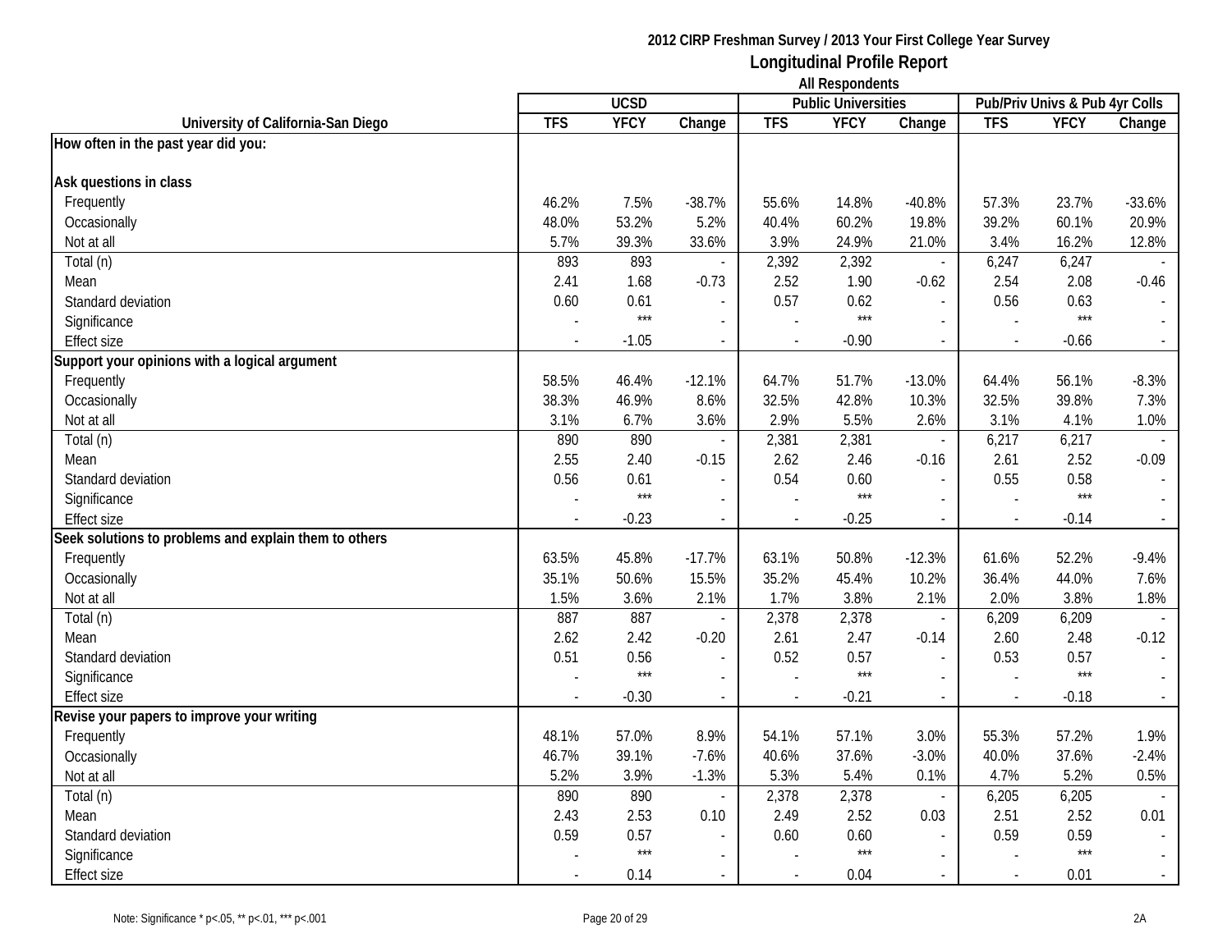**2012 CIRP Freshman Survey / 2013 Your First College Year Survey**
**Longitudinal Profile Report**
**All Respondents**

| University of California-San Diego | UCSD | | | Public Universities | | | Pub/Priv Univs & Pub 4yr Colls | | |
|---|---|---|---|---|---|---|---|---|---|
| | TFS | YFCY | Change | TFS | YFCY | Change | TFS | YFCY | Change |
| **How often in the past year did you:** | | | | | | | | | |
| **Ask questions in class** | | | | | | | | | |
| Frequently | 46.2% | 7.5% | -38.7% | 55.6% | 14.8% | -40.8% | 57.3% | 23.7% | -33.6% |
| Occasionally | 48.0% | 53.2% | 5.2% | 40.4% | 60.2% | 19.8% | 39.2% | 60.1% | 20.9% |
| Not at all | 5.7% | 39.3% | 33.6% | 3.9% | 24.9% | 21.0% | 3.4% | 16.2% | 12.8% |
| Total (n) | 893 | 893 | - | 2,392 | 2,392 | - | 6,247 | 6,247 | - |
| Mean | 2.41 | 1.68 | -0.73 | 2.52 | 1.90 | -0.62 | 2.54 | 2.08 | -0.46 |
| Standard deviation | 0.60 | 0.61 | - | 0.57 | 0.62 | - | 0.56 | 0.63 | - |
| Significance | - | *** | - | - | *** | - | - | *** | - |
| Effect size | - | -1.05 | - | - | -0.90 | - | - | -0.66 | - |
| **Support your opinions with a logical argument** | | | | | | | | | |
| Frequently | 58.5% | 46.4% | -12.1% | 64.7% | 51.7% | -13.0% | 64.4% | 56.1% | -8.3% |
| Occasionally | 38.3% | 46.9% | 8.6% | 32.5% | 42.8% | 10.3% | 32.5% | 39.8% | 7.3% |
| Not at all | 3.1% | 6.7% | 3.6% | 2.9% | 5.5% | 2.6% | 3.1% | 4.1% | 1.0% |
| Total (n) | 890 | 890 | - | 2,381 | 2,381 | - | 6,217 | 6,217 | - |
| Mean | 2.55 | 2.40 | -0.15 | 2.62 | 2.46 | -0.16 | 2.61 | 2.52 | -0.09 |
| Standard deviation | 0.56 | 0.61 | - | 0.54 | 0.60 | - | 0.55 | 0.58 | - |
| Significance | - | *** | - | - | *** | - | - | *** | - |
| Effect size | - | -0.23 | - | - | -0.25 | - | - | -0.14 | - |
| **Seek solutions to problems and explain them to others** | | | | | | | | | |
| Frequently | 63.5% | 45.8% | -17.7% | 63.1% | 50.8% | -12.3% | 61.6% | 52.2% | -9.4% |
| Occasionally | 35.1% | 50.6% | 15.5% | 35.2% | 45.4% | 10.2% | 36.4% | 44.0% | 7.6% |
| Not at all | 1.5% | 3.6% | 2.1% | 1.7% | 3.8% | 2.1% | 2.0% | 3.8% | 1.8% |
| Total (n) | 887 | 887 | - | 2,378 | 2,378 | - | 6,209 | 6,209 | - |
| Mean | 2.62 | 2.42 | -0.20 | 2.61 | 2.47 | -0.14 | 2.60 | 2.48 | -0.12 |
| Standard deviation | 0.51 | 0.56 | - | 0.52 | 0.57 | - | 0.53 | 0.57 | - |
| Significance | - | *** | - | - | *** | - | - | *** | - |
| Effect size | - | -0.30 | - | - | -0.21 | - | - | -0.18 | - |
| **Revise your papers to improve your writing** | | | | | | | | | |
| Frequently | 48.1% | 57.0% | 8.9% | 54.1% | 57.1% | 3.0% | 55.3% | 57.2% | 1.9% |
| Occasionally | 46.7% | 39.1% | -7.6% | 40.6% | 37.6% | -3.0% | 40.0% | 37.6% | -2.4% |
| Not at all | 5.2% | 3.9% | -1.3% | 5.3% | 5.4% | 0.1% | 4.7% | 5.2% | 0.5% |
| Total (n) | 890 | 890 | - | 2,378 | 2,378 | - | 6,205 | 6,205 | - |
| Mean | 2.43 | 2.53 | 0.10 | 2.49 | 2.52 | 0.03 | 2.51 | 2.52 | 0.01 |
| Standard deviation | 0.59 | 0.57 | - | 0.60 | 0.60 | - | 0.59 | 0.59 | - |
| Significance | - | *** | - | - | *** | - | - | *** | - |
| Effect size | - | 0.14 | - | - | 0.04 | - | - | 0.01 | - |

Note: Significance * p<.05, ** p<.01, *** p<.001

2A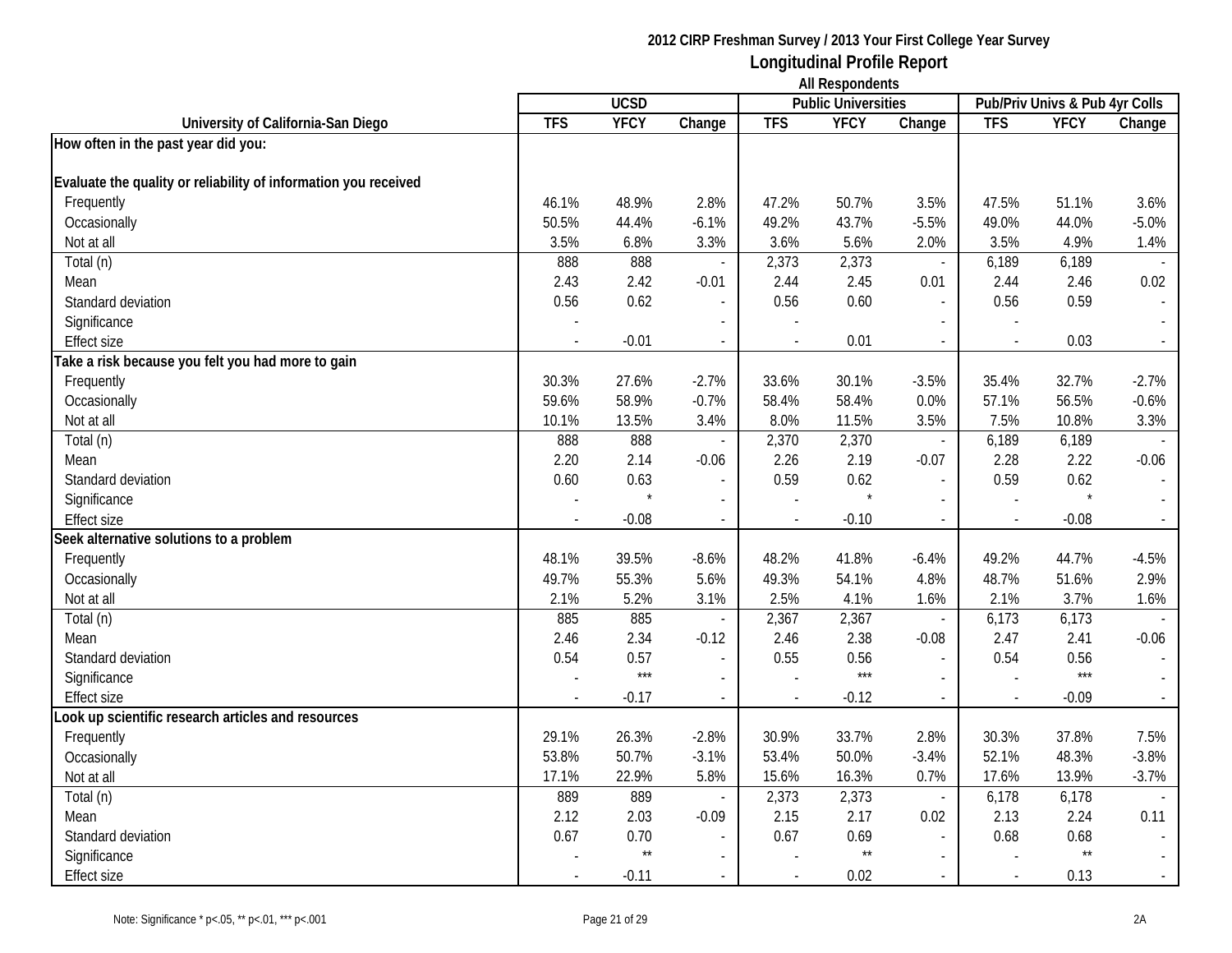**2012 CIRP Freshman Survey / 2013 Your First College Year Survey**

**Longitudinal Profile Report**

**All Respondents**

| University of California-San Diego | UCSD | | | Public Universities | | | Pub/Priv Univs & Pub 4yr Colls | | |
|---|---|---|---|---|---|---|---|---|---|
| | TFS | YFCY | Change | TFS | YFCY | Change | TFS | YFCY | Change |
| **How often in the past year did you:** | | | | | | | | | |
| **Evaluate the quality or reliability of information you received** | | | | | | | | | |
| Frequently | 46.1% | 48.9% | 2.8% | 47.2% | 50.7% | 3.5% | 47.5% | 51.1% | 3.6% |
| Occasionally | 50.5% | 44.4% | -6.1% | 49.2% | 43.7% | -5.5% | 49.0% | 44.0% | -5.0% |
| Not at all | 3.5% | 6.8% | 3.3% | 3.6% | 5.6% | 2.0% | 3.5% | 4.9% | 1.4% |
| Total (n) | 888 | 888 | - | 2,373 | 2,373 | - | 6,189 | 6,189 | - |
| Mean | 2.43 | 2.42 | -0.01 | 2.44 | 2.45 | 0.01 | 2.44 | 2.46 | 0.02 |
| Standard deviation | 0.56 | 0.62 | - | 0.56 | 0.60 | - | 0.56 | 0.59 | - |
| Significance | - | | - | - | | - | - | | - |
| Effect size | - | -0.01 | - | - | 0.01 | - | - | 0.03 | - |
| **Take a risk because you felt you had more to gain** | | | | | | | | | |
| Frequently | 30.3% | 27.6% | -2.7% | 33.6% | 30.1% | -3.5% | 35.4% | 32.7% | -2.7% |
| Occasionally | 59.6% | 58.9% | -0.7% | 58.4% | 58.4% | 0.0% | 57.1% | 56.5% | -0.6% |
| Not at all | 10.1% | 13.5% | 3.4% | 8.0% | 11.5% | 3.5% | 7.5% | 10.8% | 3.3% |
| Total (n) | 888 | 888 | - | 2,370 | 2,370 | - | 6,189 | 6,189 | - |
| Mean | 2.20 | 2.14 | -0.06 | 2.26 | 2.19 | -0.07 | 2.28 | 2.22 | -0.06 |
| Standard deviation | 0.60 | 0.63 | - | 0.59 | 0.62 | - | 0.59 | 0.62 | - |
| Significance | - | * | - | - | * | - | - | * | - |
| Effect size | - | -0.08 | - | - | -0.10 | - | - | -0.08 | - |
| **Seek alternative solutions to a problem** | | | | | | | | | |
| Frequently | 48.1% | 39.5% | -8.6% | 48.2% | 41.8% | -6.4% | 49.2% | 44.7% | -4.5% |
| Occasionally | 49.7% | 55.3% | 5.6% | 49.3% | 54.1% | 4.8% | 48.7% | 51.6% | 2.9% |
| Not at all | 2.1% | 5.2% | 3.1% | 2.5% | 4.1% | 1.6% | 2.1% | 3.7% | 1.6% |
| Total (n) | 885 | 885 | - | 2,367 | 2,367 | - | 6,173 | 6,173 | - |
| Mean | 2.46 | 2.34 | -0.12 | 2.46 | 2.38 | -0.08 | 2.47 | 2.41 | -0.06 |
| Standard deviation | 0.54 | 0.57 | - | 0.55 | 0.56 | - | 0.54 | 0.56 | - |
| Significance | - | *** | - | - | *** | - | - | *** | - |
| Effect size | - | -0.17 | - | - | -0.12 | - | - | -0.09 | - |
| **Look up scientific research articles and resources** | | | | | | | | | |
| Frequently | 29.1% | 26.3% | -2.8% | 30.9% | 33.7% | 2.8% | 30.3% | 37.8% | 7.5% |
| Occasionally | 53.8% | 50.7% | -3.1% | 53.4% | 50.0% | -3.4% | 52.1% | 48.3% | -3.8% |
| Not at all | 17.1% | 22.9% | 5.8% | 15.6% | 16.3% | 0.7% | 17.6% | 13.9% | -3.7% |
| Total (n) | 889 | 889 | - | 2,373 | 2,373 | - | 6,178 | 6,178 | - |
| Mean | 2.12 | 2.03 | -0.09 | 2.15 | 2.17 | 0.02 | 2.13 | 2.24 | 0.11 |
| Standard deviation | 0.67 | 0.70 | - | 0.67 | 0.69 | - | 0.68 | 0.68 | - |
| Significance | - | ** | - | - | ** | - | - | ** | - |
| Effect size | - | -0.11 | - | - | 0.02 | - | - | 0.13 | - |

Note: Significance * p<.05, ** p<.01, *** p<.001

2A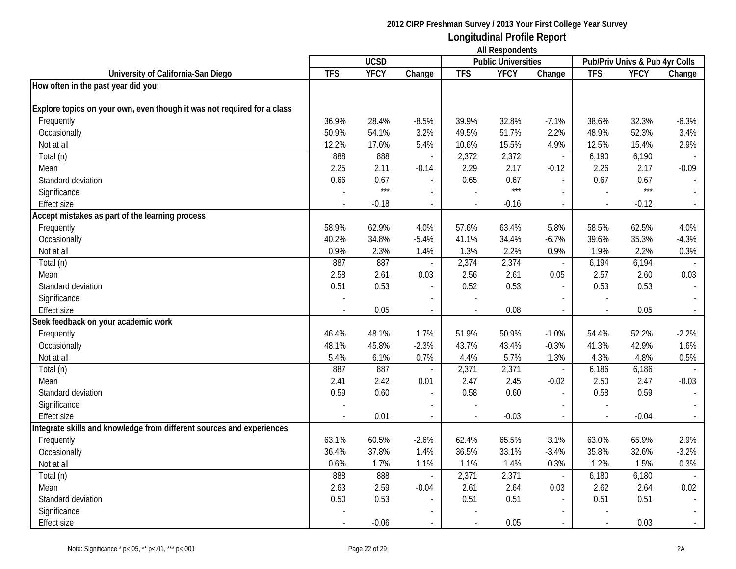# 2012 CIRP Freshman Survey / 2013 Your First College Year Survey
## Longitudinal Profile Report
### All Respondents

| University of California-San Diego | UCSD | | | Public Universities | | | Pub/Priv Univs & Pub 4yr Colls | | |
|---|---|---|---|---|---|---|---|---|---|
| | TFS | YFCY | Change | TFS | YFCY | Change | TFS | YFCY | Change |
| **How often in the past year did you:** | | | | | | | | | |
| **Explore topics on your own, even though it was not required for a class** | | | | | | | | | |
| Frequently | 36.9% | 28.4% | -8.5% | 39.9% | 32.8% | -7.1% | 38.6% | 32.3% | -6.3% |
| Occasionally | 50.9% | 54.1% | 3.2% | 49.5% | 51.7% | 2.2% | 48.9% | 52.3% | 3.4% |
| Not at all | 12.2% | 17.6% | 5.4% | 10.6% | 15.5% | 4.9% | 12.5% | 15.4% | 2.9% |
| Total (n) | 888 | 888 | - | 2,372 | 2,372 | - | 6,190 | 6,190 | - |
| Mean | 2.25 | 2.11 | -0.14 | 2.29 | 2.17 | -0.12 | 2.26 | 2.17 | -0.09 |
| Standard deviation | 0.66 | 0.67 | - | 0.65 | 0.67 | - | 0.67 | 0.67 | - |
| Significance | - | *** | - | - | *** | - | - | *** | - |
| Effect size | - | -0.18 | - | - | -0.16 | - | - | -0.12 | - |
| **Accept mistakes as part of the learning process** | | | | | | | | | |
| Frequently | 58.9% | 62.9% | 4.0% | 57.6% | 63.4% | 5.8% | 58.5% | 62.5% | 4.0% |
| Occasionally | 40.2% | 34.8% | -5.4% | 41.1% | 34.4% | -6.7% | 39.6% | 35.3% | -4.3% |
| Not at all | 0.9% | 2.3% | 1.4% | 1.3% | 2.2% | 0.9% | 1.9% | 2.2% | 0.3% |
| Total (n) | 887 | 887 | - | 2,374 | 2,374 | - | 6,194 | 6,194 | - |
| Mean | 2.58 | 2.61 | 0.03 | 2.56 | 2.61 | 0.05 | 2.57 | 2.60 | 0.03 |
| Standard deviation | 0.51 | 0.53 | - | 0.52 | 0.53 | - | 0.53 | 0.53 | - |
| Significance | - | | - | - | | - | - | | - |
| Effect size | - | 0.05 | - | - | 0.08 | - | - | 0.05 | - |
| **Seek feedback on your academic work** | | | | | | | | | |
| Frequently | 46.4% | 48.1% | 1.7% | 51.9% | 50.9% | -1.0% | 54.4% | 52.2% | -2.2% |
| Occasionally | 48.1% | 45.8% | -2.3% | 43.7% | 43.4% | -0.3% | 41.3% | 42.9% | 1.6% |
| Not at all | 5.4% | 6.1% | 0.7% | 4.4% | 5.7% | 1.3% | 4.3% | 4.8% | 0.5% |
| Total (n) | 887 | 887 | - | 2,371 | 2,371 | - | 6,186 | 6,186 | - |
| Mean | 2.41 | 2.42 | 0.01 | 2.47 | 2.45 | -0.02 | 2.50 | 2.47 | -0.03 |
| Standard deviation | 0.59 | 0.60 | - | 0.58 | 0.60 | - | 0.58 | 0.59 | - |
| Significance | - | | - | - | | - | - | | - |
| Effect size | - | 0.01 | - | - | -0.03 | - | - | -0.04 | - |
| **Integrate skills and knowledge from different sources and experiences** | | | | | | | | | |
| Frequently | 63.1% | 60.5% | -2.6% | 62.4% | 65.5% | 3.1% | 63.0% | 65.9% | 2.9% |
| Occasionally | 36.4% | 37.8% | 1.4% | 36.5% | 33.1% | -3.4% | 35.8% | 32.6% | -3.2% |
| Not at all | 0.6% | 1.7% | 1.1% | 1.1% | 1.4% | 0.3% | 1.2% | 1.5% | 0.3% |
| Total (n) | 888 | 888 | - | 2,371 | 2,371 | - | 6,180 | 6,180 | - |
| Mean | 2.63 | 2.59 | -0.04 | 2.61 | 2.64 | 0.03 | 2.62 | 2.64 | 0.02 |
| Standard deviation | 0.50 | 0.53 | - | 0.51 | 0.51 | - | 0.51 | 0.51 | - |
| Significance | - | | - | - | | - | - | | - |
| Effect size | - | -0.06 | - | - | 0.05 | - | - | 0.03 | - |

Note: Significance * p<.05, ** p<.01, *** p<.001

2A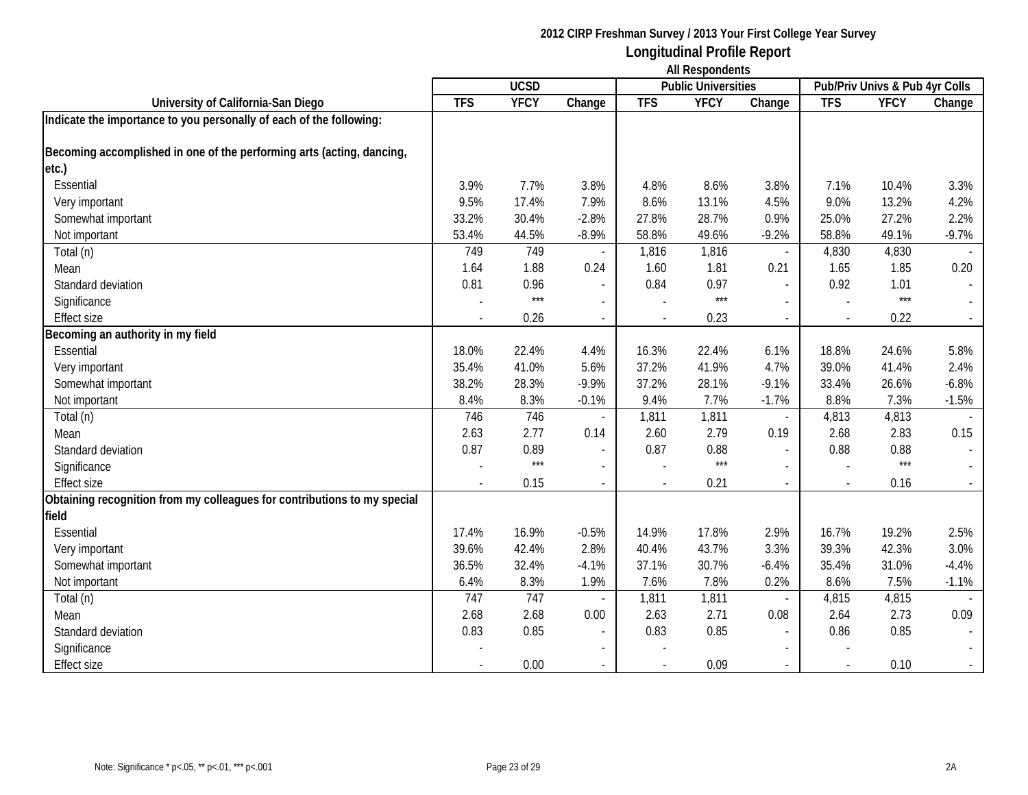**2012 CIRP Freshman Survey / 2013 Your First College Year Survey**

## Longitudinal Profile Report

**All Respondents**

| University of California-San Diego | UCSD | | | Public Universities | | | Pub/Priv Univs & Pub 4yr Colls | | |
|---|---|---|---|---|---|---|---|---|---|
| | TFS | YFCY | Change | TFS | YFCY | Change | TFS | YFCY | Change |
| **Indicate the importance to you personally of each of the following:** | | | | | | | | | |
| **Becoming accomplished in one of the performing arts (acting, dancing, etc.)** | | | | | | | | | |
| Essential | 3.9% | 7.7% | 3.8% | 4.8% | 8.6% | 3.8% | 7.1% | 10.4% | 3.3% |
| Very important | 9.5% | 17.4% | 7.9% | 8.6% | 13.1% | 4.5% | 9.0% | 13.2% | 4.2% |
| Somewhat important | 33.2% | 30.4% | -2.8% | 27.8% | 28.7% | 0.9% | 25.0% | 27.2% | 2.2% |
| Not important | 53.4% | 44.5% | -8.9% | 58.8% | 49.6% | -9.2% | 58.8% | 49.1% | -9.7% |
| Total (n) | 749 | 749 | - | 1,816 | 1,816 | - | 4,830 | 4,830 | - |
| Mean | 1.64 | 1.88 | 0.24 | 1.60 | 1.81 | 0.21 | 1.65 | 1.85 | 0.20 |
| Standard deviation | 0.81 | 0.96 | - | 0.84 | 0.97 | - | 0.92 | 1.01 | - |
| Significance | - | *** | - | - | *** | - | - | *** | - |
| Effect size | - | 0.26 | - | - | 0.23 | - | - | 0.22 | - |
| **Becoming an authority in my field** | | | | | | | | | |
| Essential | 18.0% | 22.4% | 4.4% | 16.3% | 22.4% | 6.1% | 18.8% | 24.6% | 5.8% |
| Very important | 35.4% | 41.0% | 5.6% | 37.2% | 41.9% | 4.7% | 39.0% | 41.4% | 2.4% |
| Somewhat important | 38.2% | 28.3% | -9.9% | 37.2% | 28.1% | -9.1% | 33.4% | 26.6% | -6.8% |
| Not important | 8.4% | 8.3% | -0.1% | 9.4% | 7.7% | -1.7% | 8.8% | 7.3% | -1.5% |
| Total (n) | 746 | 746 | - | 1,811 | 1,811 | - | 4,813 | 4,813 | - |
| Mean | 2.63 | 2.77 | 0.14 | 2.60 | 2.79 | 0.19 | 2.68 | 2.83 | 0.15 |
| Standard deviation | 0.87 | 0.89 | - | 0.87 | 0.88 | - | 0.88 | 0.88 | - |
| Significance | - | *** | - | - | *** | - | - | *** | - |
| Effect size | - | 0.15 | - | - | 0.21 | - | - | 0.16 | - |
| **Obtaining recognition from my colleagues for contributions to my special field** | | | | | | | | | |
| Essential | 17.4% | 16.9% | -0.5% | 14.9% | 17.8% | 2.9% | 16.7% | 19.2% | 2.5% |
| Very important | 39.6% | 42.4% | 2.8% | 40.4% | 43.7% | 3.3% | 39.3% | 42.3% | 3.0% |
| Somewhat important | 36.5% | 32.4% | -4.1% | 37.1% | 30.7% | -6.4% | 35.4% | 31.0% | -4.4% |
| Not important | 6.4% | 8.3% | 1.9% | 7.6% | 7.8% | 0.2% | 8.6% | 7.5% | -1.1% |
| Total (n) | 747 | 747 | - | 1,811 | 1,811 | - | 4,815 | 4,815 | - |
| Mean | 2.68 | 2.68 | 0.00 | 2.63 | 2.71 | 0.08 | 2.64 | 2.73 | 0.09 |
| Standard deviation | 0.83 | 0.85 | - | 0.83 | 0.85 | - | 0.86 | 0.85 | - |
| Significance | - | | - | - | | - | - | | - |
| Effect size | - | 0.00 | - | - | 0.09 | - | - | 0.10 | - |

Note: Significance * p<.05, ** p<.01, *** p<.001

2A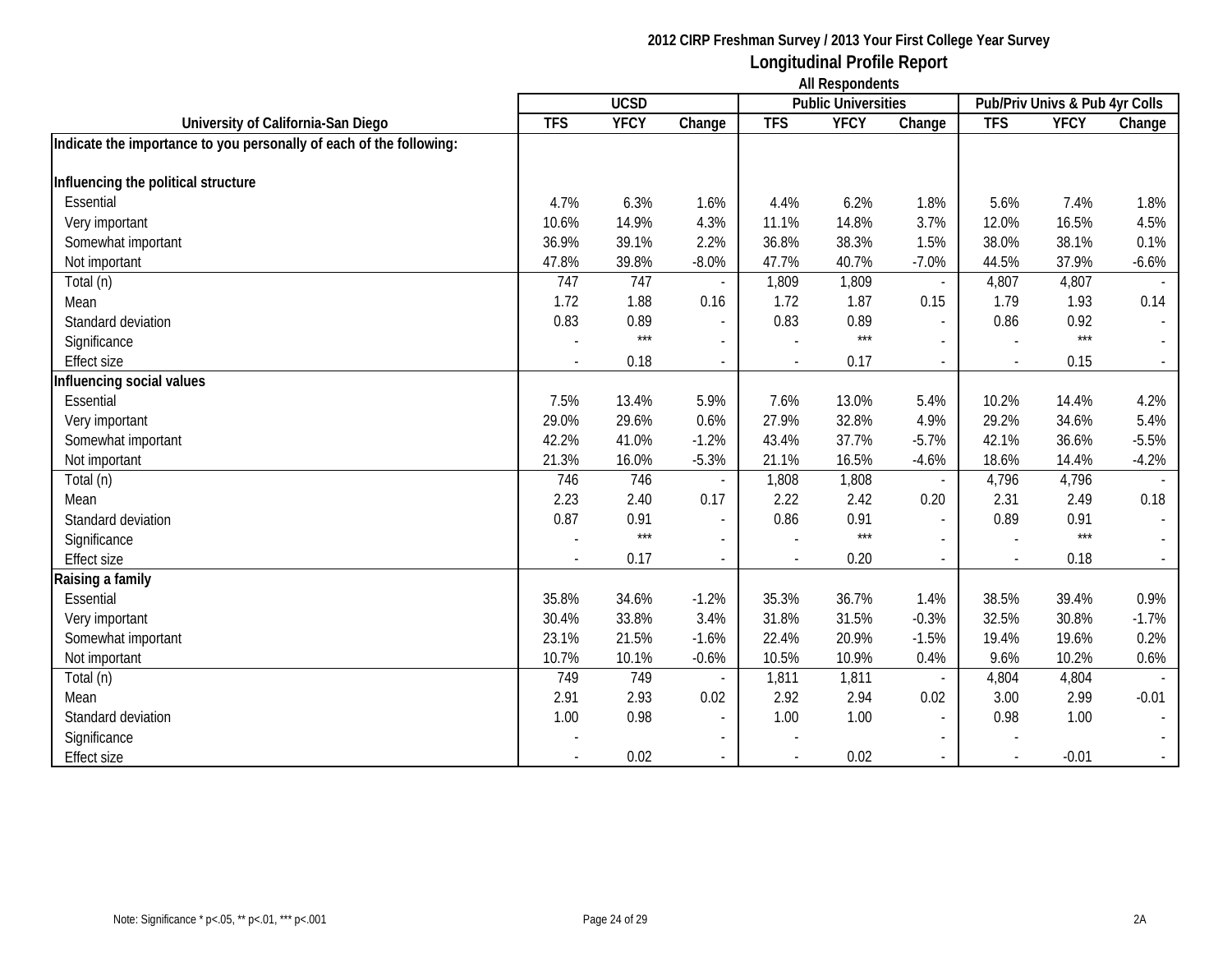2012 CIRP Freshman Survey / 2013 Your First College Year Survey

**Longitudinal Profile Report**

All Respondents

| University of California-San Diego | UCSD | | | Public Universities | | | Pub/Priv Univs & Pub 4yr Colls | | |
|---|---|---|---|---|---|---|---|---|---|
| | TFS | YFCY | Change | TFS | YFCY | Change | TFS | YFCY | Change |
| **Indicate the importance to you personally of each of the following:** | | | | | | | | | |
| **Influencing the political structure** | | | | | | | | | |
| Essential | 4.7% | 6.3% | 1.6% | 4.4% | 6.2% | 1.8% | 5.6% | 7.4% | 1.8% |
| Very important | 10.6% | 14.9% | 4.3% | 11.1% | 14.8% | 3.7% | 12.0% | 16.5% | 4.5% |
| Somewhat important | 36.9% | 39.1% | 2.2% | 36.8% | 38.3% | 1.5% | 38.0% | 38.1% | 0.1% |
| Not important | 47.8% | 39.8% | -8.0% | 47.7% | 40.7% | -7.0% | 44.5% | 37.9% | -6.6% |
| Total (n) | 747 | 747 | - | 1,809 | 1,809 | - | 4,807 | 4,807 | - |
| Mean | 1.72 | 1.88 | 0.16 | 1.72 | 1.87 | 0.15 | 1.79 | 1.93 | 0.14 |
| Standard deviation | 0.83 | 0.89 | - | 0.83 | 0.89 | - | 0.86 | 0.92 | - |
| Significance | - | *** | - | - | *** | - | - | *** | - |
| Effect size | - | 0.18 | - | - | 0.17 | - | - | 0.15 | - |
| **Influencing social values** | | | | | | | | | |
| Essential | 7.5% | 13.4% | 5.9% | 7.6% | 13.0% | 5.4% | 10.2% | 14.4% | 4.2% |
| Very important | 29.0% | 29.6% | 0.6% | 27.9% | 32.8% | 4.9% | 29.2% | 34.6% | 5.4% |
| Somewhat important | 42.2% | 41.0% | -1.2% | 43.4% | 37.7% | -5.7% | 42.1% | 36.6% | -5.5% |
| Not important | 21.3% | 16.0% | -5.3% | 21.1% | 16.5% | -4.6% | 18.6% | 14.4% | -4.2% |
| Total (n) | 746 | 746 | - | 1,808 | 1,808 | - | 4,796 | 4,796 | - |
| Mean | 2.23 | 2.40 | 0.17 | 2.22 | 2.42 | 0.20 | 2.31 | 2.49 | 0.18 |
| Standard deviation | 0.87 | 0.91 | - | 0.86 | 0.91 | - | 0.89 | 0.91 | - |
| Significance | - | *** | - | - | *** | - | - | *** | - |
| Effect size | - | 0.17 | - | - | 0.20 | - | - | 0.18 | - |
| **Raising a family** | | | | | | | | | |
| Essential | 35.8% | 34.6% | -1.2% | 35.3% | 36.7% | 1.4% | 38.5% | 39.4% | 0.9% |
| Very important | 30.4% | 33.8% | 3.4% | 31.8% | 31.5% | -0.3% | 32.5% | 30.8% | -1.7% |
| Somewhat important | 23.1% | 21.5% | -1.6% | 22.4% | 20.9% | -1.5% | 19.4% | 19.6% | 0.2% |
| Not important | 10.7% | 10.1% | -0.6% | 10.5% | 10.9% | 0.4% | 9.6% | 10.2% | 0.6% |
| Total (n) | 749 | 749 | - | 1,811 | 1,811 | - | 4,804 | 4,804 | - |
| Mean | 2.91 | 2.93 | 0.02 | 2.92 | 2.94 | 0.02 | 3.00 | 2.99 | -0.01 |
| Standard deviation | 1.00 | 0.98 | - | 1.00 | 1.00 | - | 0.98 | 1.00 | - |
| Significance | - | | - | - | | - | - | | - |
| Effect size | - | 0.02 | - | - | 0.02 | - | - | -0.01 | - |

Note: Significance * p<.05, ** p<.01, *** p<.001

2A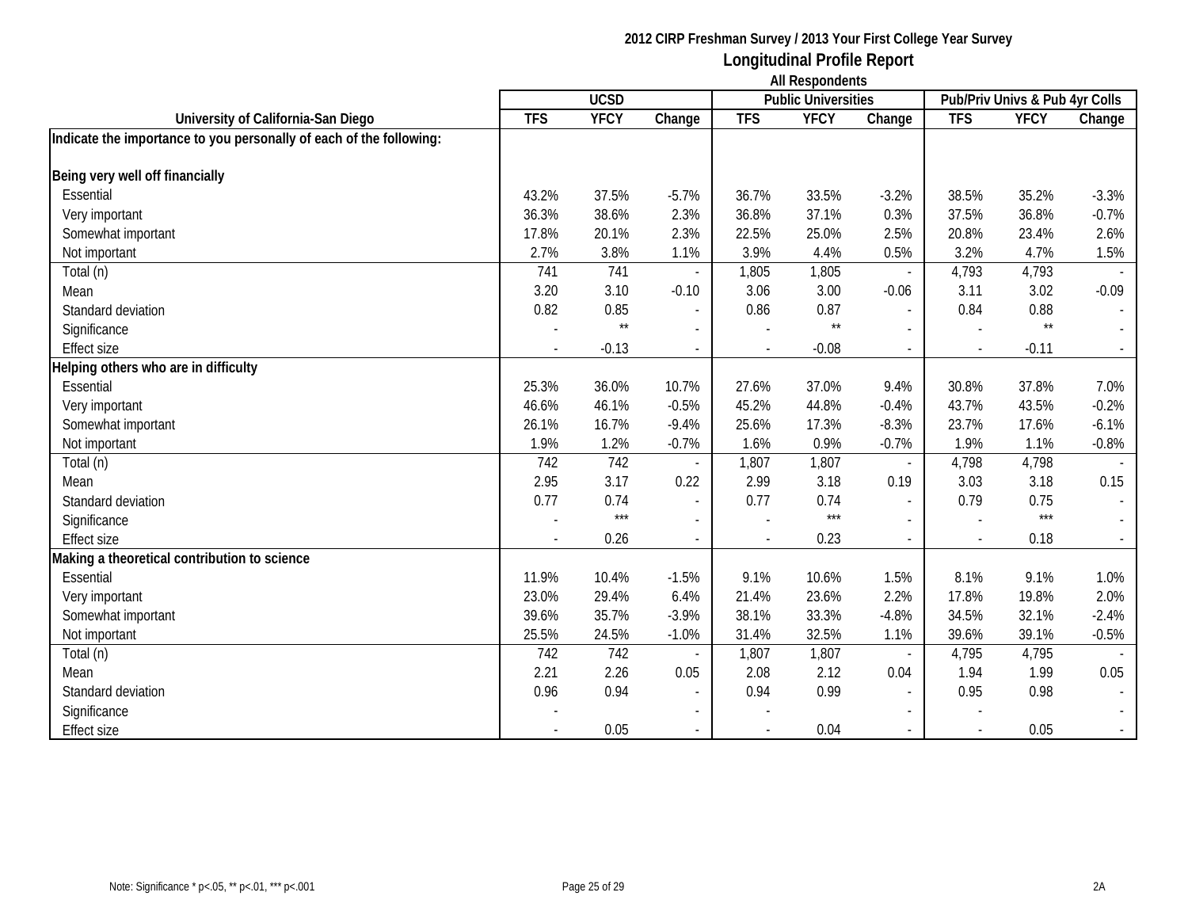**2012 CIRP Freshman Survey / 2013 Your First College Year Survey**
**Longitudinal Profile Report**
**All Respondents**

| University of California-San Diego | UCSD | | | Public Universities | | | Pub/Priv Univs & Pub 4yr Colls | | |
|---|---|---|---|---|---|---|---|---|---|
| | TFS | YFCY | Change | TFS | YFCY | Change | TFS | YFCY | Change |
| **Indicate the importance to you personally of each of the following:** | | | | | | | | | |
| **Being very well off financially** | | | | | | | | | |
| Essential | 43.2% | 37.5% | -5.7% | 36.7% | 33.5% | -3.2% | 38.5% | 35.2% | -3.3% |
| Very important | 36.3% | 38.6% | 2.3% | 36.8% | 37.1% | 0.3% | 37.5% | 36.8% | -0.7% |
| Somewhat important | 17.8% | 20.1% | 2.3% | 22.5% | 25.0% | 2.5% | 20.8% | 23.4% | 2.6% |
| Not important | 2.7% | 3.8% | 1.1% | 3.9% | 4.4% | 0.5% | 3.2% | 4.7% | 1.5% |
| Total (n) | 741 | 741 | - | 1,805 | 1,805 | - | 4,793 | 4,793 | - |
| Mean | 3.20 | 3.10 | -0.10 | 3.06 | 3.00 | -0.06 | 3.11 | 3.02 | -0.09 |
| Standard deviation | 0.82 | 0.85 | - | 0.86 | 0.87 | - | 0.84 | 0.88 | - |
| Significance | - | ** | - | - | ** | - | - | ** | - |
| Effect size | - | -0.13 | - | - | -0.08 | - | - | -0.11 | - |
| **Helping others who are in difficulty** | | | | | | | | | |
| Essential | 25.3% | 36.0% | 10.7% | 27.6% | 37.0% | 9.4% | 30.8% | 37.8% | 7.0% |
| Very important | 46.6% | 46.1% | -0.5% | 45.2% | 44.8% | -0.4% | 43.7% | 43.5% | -0.2% |
| Somewhat important | 26.1% | 16.7% | -9.4% | 25.6% | 17.3% | -8.3% | 23.7% | 17.6% | -6.1% |
| Not important | 1.9% | 1.2% | -0.7% | 1.6% | 0.9% | -0.7% | 1.9% | 1.1% | -0.8% |
| Total (n) | 742 | 742 | - | 1,807 | 1,807 | - | 4,798 | 4,798 | - |
| Mean | 2.95 | 3.17 | 0.22 | 2.99 | 3.18 | 0.19 | 3.03 | 3.18 | 0.15 |
| Standard deviation | 0.77 | 0.74 | - | 0.77 | 0.74 | - | 0.79 | 0.75 | - |
| Significance | - | *** | - | - | *** | - | - | *** | - |
| Effect size | - | 0.26 | - | - | 0.23 | - | - | 0.18 | - |
| **Making a theoretical contribution to science** | | | | | | | | | |
| Essential | 11.9% | 10.4% | -1.5% | 9.1% | 10.6% | 1.5% | 8.1% | 9.1% | 1.0% |
| Very important | 23.0% | 29.4% | 6.4% | 21.4% | 23.6% | 2.2% | 17.8% | 19.8% | 2.0% |
| Somewhat important | 39.6% | 35.7% | -3.9% | 38.1% | 33.3% | -4.8% | 34.5% | 32.1% | -2.4% |
| Not important | 25.5% | 24.5% | -1.0% | 31.4% | 32.5% | 1.1% | 39.6% | 39.1% | -0.5% |
| Total (n) | 742 | 742 | - | 1,807 | 1,807 | - | 4,795 | 4,795 | - |
| Mean | 2.21 | 2.26 | 0.05 | 2.08 | 2.12 | 0.04 | 1.94 | 1.99 | 0.05 |
| Standard deviation | 0.96 | 0.94 | - | 0.94 | 0.99 | - | 0.95 | 0.98 | - |
| Significance | - | | - | - | | - | - | | - |
| Effect size | - | 0.05 | - | - | 0.04 | - | - | 0.05 | - |

Note: Significance * p<.05, ** p<.01, *** p<.001

2A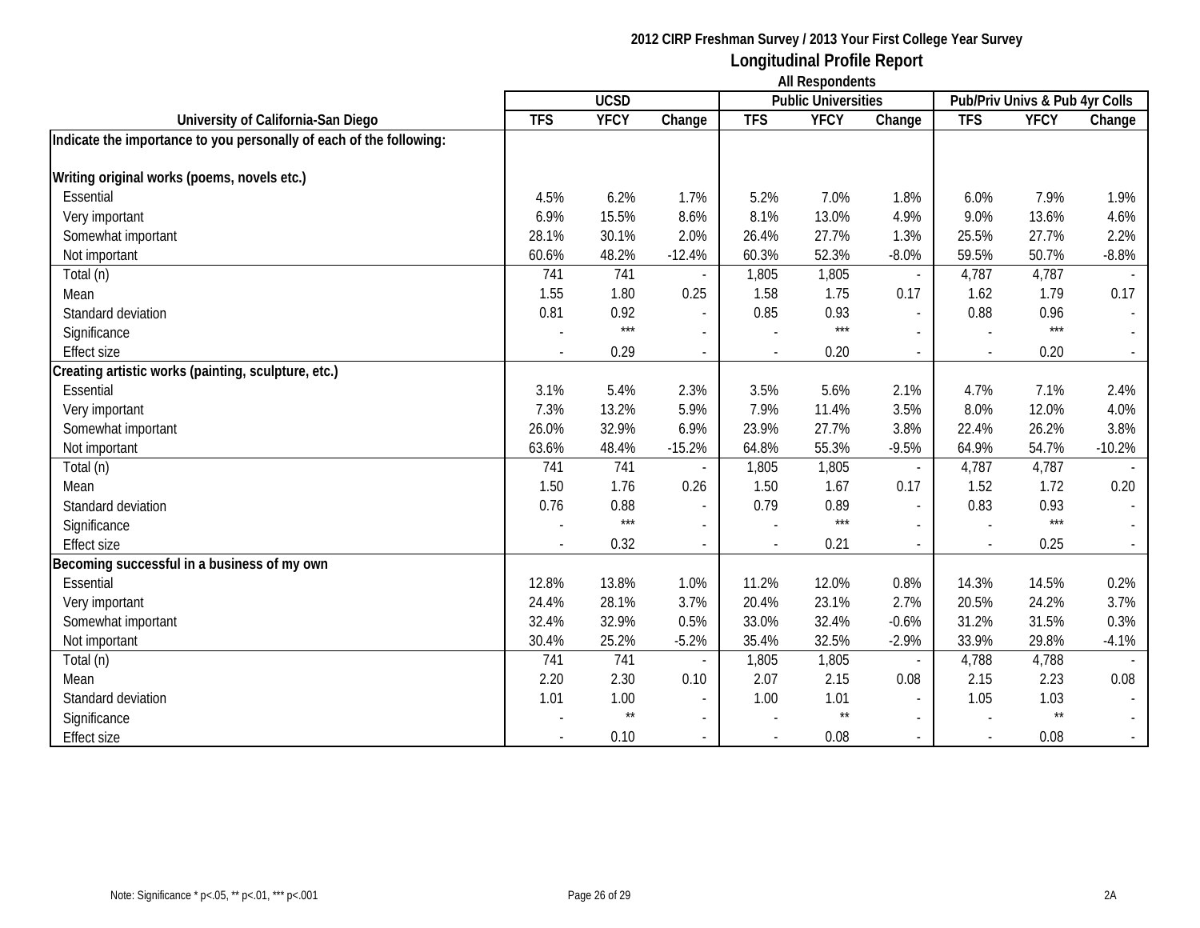**2012 CIRP Freshman Survey / 2013 Your First College Year Survey**

# Longitudinal Profile Report

**All Respondents**

| University of California-San Diego | UCSD | | | Public Universities | | | Pub/Priv Univs & Pub 4yr Colls | | |
|---|---|---|---|---|---|---|---|---|---|
| | TFS | YFCY | Change | TFS | YFCY | Change | TFS | YFCY | Change |
| **Indicate the importance to you personally of each of the following:** | | | | | | | | | |
| **Writing original works (poems, novels etc.)** | | | | | | | | | |
| Essential | 4.5% | 6.2% | 1.7% | 5.2% | 7.0% | 1.8% | 6.0% | 7.9% | 1.9% |
| Very important | 6.9% | 15.5% | 8.6% | 8.1% | 13.0% | 4.9% | 9.0% | 13.6% | 4.6% |
| Somewhat important | 28.1% | 30.1% | 2.0% | 26.4% | 27.7% | 1.3% | 25.5% | 27.7% | 2.2% |
| Not important | 60.6% | 48.2% | -12.4% | 60.3% | 52.3% | -8.0% | 59.5% | 50.7% | -8.8% |
| Total (n) | 741 | 741 | - | 1,805 | 1,805 | - | 4,787 | 4,787 | - |
| Mean | 1.55 | 1.80 | 0.25 | 1.58 | 1.75 | 0.17 | 1.62 | 1.79 | 0.17 |
| Standard deviation | 0.81 | 0.92 | - | 0.85 | 0.93 | - | 0.88 | 0.96 | - |
| Significance | - | *** | - | - | *** | - | - | *** | - |
| Effect size | - | 0.29 | - | - | 0.20 | - | - | 0.20 | - |
| **Creating artistic works (painting, sculpture, etc.)** | | | | | | | | | |
| Essential | 3.1% | 5.4% | 2.3% | 3.5% | 5.6% | 2.1% | 4.7% | 7.1% | 2.4% |
| Very important | 7.3% | 13.2% | 5.9% | 7.9% | 11.4% | 3.5% | 8.0% | 12.0% | 4.0% |
| Somewhat important | 26.0% | 32.9% | 6.9% | 23.9% | 27.7% | 3.8% | 22.4% | 26.2% | 3.8% |
| Not important | 63.6% | 48.4% | -15.2% | 64.8% | 55.3% | -9.5% | 64.9% | 54.7% | -10.2% |
| Total (n) | 741 | 741 | - | 1,805 | 1,805 | - | 4,787 | 4,787 | - |
| Mean | 1.50 | 1.76 | 0.26 | 1.50 | 1.67 | 0.17 | 1.52 | 1.72 | 0.20 |
| Standard deviation | 0.76 | 0.88 | - | 0.79 | 0.89 | - | 0.83 | 0.93 | - |
| Significance | - | *** | - | - | *** | - | - | *** | - |
| Effect size | - | 0.32 | - | - | 0.21 | - | - | 0.25 | - |
| **Becoming successful in a business of my own** | | | | | | | | | |
| Essential | 12.8% | 13.8% | 1.0% | 11.2% | 12.0% | 0.8% | 14.3% | 14.5% | 0.2% |
| Very important | 24.4% | 28.1% | 3.7% | 20.4% | 23.1% | 2.7% | 20.5% | 24.2% | 3.7% |
| Somewhat important | 32.4% | 32.9% | 0.5% | 33.0% | 32.4% | -0.6% | 31.2% | 31.5% | 0.3% |
| Not important | 30.4% | 25.2% | -5.2% | 35.4% | 32.5% | -2.9% | 33.9% | 29.8% | -4.1% |
| Total (n) | 741 | 741 | - | 1,805 | 1,805 | - | 4,788 | 4,788 | - |
| Mean | 2.20 | 2.30 | 0.10 | 2.07 | 2.15 | 0.08 | 2.15 | 2.23 | 0.08 |
| Standard deviation | 1.01 | 1.00 | - | 1.00 | 1.01 | - | 1.05 | 1.03 | - |
| Significance | - | ** | - | - | ** | - | - | ** | - |
| Effect size | - | 0.10 | - | - | 0.08 | - | - | 0.08 | - |

Note: Significance * p<.05, ** p<.01, *** p<.001

2A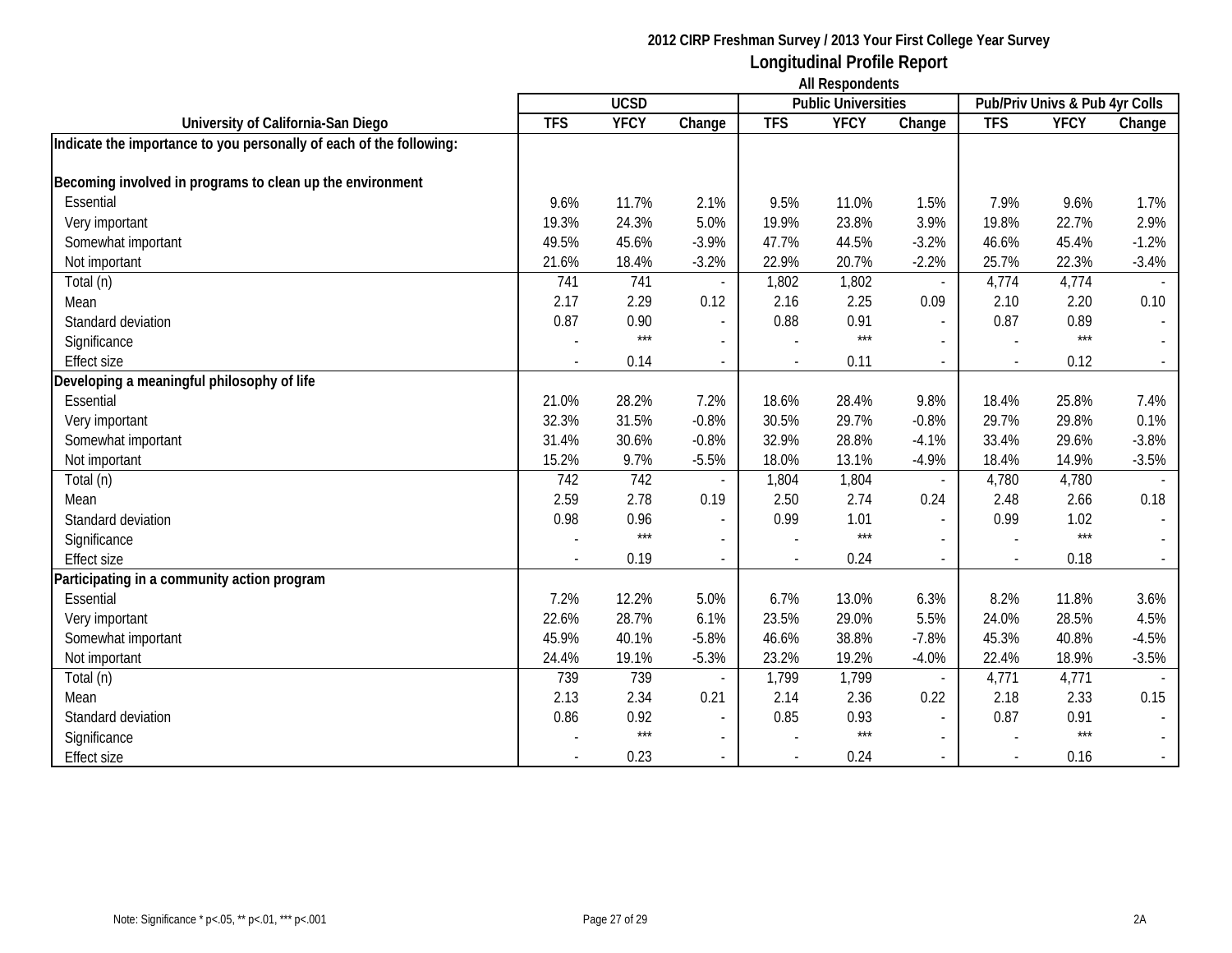**2012 CIRP Freshman Survey / 2013 Your First College Year Survey**

## Longitudinal Profile Report

**All Respondents**

| University of California-San Diego | UCSD | | | Public Universities | | | Pub/Priv Univs & Pub 4yr Colls | | |
|---|---|---|---|---|---|---|---|---|---|
| | TFS | YFCY | Change | TFS | YFCY | Change | TFS | YFCY | Change |
| **Indicate the importance to you personally of each of the following:** | | | | | | | | | |
| **Becoming involved in programs to clean up the environment** | | | | | | | | | |
| Essential | 9.6% | 11.7% | 2.1% | 9.5% | 11.0% | 1.5% | 7.9% | 9.6% | 1.7% |
| Very important | 19.3% | 24.3% | 5.0% | 19.9% | 23.8% | 3.9% | 19.8% | 22.7% | 2.9% |
| Somewhat important | 49.5% | 45.6% | -3.9% | 47.7% | 44.5% | -3.2% | 46.6% | 45.4% | -1.2% |
| Not important | 21.6% | 18.4% | -3.2% | 22.9% | 20.7% | -2.2% | 25.7% | 22.3% | -3.4% |
| Total (n) | 741 | 741 | - | 1,802 | 1,802 | - | 4,774 | 4,774 | - |
| Mean | 2.17 | 2.29 | 0.12 | 2.16 | 2.25 | 0.09 | 2.10 | 2.20 | 0.10 |
| Standard deviation | 0.87 | 0.90 | - | 0.88 | 0.91 | - | 0.87 | 0.89 | - |
| Significance | - | *** | - | - | *** | - | - | *** | - |
| Effect size | - | 0.14 | - | - | 0.11 | - | - | 0.12 | - |
| **Developing a meaningful philosophy of life** | | | | | | | | | |
| Essential | 21.0% | 28.2% | 7.2% | 18.6% | 28.4% | 9.8% | 18.4% | 25.8% | 7.4% |
| Very important | 32.3% | 31.5% | -0.8% | 30.5% | 29.7% | -0.8% | 29.7% | 29.8% | 0.1% |
| Somewhat important | 31.4% | 30.6% | -0.8% | 32.9% | 28.8% | -4.1% | 33.4% | 29.6% | -3.8% |
| Not important | 15.2% | 9.7% | -5.5% | 18.0% | 13.1% | -4.9% | 18.4% | 14.9% | -3.5% |
| Total (n) | 742 | 742 | - | 1,804 | 1,804 | - | 4,780 | 4,780 | - |
| Mean | 2.59 | 2.78 | 0.19 | 2.50 | 2.74 | 0.24 | 2.48 | 2.66 | 0.18 |
| Standard deviation | 0.98 | 0.96 | - | 0.99 | 1.01 | - | 0.99 | 1.02 | - |
| Significance | - | *** | - | - | *** | - | - | *** | - |
| Effect size | - | 0.19 | - | - | 0.24 | - | - | 0.18 | - |
| **Participating in a community action program** | | | | | | | | | |
| Essential | 7.2% | 12.2% | 5.0% | 6.7% | 13.0% | 6.3% | 8.2% | 11.8% | 3.6% |
| Very important | 22.6% | 28.7% | 6.1% | 23.5% | 29.0% | 5.5% | 24.0% | 28.5% | 4.5% |
| Somewhat important | 45.9% | 40.1% | -5.8% | 46.6% | 38.8% | -7.8% | 45.3% | 40.8% | -4.5% |
| Not important | 24.4% | 19.1% | -5.3% | 23.2% | 19.2% | -4.0% | 22.4% | 18.9% | -3.5% |
| Total (n) | 739 | 739 | - | 1,799 | 1,799 | - | 4,771 | 4,771 | - |
| Mean | 2.13 | 2.34 | 0.21 | 2.14 | 2.36 | 0.22 | 2.18 | 2.33 | 0.15 |
| Standard deviation | 0.86 | 0.92 | - | 0.85 | 0.93 | - | 0.87 | 0.91 | - |
| Significance | - | *** | - | - | *** | - | - | *** | - |
| Effect size | - | 0.23 | - | - | 0.24 | - | - | 0.16 | - |

Note: Significance * p<.05, ** p<.01, *** p<.001

2A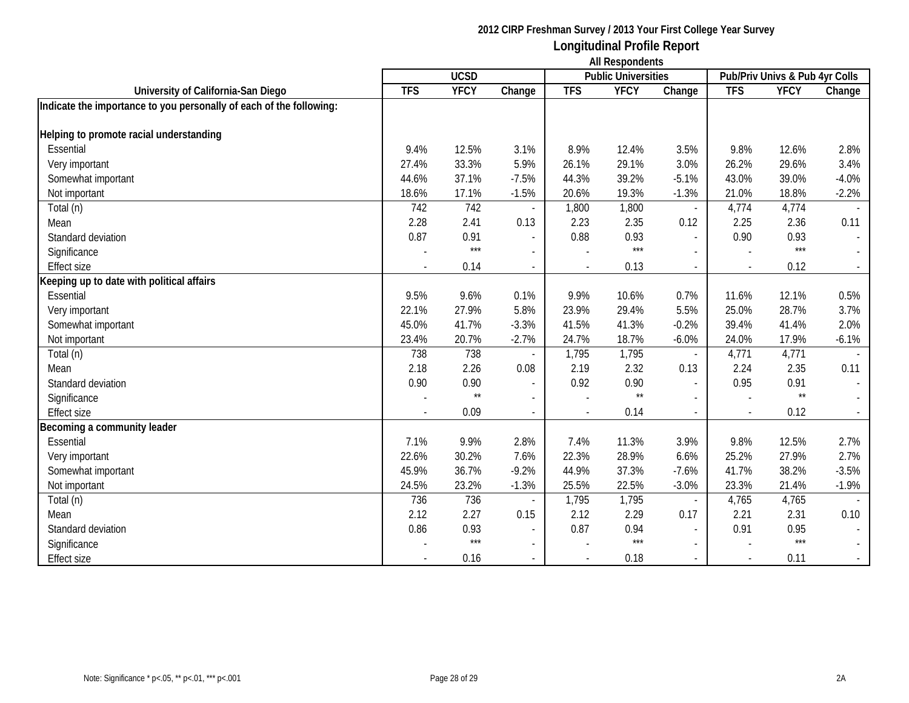# 2012 CIRP Freshman Survey / 2013 Your First College Year Survey

## Longitudinal Profile Report

### All Respondents

| University of California-San Diego | UCSD | | | Public Universities | | | Pub/Priv Univs & Pub 4yr Colls | | |
|---|---|---|---|---|---|---|---|---|---|
| | TFS | YFCY | Change | TFS | YFCY | Change | TFS | YFCY | Change |
| **Indicate the importance to you personally of each of the following:** | | | | | | | | | |
| **Helping to promote racial understanding** | | | | | | | | | |
| Essential | 9.4% | 12.5% | 3.1% | 8.9% | 12.4% | 3.5% | 9.8% | 12.6% | 2.8% |
| Very important | 27.4% | 33.3% | 5.9% | 26.1% | 29.1% | 3.0% | 26.2% | 29.6% | 3.4% |
| Somewhat important | 44.6% | 37.1% | -7.5% | 44.3% | 39.2% | -5.1% | 43.0% | 39.0% | -4.0% |
| Not important | 18.6% | 17.1% | -1.5% | 20.6% | 19.3% | -1.3% | 21.0% | 18.8% | -2.2% |
| Total (n) | 742 | 742 | - | 1,800 | 1,800 | - | 4,774 | 4,774 | - |
| Mean | 2.28 | 2.41 | 0.13 | 2.23 | 2.35 | 0.12 | 2.25 | 2.36 | 0.11 |
| Standard deviation | 0.87 | 0.91 | - | 0.88 | 0.93 | - | 0.90 | 0.93 | - |
| Significance | - | *** | - | - | *** | - | - | *** | - |
| Effect size | - | 0.14 | - | - | 0.13 | - | - | 0.12 | - |
| **Keeping up to date with political affairs** | | | | | | | | | |
| Essential | 9.5% | 9.6% | 0.1% | 9.9% | 10.6% | 0.7% | 11.6% | 12.1% | 0.5% |
| Very important | 22.1% | 27.9% | 5.8% | 23.9% | 29.4% | 5.5% | 25.0% | 28.7% | 3.7% |
| Somewhat important | 45.0% | 41.7% | -3.3% | 41.5% | 41.3% | -0.2% | 39.4% | 41.4% | 2.0% |
| Not important | 23.4% | 20.7% | -2.7% | 24.7% | 18.7% | -6.0% | 24.0% | 17.9% | -6.1% |
| Total (n) | 738 | 738 | - | 1,795 | 1,795 | - | 4,771 | 4,771 | - |
| Mean | 2.18 | 2.26 | 0.08 | 2.19 | 2.32 | 0.13 | 2.24 | 2.35 | 0.11 |
| Standard deviation | 0.90 | 0.90 | - | 0.92 | 0.90 | - | 0.95 | 0.91 | - |
| Significance | - | ** | - | - | ** | - | - | ** | - |
| Effect size | - | 0.09 | - | - | 0.14 | - | - | 0.12 | - |
| **Becoming a community leader** | | | | | | | | | |
| Essential | 7.1% | 9.9% | 2.8% | 7.4% | 11.3% | 3.9% | 9.8% | 12.5% | 2.7% |
| Very important | 22.6% | 30.2% | 7.6% | 22.3% | 28.9% | 6.6% | 25.2% | 27.9% | 2.7% |
| Somewhat important | 45.9% | 36.7% | -9.2% | 44.9% | 37.3% | -7.6% | 41.7% | 38.2% | -3.5% |
| Not important | 24.5% | 23.2% | -1.3% | 25.5% | 22.5% | -3.0% | 23.3% | 21.4% | -1.9% |
| Total (n) | 736 | 736 | - | 1,795 | 1,795 | - | 4,765 | 4,765 | - |
| Mean | 2.12 | 2.27 | 0.15 | 2.12 | 2.29 | 0.17 | 2.21 | 2.31 | 0.10 |
| Standard deviation | 0.86 | 0.93 | - | 0.87 | 0.94 | - | 0.91 | 0.95 | - |
| Significance | - | *** | - | - | *** | - | - | *** | - |
| Effect size | - | 0.16 | - | - | 0.18 | - | - | 0.11 | - |

Note: Significance * p<.05, ** p<.01, *** p<.001

2A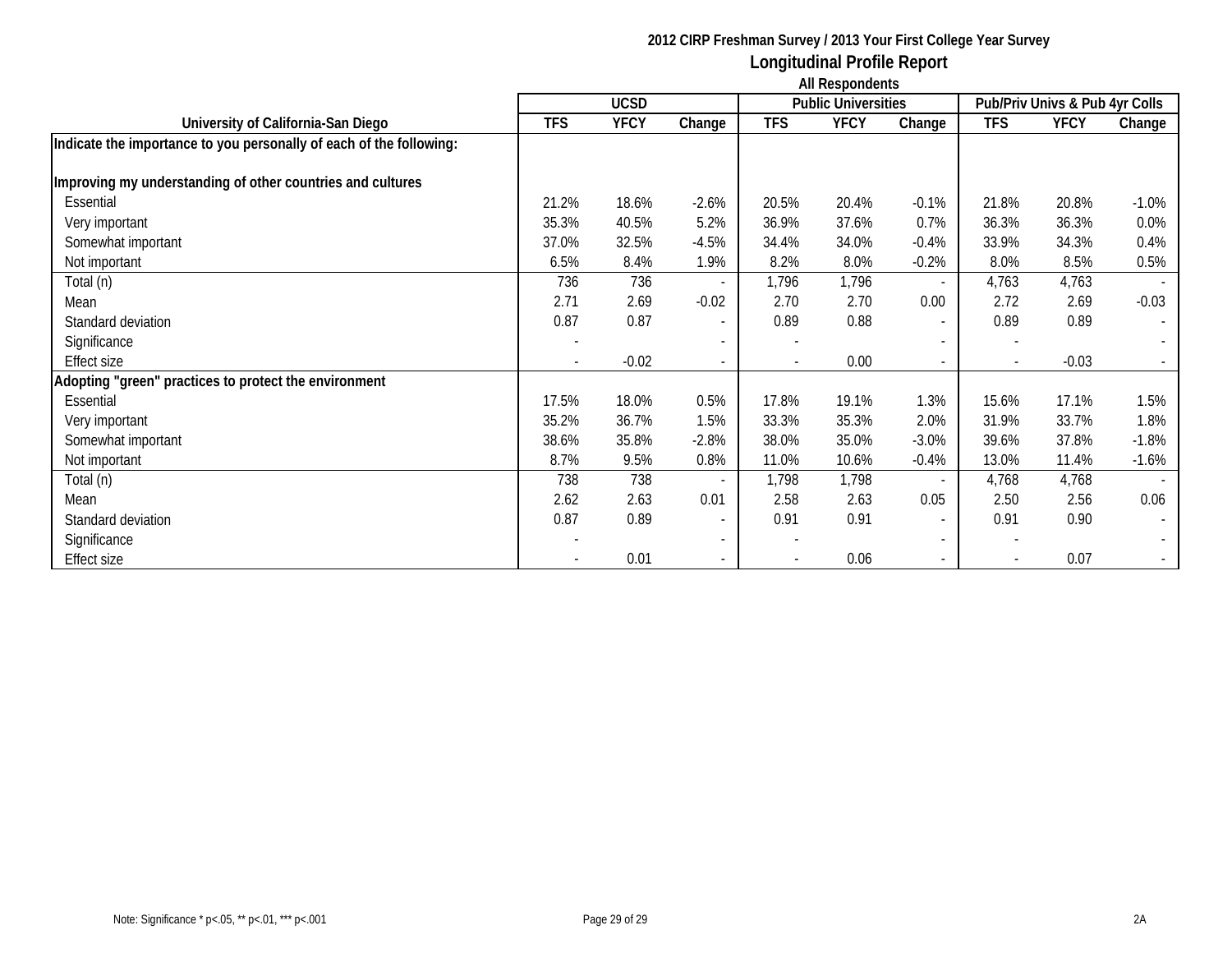2012 CIRP Freshman Survey / 2013 Your First College Year Survey

**Longitudinal Profile Report**

All Respondents

| University of California-San Diego | UCSD | | | Public Universities | | | Pub/Priv Univs & Pub 4yr Colls | | |
|---|---|---|---|---|---|---|---|---|---|
| | TFS | YFCY | Change | TFS | YFCY | Change | TFS | YFCY | Change |
| **Indicate the importance to you personally of each of the following:** | | | | | | | | | |
| **Improving my understanding of other countries and cultures** | | | | | | | | | |
| Essential | 21.2% | 18.6% | -2.6% | 20.5% | 20.4% | -0.1% | 21.8% | 20.8% | -1.0% |
| Very important | 35.3% | 40.5% | 5.2% | 36.9% | 37.6% | 0.7% | 36.3% | 36.3% | 0.0% |
| Somewhat important | 37.0% | 32.5% | -4.5% | 34.4% | 34.0% | -0.4% | 33.9% | 34.3% | 0.4% |
| Not important | 6.5% | 8.4% | 1.9% | 8.2% | 8.0% | -0.2% | 8.0% | 8.5% | 0.5% |
| Total (n) | 736 | 736 | - | 1,796 | 1,796 | - | 4,763 | 4,763 | - |
| Mean | 2.71 | 2.69 | -0.02 | 2.70 | 2.70 | 0.00 | 2.72 | 2.69 | -0.03 |
| Standard deviation | 0.87 | 0.87 | - | 0.89 | 0.88 | - | 0.89 | 0.89 | - |
| Significance | - | | - | - | | - | - | | - |
| Effect size | - | -0.02 | - | - | 0.00 | - | - | -0.03 | - |
| **Adopting "green" practices to protect the environment** | | | | | | | | | |
| Essential | 17.5% | 18.0% | 0.5% | 17.8% | 19.1% | 1.3% | 15.6% | 17.1% | 1.5% |
| Very important | 35.2% | 36.7% | 1.5% | 33.3% | 35.3% | 2.0% | 31.9% | 33.7% | 1.8% |
| Somewhat important | 38.6% | 35.8% | -2.8% | 38.0% | 35.0% | -3.0% | 39.6% | 37.8% | -1.8% |
| Not important | 8.7% | 9.5% | 0.8% | 11.0% | 10.6% | -0.4% | 13.0% | 11.4% | -1.6% |
| Total (n) | 738 | 738 | - | 1,798 | 1,798 | - | 4,768 | 4,768 | - |
| Mean | 2.62 | 2.63 | 0.01 | 2.58 | 2.63 | 0.05 | 2.50 | 2.56 | 0.06 |
| Standard deviation | 0.87 | 0.89 | - | 0.91 | 0.91 | - | 0.91 | 0.90 | - |
| Significance | - | | - | - | | - | - | | - |
| Effect size | - | 0.01 | - | - | 0.06 | - | - | 0.07 | - |

Note: Significance * p<.05, ** p<.01, *** p<.001

2A